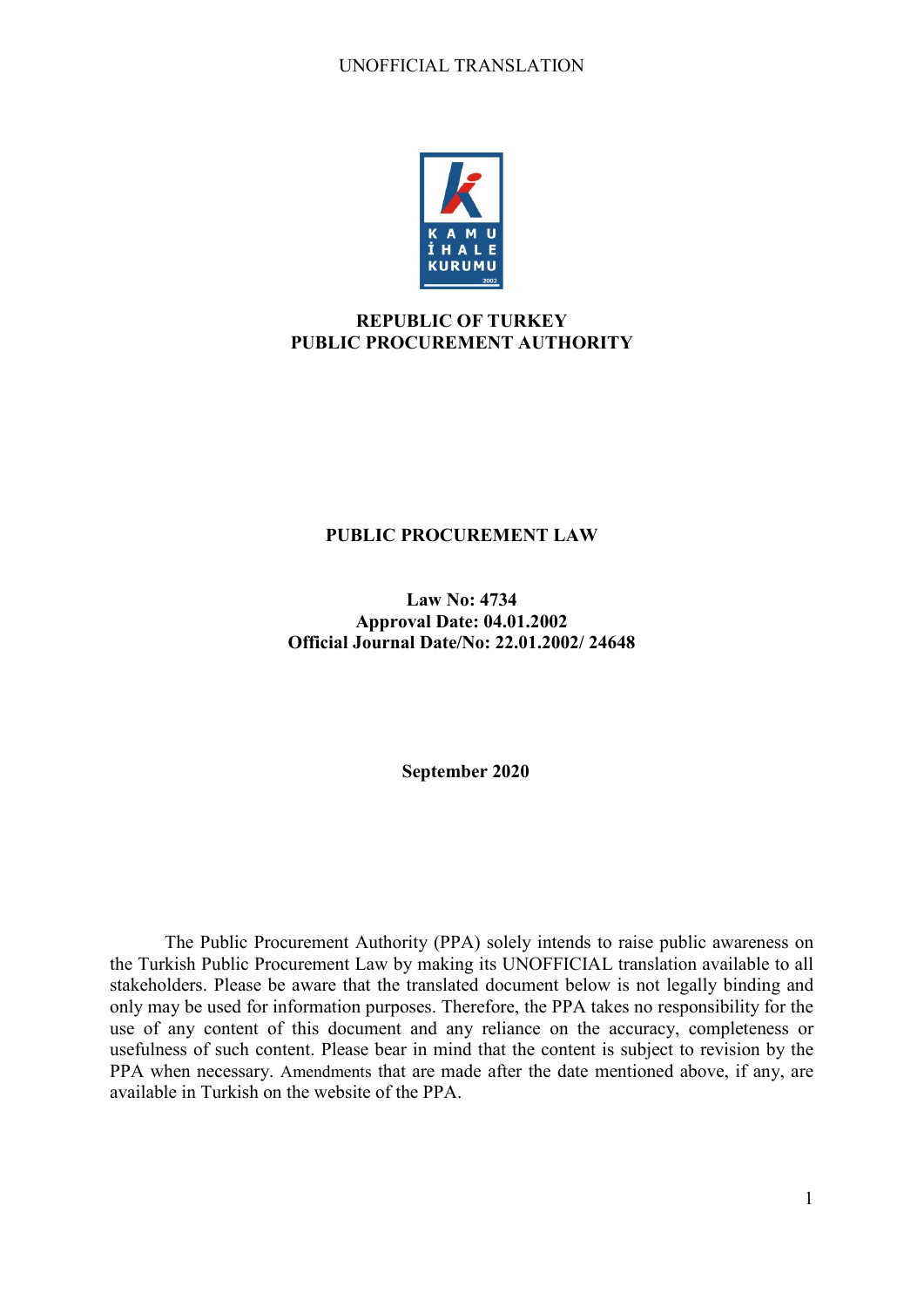UNOFFICIAL TRANSLATION

**REPUBLIC OF TURKEY**
**PUBLIC PROCUREMENT AUTHORITY**

# PUBLIC PROCUREMENT LAW

**Law No: 4734**
**Approval Date: 04.01.2002**
**Official Journal Date/No: 22.01.2002/ 24648**

**September 2020**

The Public Procurement Authority (PPA) solely intends to raise public awareness on the Turkish Public Procurement Law by making its UNOFFICIAL translation available to all stakeholders. Please be aware that the translated document below is not legally binding and only may be used for information purposes. Therefore, the PPA takes no responsibility for the use of any content of this document and any reliance on the accuracy, completeness or usefulness of such content. Please bear in mind that the content is subject to revision by the PPA when necessary. Amendments that are made after the date mentioned above, if any, are available in Turkish on the website of the PPA.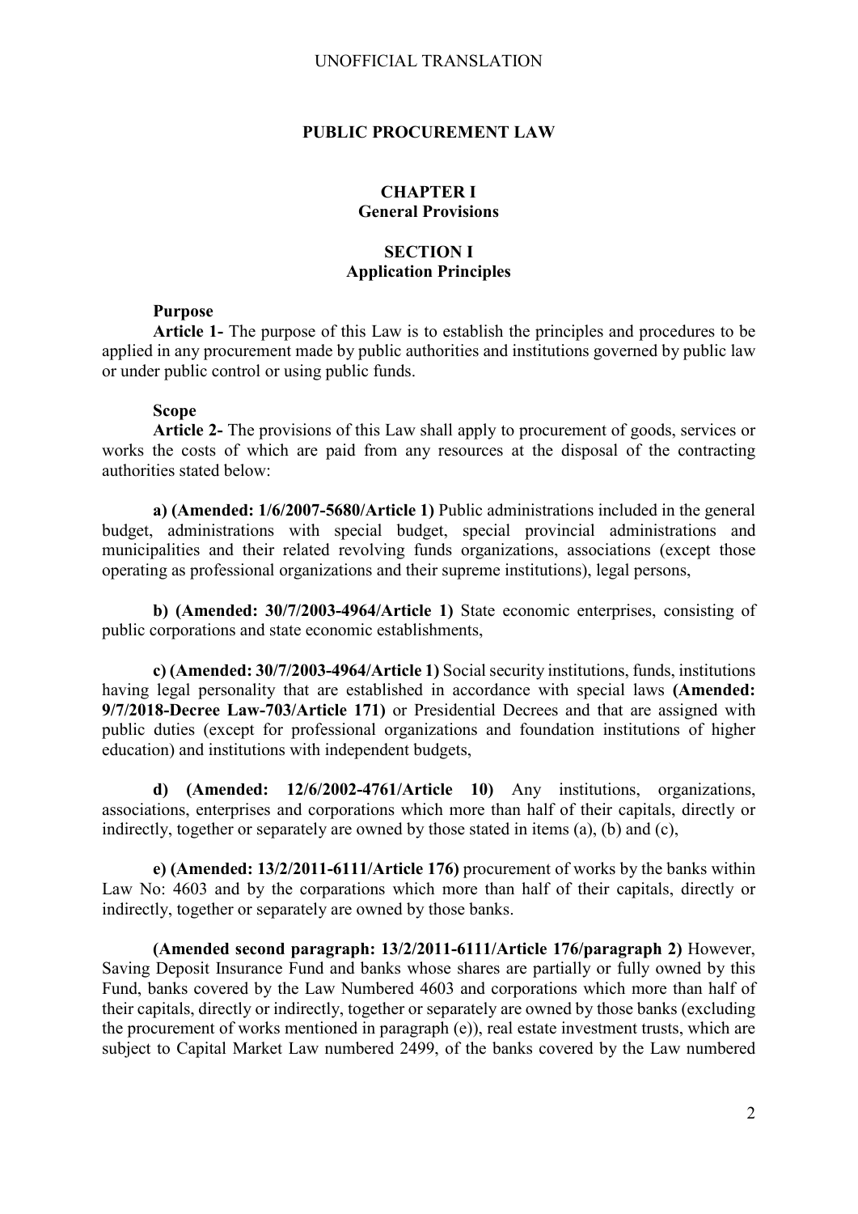UNOFFICIAL TRANSLATION

# PUBLIC PROCUREMENT LAW

## CHAPTER I
## General Provisions

### SECTION I
### Application Principles

**Purpose**

**Article 1-** The purpose of this Law is to establish the principles and procedures to be applied in any procurement made by public authorities and institutions governed by public law or under public control or using public funds.

**Scope**

**Article 2-** The provisions of this Law shall apply to procurement of goods, services or works the costs of which are paid from any resources at the disposal of the contracting authorities stated below:

**a) (Amended: 1/6/2007-5680/Article 1)** Public administrations included in the general budget, administrations with special budget, special provincial administrations and municipalities and their related revolving funds organizations, associations (except those operating as professional organizations and their supreme institutions), legal persons,

**b) (Amended: 30/7/2003-4964/Article 1)** State economic enterprises, consisting of public corporations and state economic establishments,

**c) (Amended: 30/7/2003-4964/Article 1)** Social security institutions, funds, institutions having legal personality that are established in accordance with special laws **(Amended: 9/7/2018-Decree Law-703/Article 171)** or Presidential Decrees and that are assigned with public duties (except for professional organizations and foundation institutions of higher education) and institutions with independent budgets,

**d) (Amended: 12/6/2002-4761/Article 10)** Any institutions, organizations, associations, enterprises and corporations which more than half of their capitals, directly or indirectly, together or separately are owned by those stated in items (a), (b) and (c),

**e) (Amended: 13/2/2011-6111/Article 176)** procurement of works by the banks within Law No: 4603 and by the corparations which more than half of their capitals, directly or indirectly, together or separately are owned by those banks.

**(Amended second paragraph: 13/2/2011-6111/Article 176/paragraph 2)** However, Saving Deposit Insurance Fund and banks whose shares are partially or fully owned by this Fund, banks covered by the Law Numbered 4603 and corporations which more than half of their capitals, directly or indirectly, together or separately are owned by those banks (excluding the procurement of works mentioned in paragraph (e)), real estate investment trusts, which are subject to Capital Market Law numbered 2499, of the banks covered by the Law numbered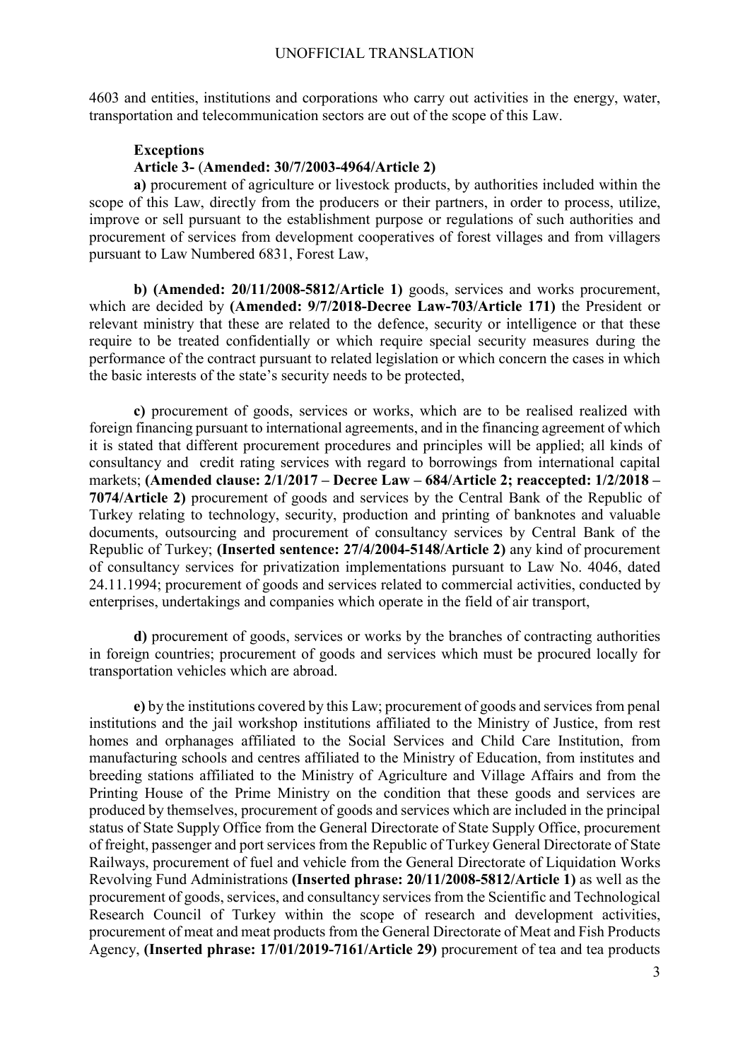4603 and entities, institutions and corporations who carry out activities in the energy, water, transportation and telecommunication sectors are out of the scope of this Law.

**Exceptions**

**Article 3-** (**Amended: 30/7/2003-4964/Article 2)**

**a)** procurement of agriculture or livestock products, by authorities included within the scope of this Law, directly from the producers or their partners, in order to process, utilize, improve or sell pursuant to the establishment purpose or regulations of such authorities and procurement of services from development cooperatives of forest villages and from villagers pursuant to Law Numbered 6831, Forest Law,

**b) (Amended: 20/11/2008-5812/Article 1)** goods, services and works procurement, which are decided by **(Amended: 9/7/2018-Decree Law-703/Article 171)** the President or relevant ministry that these are related to the defence, security or intelligence or that these require to be treated confidentially or which require special security measures during the performance of the contract pursuant to related legislation or which concern the cases in which the basic interests of the state's security needs to be protected,

**c)** procurement of goods, services or works, which are to be realised realized with foreign financing pursuant to international agreements, and in the financing agreement of which it is stated that different procurement procedures and principles will be applied; all kinds of consultancy and credit rating services with regard to borrowings from international capital markets; **(Amended clause: 2/1/2017 – Decree Law – 684/Article 2; reaccepted: 1/2/2018 – 7074/Article 2)** procurement of goods and services by the Central Bank of the Republic of Turkey relating to technology, security, production and printing of banknotes and valuable documents, outsourcing and procurement of consultancy services by Central Bank of the Republic of Turkey; **(Inserted sentence: 27/4/2004-5148/Article 2)** any kind of procurement of consultancy services for privatization implementations pursuant to Law No. 4046, dated 24.11.1994; procurement of goods and services related to commercial activities, conducted by enterprises, undertakings and companies which operate in the field of air transport,

**d)** procurement of goods, services or works by the branches of contracting authorities in foreign countries; procurement of goods and services which must be procured locally for transportation vehicles which are abroad.

**e)** by the institutions covered by this Law; procurement of goods and services from penal institutions and the jail workshop institutions affiliated to the Ministry of Justice, from rest homes and orphanages affiliated to the Social Services and Child Care Institution, from manufacturing schools and centres affiliated to the Ministry of Education, from institutes and breeding stations affiliated to the Ministry of Agriculture and Village Affairs and from the Printing House of the Prime Ministry on the condition that these goods and services are produced by themselves, procurement of goods and services which are included in the principal status of State Supply Office from the General Directorate of State Supply Office, procurement of freight, passenger and port services from the Republic of Turkey General Directorate of State Railways, procurement of fuel and vehicle from the General Directorate of Liquidation Works Revolving Fund Administrations **(Inserted phrase: 20/11/2008-5812/Article 1)** as well as the procurement of goods, services, and consultancy services from the Scientific and Technological Research Council of Turkey within the scope of research and development activities, procurement of meat and meat products from the General Directorate of Meat and Fish Products Agency, **(Inserted phrase: 17/01/2019-7161/Article 29)** procurement of tea and tea products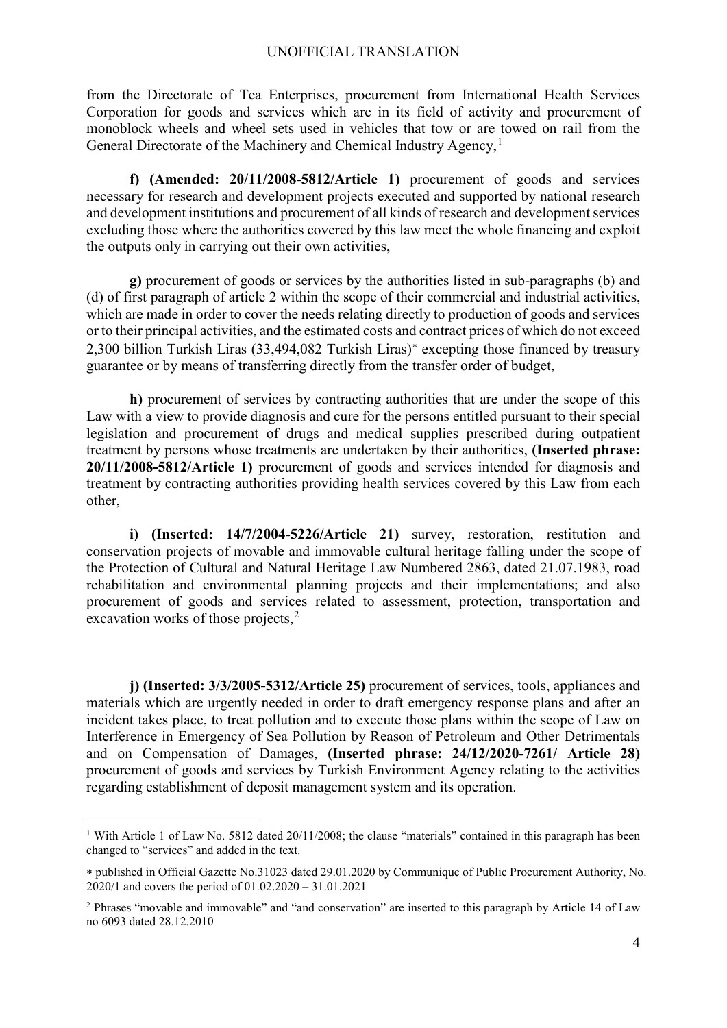from the Directorate of Tea Enterprises, procurement from International Health Services Corporation for goods and services which are in its field of activity and procurement of monoblock wheels and wheel sets used in vehicles that tow or are towed on rail from the General Directorate of the Machinery and Chemical Industry Agency,[1]

**f) (Amended: 20/11/2008-5812/Article 1)** procurement of goods and services necessary for research and development projects executed and supported by national research and development institutions and procurement of all kinds of research and development services excluding those where the authorities covered by this law meet the whole financing and exploit the outputs only in carrying out their own activities,

**g)** procurement of goods or services by the authorities listed in sub-paragraphs (b) and (d) of first paragraph of article 2 within the scope of their commercial and industrial activities, which are made in order to cover the needs relating directly to production of goods and services or to their principal activities, and the estimated costs and contract prices of which do not exceed 2,300 billion Turkish Liras (33,494,082 Turkish Liras)[*] excepting those financed by treasury guarantee or by means of transferring directly from the transfer order of budget,

**h)** procurement of services by contracting authorities that are under the scope of this Law with a view to provide diagnosis and cure for the persons entitled pursuant to their special legislation and procurement of drugs and medical supplies prescribed during outpatient treatment by persons whose treatments are undertaken by their authorities, **(Inserted phrase: 20/11/2008-5812/Article 1)** procurement of goods and services intended for diagnosis and treatment by contracting authorities providing health services covered by this Law from each other,

**i) (Inserted: 14/7/2004-5226/Article 21)** survey, restoration, restitution and conservation projects of movable and immovable cultural heritage falling under the scope of the Protection of Cultural and Natural Heritage Law Numbered 2863, dated 21.07.1983, road rehabilitation and environmental planning projects and their implementations; and also procurement of goods and services related to assessment, protection, transportation and excavation works of those projects,[2]

**j) (Inserted: 3/3/2005-5312/Article 25)** procurement of services, tools, appliances and materials which are urgently needed in order to draft emergency response plans and after an incident takes place, to treat pollution and to execute those plans within the scope of Law on Interference in Emergency of Sea Pollution by Reason of Petroleum and Other Detrimentals and on Compensation of Damages, **(Inserted phrase: 24/12/2020-7261/ Article 28)** procurement of goods and services by Turkish Environment Agency relating to the activities regarding establishment of deposit management system and its operation.

---

[1] With Article 1 of Law No. 5812 dated 20/11/2008; the clause "materials" contained in this paragraph has been changed to "services" and added in the text.

[*] published in Official Gazette No.31023 dated 29.01.2020 by Communique of Public Procurement Authority, No. 2020/1 and covers the period of 01.02.2020 – 31.01.2021

[2] Phrases "movable and immovable" and "and conservation" are inserted to this paragraph by Article 14 of Law no 6093 dated 28.12.2010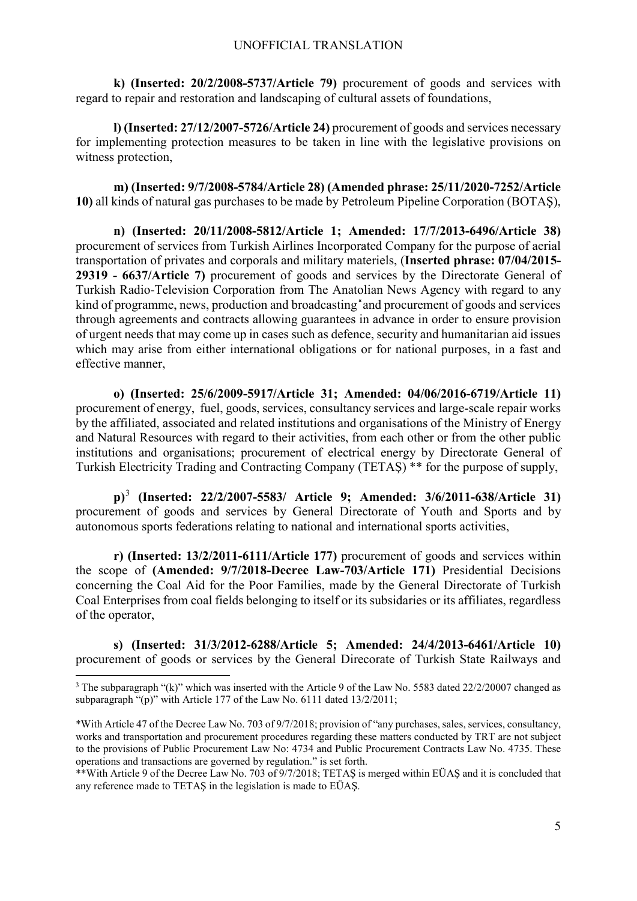**k) (Inserted: 20/2/2008-5737/Article 79)** procurement of goods and services with regard to repair and restoration and landscaping of cultural assets of foundations,

**l) (Inserted: 27/12/2007-5726/Article 24)** procurement of goods and services necessary for implementing protection measures to be taken in line with the legislative provisions on witness protection,

**m) (Inserted: 9/7/2008-5784/Article 28) (Amended phrase: 25/11/2020-7252/Article 10)** all kinds of natural gas purchases to be made by Petroleum Pipeline Corporation (BOTAŞ),

**n) (Inserted: 20/11/2008-5812/Article 1; Amended: 17/7/2013-6496/Article 38)** procurement of services from Turkish Airlines Incorporated Company for the purpose of aerial transportation of privates and corporals and military materiels, (**Inserted phrase: 07/04/2015-29319 - 6637/Article 7)** procurement of goods and services by the Directorate General of Turkish Radio-Television Corporation from The Anatolian News Agency with regard to any kind of programme, news, production and broadcasting* and procurement of goods and services through agreements and contracts allowing guarantees in advance in order to ensure provision of urgent needs that may come up in cases such as defence, security and humanitarian aid issues which may arise from either international obligations or for national purposes, in a fast and effective manner,

**o) (Inserted: 25/6/2009-5917/Article 31; Amended: 04/06/2016-6719/Article 11)** procurement of energy, fuel, goods, services, consultancy services and large-scale repair works by the affiliated, associated and related institutions and organisations of the Ministry of Energy and Natural Resources with regard to their activities, from each other or from the other public institutions and organisations; procurement of electrical energy by Directorate General of Turkish Electricity Trading and Contracting Company (TETAŞ) ** for the purpose of supply,

**p)**[3] **(Inserted: 22/2/2007-5583/ Article 9; Amended: 3/6/2011-638/Article 31)** procurement of goods and services by General Directorate of Youth and Sports and by autonomous sports federations relating to national and international sports activities,

**r) (Inserted: 13/2/2011-6111/Article 177)** procurement of goods and services within the scope of **(Amended: 9/7/2018-Decree Law-703/Article 171)** Presidential Decisions concerning the Coal Aid for the Poor Families, made by the General Directorate of Turkish Coal Enterprises from coal fields belonging to itself or its subsidaries or its affiliates, regardless of the operator,

**s) (Inserted: 31/3/2012-6288/Article 5; Amended: 24/4/2013-6461/Article 10)** procurement of goods or services by the General Direcorate of Turkish State Railways and

---

[3] The subparagraph "(k)" which was inserted with the Article 9 of the Law No. 5583 dated 22/2/20007 changed as subparagraph "(p)" with Article 177 of the Law No. 6111 dated 13/2/2011;

*With Article 47 of the Decree Law No. 703 of 9/7/2018; provision of "any purchases, sales, services, consultancy, works and transportation and procurement procedures regarding these matters conducted by TRT are not subject to the provisions of Public Procurement Law No: 4734 and Public Procurement Contracts Law No. 4735. These operations and transactions are governed by regulation." is set forth.

**With Article 9 of the Decree Law No. 703 of 9/7/2018; TETAŞ is merged within EÜAŞ and it is concluded that any reference made to TETAŞ in the legislation is made to EÜAŞ.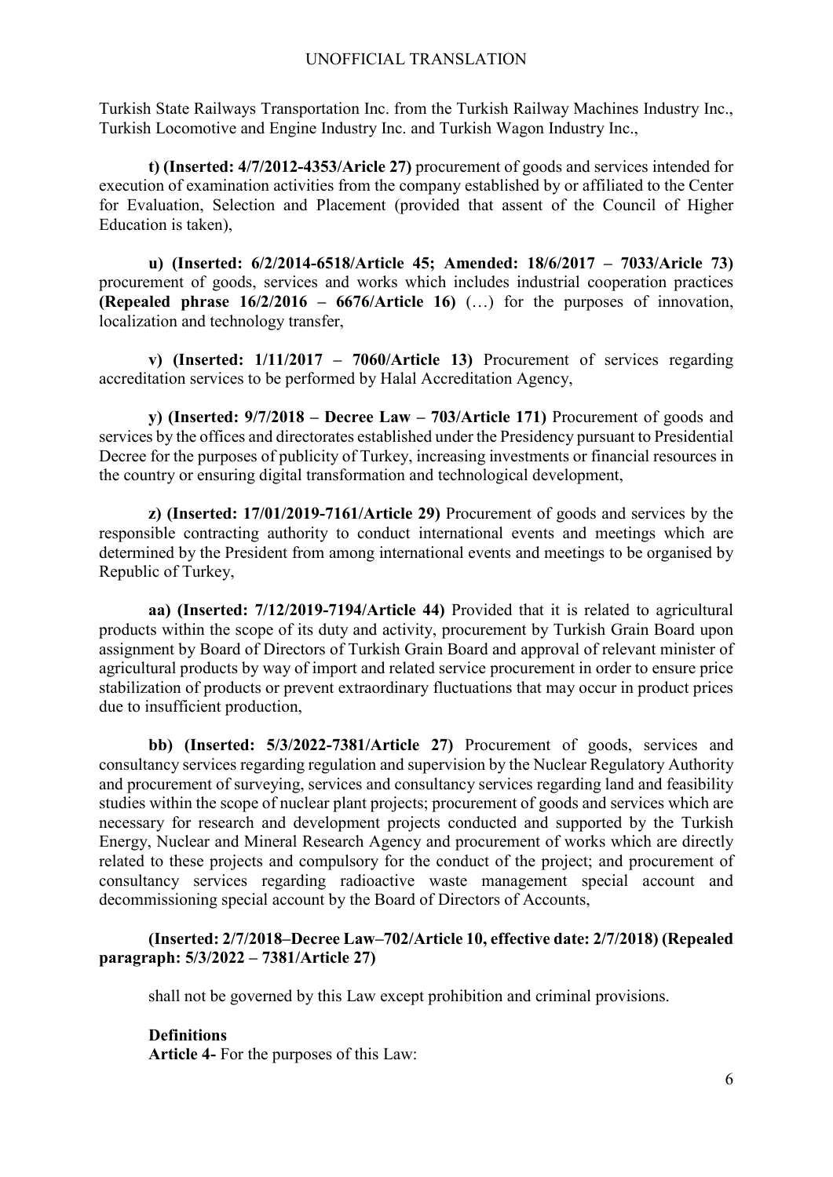Turkish State Railways Transportation Inc. from the Turkish Railway Machines Industry Inc., Turkish Locomotive and Engine Industry Inc. and Turkish Wagon Industry Inc.,

**t) (Inserted: 4/7/2012-4353/Aricle 27)** procurement of goods and services intended for execution of examination activities from the company established by or affiliated to the Center for Evaluation, Selection and Placement (provided that assent of the Council of Higher Education is taken),

**u) (Inserted: 6/2/2014-6518/Article 45; Amended: 18/6/2017 – 7033/Aricle 73)** procurement of goods, services and works which includes industrial cooperation practices **(Repealed phrase 16/2/2016 – 6676/Article 16)** (…) for the purposes of innovation, localization and technology transfer,

**v) (Inserted: 1/11/2017 – 7060/Article 13)** Procurement of services regarding accreditation services to be performed by Halal Accreditation Agency,

**y) (Inserted: 9/7/2018 – Decree Law – 703/Article 171)** Procurement of goods and services by the offices and directorates established under the Presidency pursuant to Presidential Decree for the purposes of publicity of Turkey, increasing investments or financial resources in the country or ensuring digital transformation and technological development,

**z) (Inserted: 17/01/2019-7161/Article 29)** Procurement of goods and services by the responsible contracting authority to conduct international events and meetings which are determined by the President from among international events and meetings to be organised by Republic of Turkey,

**aa) (Inserted: 7/12/2019-7194/Article 44)** Provided that it is related to agricultural products within the scope of its duty and activity, procurement by Turkish Grain Board upon assignment by Board of Directors of Turkish Grain Board and approval of relevant minister of agricultural products by way of import and related service procurement in order to ensure price stabilization of products or prevent extraordinary fluctuations that may occur in product prices due to insufficient production,

**bb) (Inserted: 5/3/2022-7381/Article 27)** Procurement of goods, services and consultancy services regarding regulation and supervision by the Nuclear Regulatory Authority and procurement of surveying, services and consultancy services regarding land and feasibility studies within the scope of nuclear plant projects; procurement of goods and services which are necessary for research and development projects conducted and supported by the Turkish Energy, Nuclear and Mineral Research Agency and procurement of works which are directly related to these projects and compulsory for the conduct of the project; and procurement of consultancy services regarding radioactive waste management special account and decommissioning special account by the Board of Directors of Accounts,

**(Inserted: 2/7/2018–Decree Law–702/Article 10, effective date: 2/7/2018) (Repealed paragraph: 5/3/2022 – 7381/Article 27)**

shall not be governed by this Law except prohibition and criminal provisions.

**Definitions**

**Article 4-** For the purposes of this Law: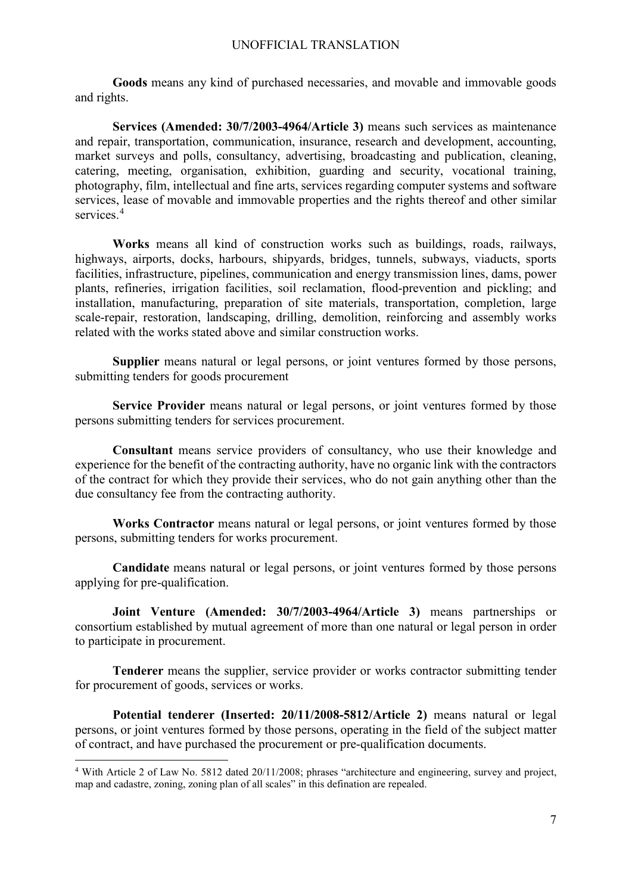**Goods** means any kind of purchased necessaries, and movable and immovable goods and rights.

**Services (Amended: 30/7/2003-4964/Article 3)** means such services as maintenance and repair, transportation, communication, insurance, research and development, accounting, market surveys and polls, consultancy, advertising, broadcasting and publication, cleaning, catering, meeting, organisation, exhibition, guarding and security, vocational training, photography, film, intellectual and fine arts, services regarding computer systems and software services, lease of movable and immovable properties and the rights thereof and other similar services.[4]

**Works** means all kind of construction works such as buildings, roads, railways, highways, airports, docks, harbours, shipyards, bridges, tunnels, subways, viaducts, sports facilities, infrastructure, pipelines, communication and energy transmission lines, dams, power plants, refineries, irrigation facilities, soil reclamation, flood-prevention and pickling; and installation, manufacturing, preparation of site materials, transportation, completion, large scale-repair, restoration, landscaping, drilling, demolition, reinforcing and assembly works related with the works stated above and similar construction works.

**Supplier** means natural or legal persons, or joint ventures formed by those persons, submitting tenders for goods procurement

**Service Provider** means natural or legal persons, or joint ventures formed by those persons submitting tenders for services procurement.

**Consultant** means service providers of consultancy, who use their knowledge and experience for the benefit of the contracting authority, have no organic link with the contractors of the contract for which they provide their services, who do not gain anything other than the due consultancy fee from the contracting authority.

**Works Contractor** means natural or legal persons, or joint ventures formed by those persons, submitting tenders for works procurement.

**Candidate** means natural or legal persons, or joint ventures formed by those persons applying for pre-qualification.

**Joint Venture (Amended: 30/7/2003-4964/Article 3)** means partnerships or consortium established by mutual agreement of more than one natural or legal person in order to participate in procurement.

**Tenderer** means the supplier, service provider or works contractor submitting tender for procurement of goods, services or works.

**Potential tenderer (Inserted: 20/11/2008-5812/Article 2)** means natural or legal persons, or joint ventures formed by those persons, operating in the field of the subject matter of contract, and have purchased the procurement or pre-qualification documents.

---

[4] With Article 2 of Law No. 5812 dated 20/11/2008; phrases "architecture and engineering, survey and project, map and cadastre, zoning, zoning plan of all scales" in this defination are repealed.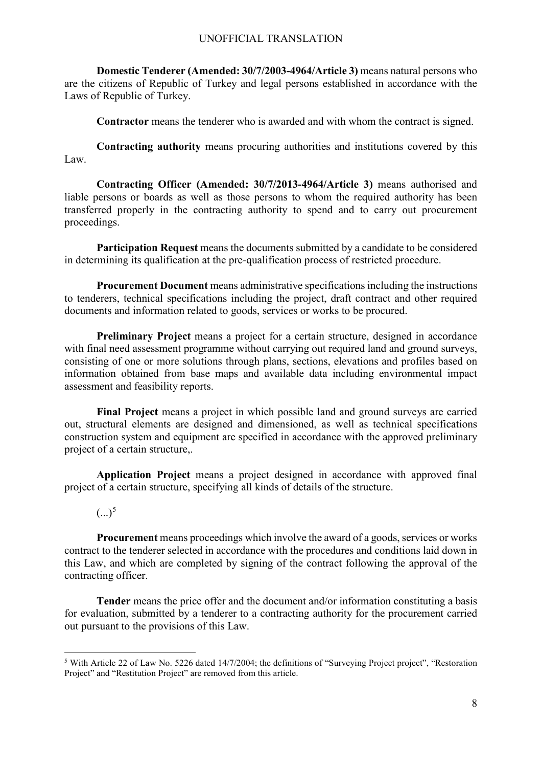**Domestic Tenderer (Amended: 30/7/2003-4964/Article 3)** means natural persons who are the citizens of Republic of Turkey and legal persons established in accordance with the Laws of Republic of Turkey.

**Contractor** means the tenderer who is awarded and with whom the contract is signed.

**Contracting authority** means procuring authorities and institutions covered by this Law.

**Contracting Officer (Amended: 30/7/2013-4964/Article 3)** means authorised and liable persons or boards as well as those persons to whom the required authority has been transferred properly in the contracting authority to spend and to carry out procurement proceedings.

**Participation Request** means the documents submitted by a candidate to be considered in determining its qualification at the pre-qualification process of restricted procedure.

**Procurement Document** means administrative specifications including the instructions to tenderers, technical specifications including the project, draft contract and other required documents and information related to goods, services or works to be procured.

**Preliminary Project** means a project for a certain structure, designed in accordance with final need assessment programme without carrying out required land and ground surveys, consisting of one or more solutions through plans, sections, elevations and profiles based on information obtained from base maps and available data including environmental impact assessment and feasibility reports.

**Final Project** means a project in which possible land and ground surveys are carried out, structural elements are designed and dimensioned, as well as technical specifications construction system and equipment are specified in accordance with the approved preliminary project of a certain structure,.

**Application Project** means a project designed in accordance with approved final project of a certain structure, specifying all kinds of details of the structure.

(...)[5]

**Procurement** means proceedings which involve the award of a goods, services or works contract to the tenderer selected in accordance with the procedures and conditions laid down in this Law, and which are completed by signing of the contract following the approval of the contracting officer.

**Tender** means the price offer and the document and/or information constituting a basis for evaluation, submitted by a tenderer to a contracting authority for the procurement carried out pursuant to the provisions of this Law.

---

[5] With Article 22 of Law No. 5226 dated 14/7/2004; the definitions of "Surveying Project project", "Restoration Project" and "Restitution Project" are removed from this article.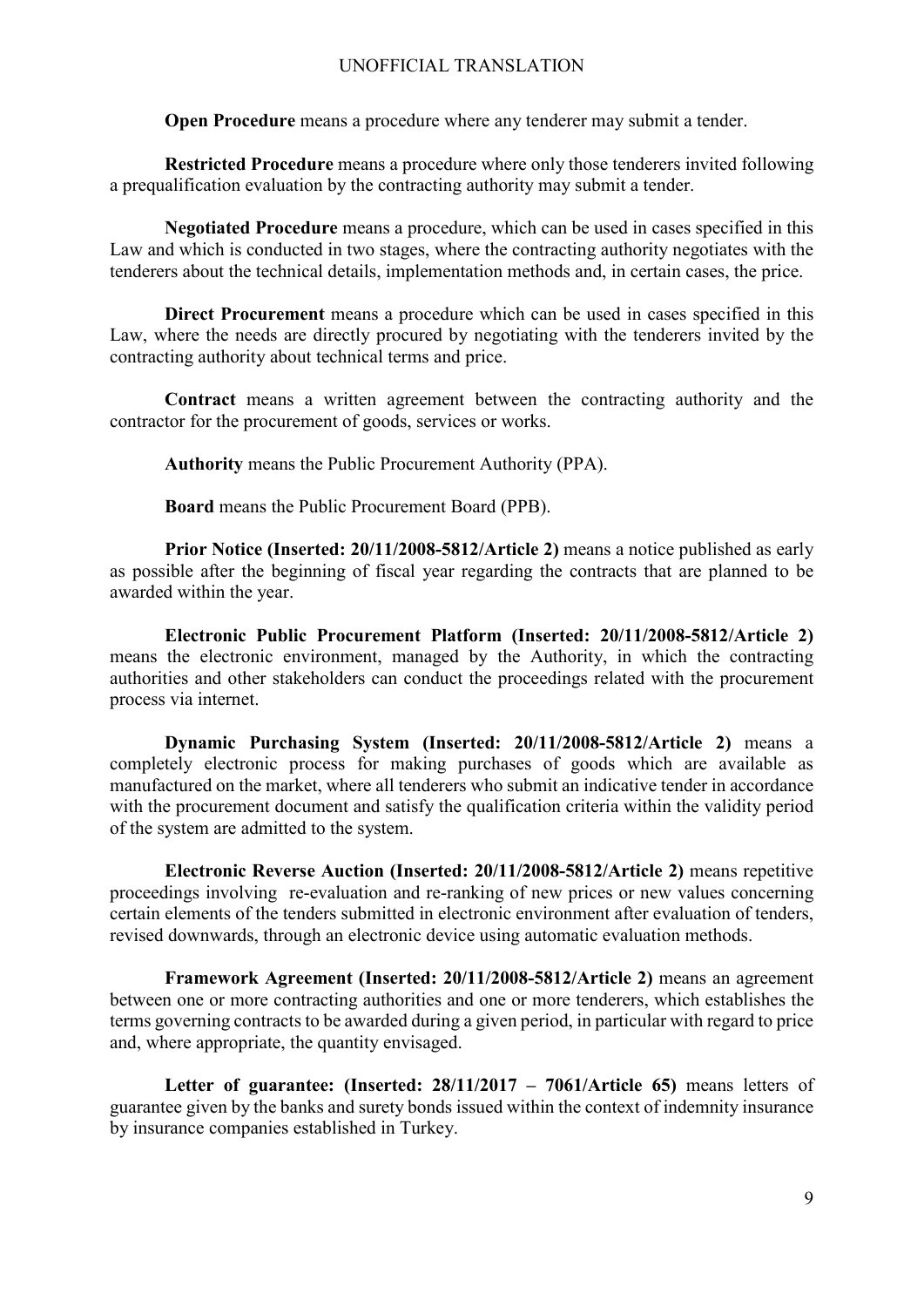**Open Procedure** means a procedure where any tenderer may submit a tender.

**Restricted Procedure** means a procedure where only those tenderers invited following a prequalification evaluation by the contracting authority may submit a tender.

**Negotiated Procedure** means a procedure, which can be used in cases specified in this Law and which is conducted in two stages, where the contracting authority negotiates with the tenderers about the technical details, implementation methods and, in certain cases, the price.

**Direct Procurement** means a procedure which can be used in cases specified in this Law, where the needs are directly procured by negotiating with the tenderers invited by the contracting authority about technical terms and price.

**Contract** means a written agreement between the contracting authority and the contractor for the procurement of goods, services or works.

**Authority** means the Public Procurement Authority (PPA).

**Board** means the Public Procurement Board (PPB).

**Prior Notice (Inserted: 20/11/2008-5812/Article 2)** means a notice published as early as possible after the beginning of fiscal year regarding the contracts that are planned to be awarded within the year.

**Electronic Public Procurement Platform (Inserted: 20/11/2008-5812/Article 2)** means the electronic environment, managed by the Authority, in which the contracting authorities and other stakeholders can conduct the proceedings related with the procurement process via internet.

**Dynamic Purchasing System (Inserted: 20/11/2008-5812/Article 2)** means a completely electronic process for making purchases of goods which are available as manufactured on the market, where all tenderers who submit an indicative tender in accordance with the procurement document and satisfy the qualification criteria within the validity period of the system are admitted to the system.

**Electronic Reverse Auction (Inserted: 20/11/2008-5812/Article 2)** means repetitive proceedings involving re-evaluation and re-ranking of new prices or new values concerning certain elements of the tenders submitted in electronic environment after evaluation of tenders, revised downwards, through an electronic device using automatic evaluation methods.

**Framework Agreement (Inserted: 20/11/2008-5812/Article 2)** means an agreement between one or more contracting authorities and one or more tenderers, which establishes the terms governing contracts to be awarded during a given period, in particular with regard to price and, where appropriate, the quantity envisaged.

**Letter of guarantee: (Inserted: 28/11/2017 – 7061/Article 65)** means letters of guarantee given by the banks and surety bonds issued within the context of indemnity insurance by insurance companies established in Turkey.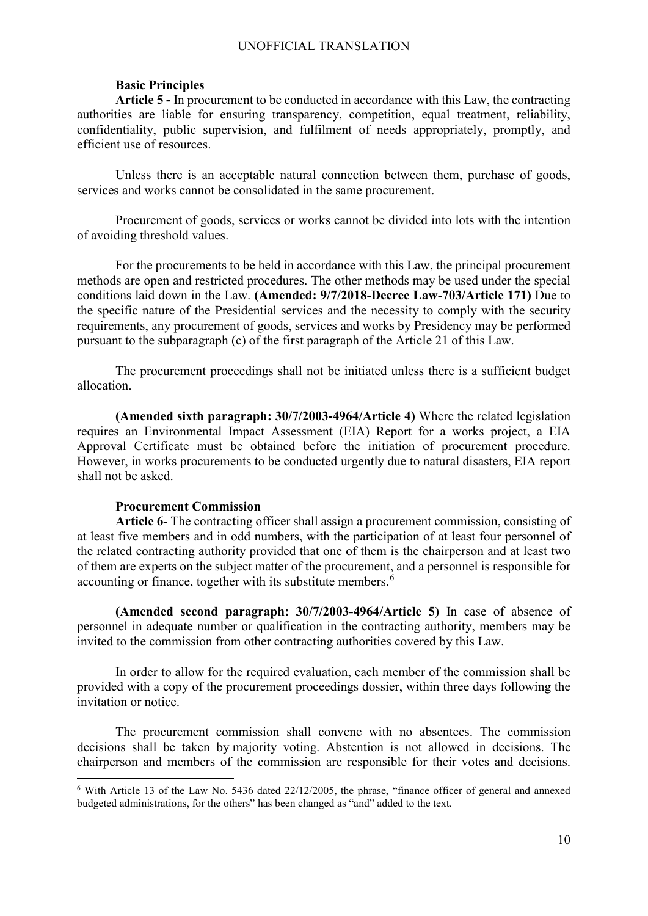### Basic Principles

**Article 5 -** In procurement to be conducted in accordance with this Law, the contracting authorities are liable for ensuring transparency, competition, equal treatment, reliability, confidentiality, public supervision, and fulfilment of needs appropriately, promptly, and efficient use of resources.

Unless there is an acceptable natural connection between them, purchase of goods, services and works cannot be consolidated in the same procurement.

Procurement of goods, services or works cannot be divided into lots with the intention of avoiding threshold values.

For the procurements to be held in accordance with this Law, the principal procurement methods are open and restricted procedures. The other methods may be used under the special conditions laid down in the Law. **(Amended: 9/7/2018-Decree Law-703/Article 171)** Due to the specific nature of the Presidential services and the necessity to comply with the security requirements, any procurement of goods, services and works by Presidency may be performed pursuant to the subparagraph (c) of the first paragraph of the Article 21 of this Law.

The procurement proceedings shall not be initiated unless there is a sufficient budget allocation.

**(Amended sixth paragraph: 30/7/2003-4964/Article 4)** Where the related legislation requires an Environmental Impact Assessment (EIA) Report for a works project, a EIA Approval Certificate must be obtained before the initiation of procurement procedure. However, in works procurements to be conducted urgently due to natural disasters, EIA report shall not be asked.

### Procurement Commission

**Article 6-** The contracting officer shall assign a procurement commission, consisting of at least five members and in odd numbers, with the participation of at least four personnel of the related contracting authority provided that one of them is the chairperson and at least two of them are experts on the subject matter of the procurement, and a personnel is responsible for accounting or finance, together with its substitute members.[6]

**(Amended second paragraph: 30/7/2003-4964/Article 5)** In case of absence of personnel in adequate number or qualification in the contracting authority, members may be invited to the commission from other contracting authorities covered by this Law.

In order to allow for the required evaluation, each member of the commission shall be provided with a copy of the procurement proceedings dossier, within three days following the invitation or notice.

The procurement commission shall convene with no absentees. The commission decisions shall be taken by majority voting. Abstention is not allowed in decisions. The chairperson and members of the commission are responsible for their votes and decisions.

---

[6] With Article 13 of the Law No. 5436 dated 22/12/2005, the phrase, "finance officer of general and annexed budgeted administrations, for the others" has been changed as "and" added to the text.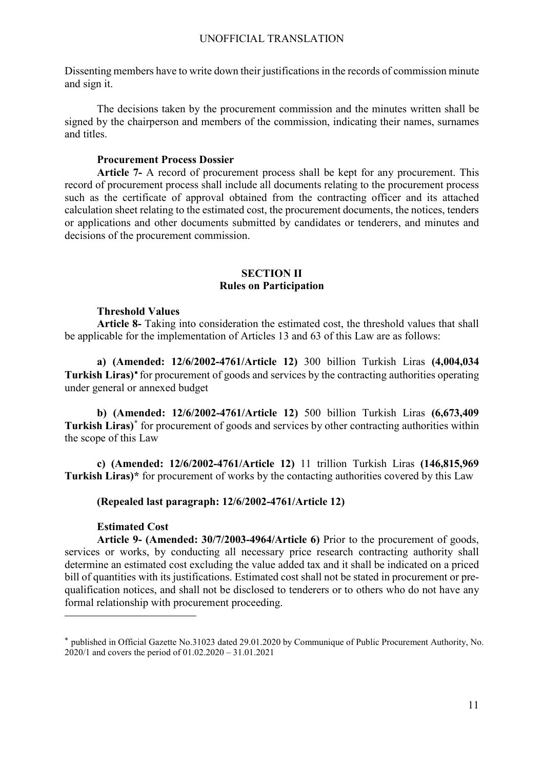Dissenting members have to write down their justifications in the records of commission minute and sign it.

The decisions taken by the procurement commission and the minutes written shall be signed by the chairperson and members of the commission, indicating their names, surnames and titles.

**Procurement Process Dossier**

**Article 7-** A record of procurement process shall be kept for any procurement. This record of procurement process shall include all documents relating to the procurement process such as the certificate of approval obtained from the contracting officer and its attached calculation sheet relating to the estimated cost, the procurement documents, the notices, tenders or applications and other documents submitted by candidates or tenderers, and minutes and decisions of the procurement commission.

## SECTION II
## Rules on Participation

**Threshold Values**

**Article 8-** Taking into consideration the estimated cost, the threshold values that shall be applicable for the implementation of Articles 13 and 63 of this Law are as follows:

**a) (Amended: 12/6/2002-4761/Article 12)** 300 billion Turkish Liras **(4,004,034 Turkish Liras)*** for procurement of goods and services by the contracting authorities operating under general or annexed budget

**b) (Amended: 12/6/2002-4761/Article 12)** 500 billion Turkish Liras **(6,673,409 Turkish Liras)*** for procurement of goods and services by other contracting authorities within the scope of this Law

**c) (Amended: 12/6/2002-4761/Article 12)** 11 trillion Turkish Liras **(146,815,969 Turkish Liras)*** for procurement of works by the contacting authorities covered by this Law

**(Repealed last paragraph: 12/6/2002-4761/Article 12)**

**Estimated Cost**

**Article 9- (Amended: 30/7/2003-4964/Article 6)** Prior to the procurement of goods, services or works, by conducting all necessary price research contracting authority shall determine an estimated cost excluding the value added tax and it shall be indicated on a priced bill of quantities with its justifications. Estimated cost shall not be stated in procurement or pre-qualification notices, and shall not be disclosed to tenderers or to others who do not have any formal relationship with procurement proceeding.

---

* published in Official Gazette No.31023 dated 29.01.2020 by Communique of Public Procurement Authority, No. 2020/1 and covers the period of 01.02.2020 – 31.01.2021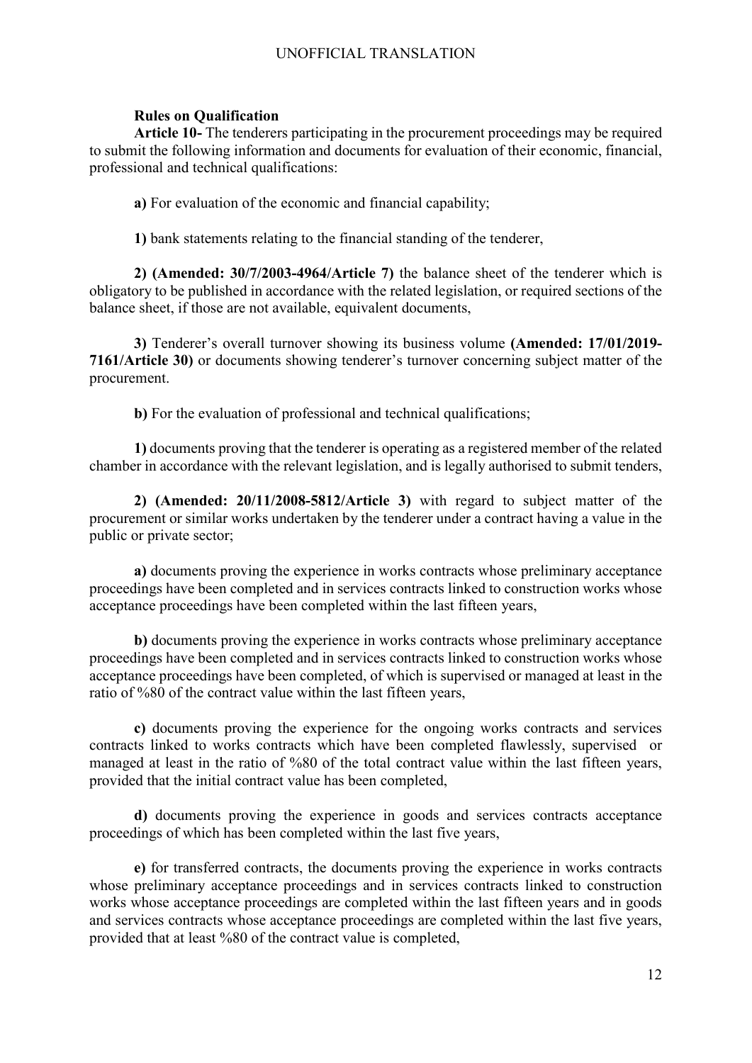**Rules on Qualification**

**Article 10-** The tenderers participating in the procurement proceedings may be required to submit the following information and documents for evaluation of their economic, financial, professional and technical qualifications:

**a)** For evaluation of the economic and financial capability;

**1)** bank statements relating to the financial standing of the tenderer,

**2) (Amended: 30/7/2003-4964/Article 7)** the balance sheet of the tenderer which is obligatory to be published in accordance with the related legislation, or required sections of the balance sheet, if those are not available, equivalent documents,

**3)** Tenderer's overall turnover showing its business volume **(Amended: 17/01/2019-7161/Article 30)** or documents showing tenderer's turnover concerning subject matter of the procurement.

**b)** For the evaluation of professional and technical qualifications;

**1)** documents proving that the tenderer is operating as a registered member of the related chamber in accordance with the relevant legislation, and is legally authorised to submit tenders,

**2) (Amended: 20/11/2008-5812/Article 3)** with regard to subject matter of the procurement or similar works undertaken by the tenderer under a contract having a value in the public or private sector;

**a)** documents proving the experience in works contracts whose preliminary acceptance proceedings have been completed and in services contracts linked to construction works whose acceptance proceedings have been completed within the last fifteen years,

**b)** documents proving the experience in works contracts whose preliminary acceptance proceedings have been completed and in services contracts linked to construction works whose acceptance proceedings have been completed, of which is supervised or managed at least in the ratio of %80 of the contract value within the last fifteen years,

**c)** documents proving the experience for the ongoing works contracts and services contracts linked to works contracts which have been completed flawlessly, supervised or managed at least in the ratio of %80 of the total contract value within the last fifteen years, provided that the initial contract value has been completed,

**d)** documents proving the experience in goods and services contracts acceptance proceedings of which has been completed within the last five years,

**e)** for transferred contracts, the documents proving the experience in works contracts whose preliminary acceptance proceedings and in services contracts linked to construction works whose acceptance proceedings are completed within the last fifteen years and in goods and services contracts whose acceptance proceedings are completed within the last five years, provided that at least %80 of the contract value is completed,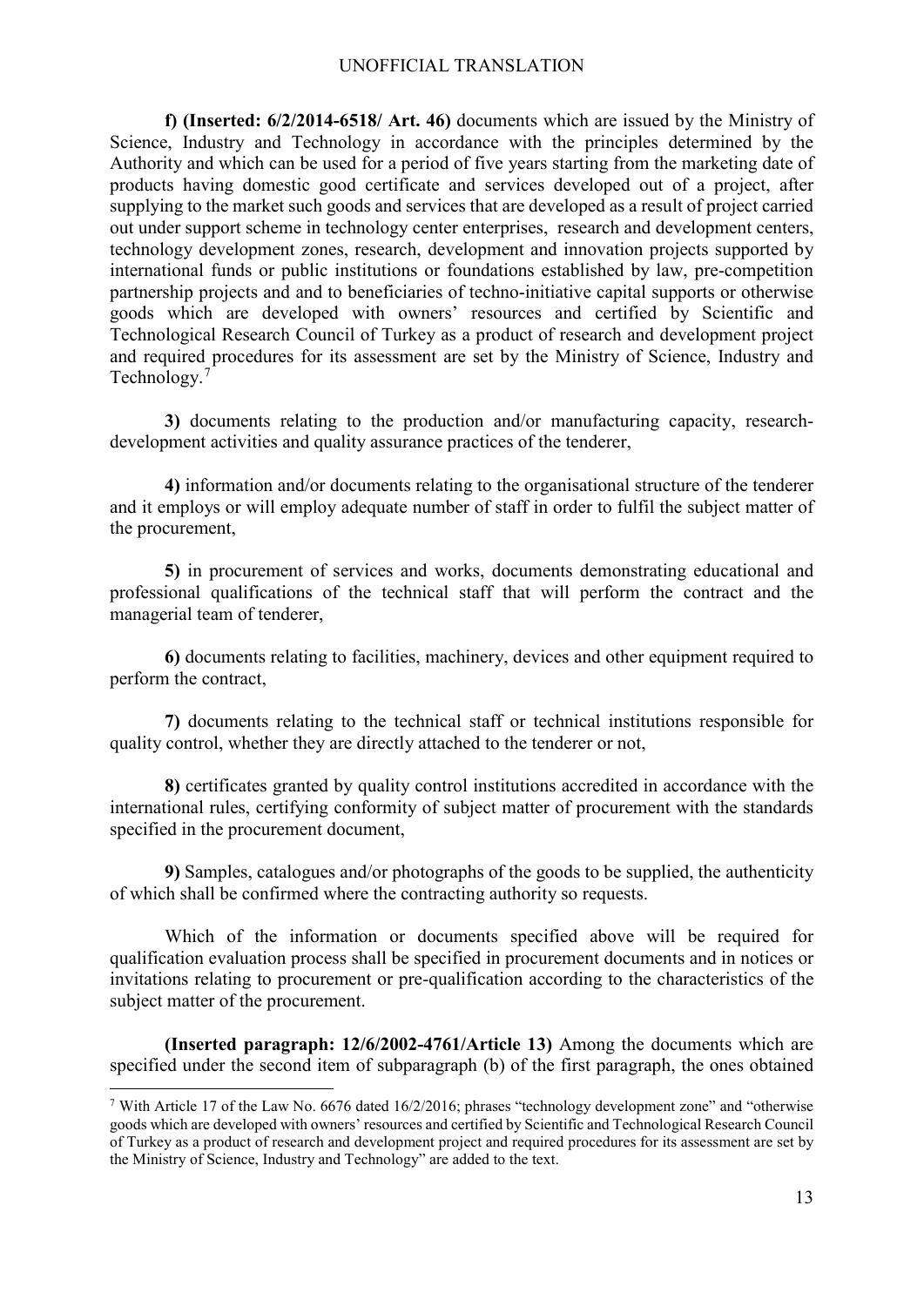**f) (Inserted: 6/2/2014-6518/ Art. 46)** documents which are issued by the Ministry of Science, Industry and Technology in accordance with the principles determined by the Authority and which can be used for a period of five years starting from the marketing date of products having domestic good certificate and services developed out of a project, after supplying to the market such goods and services that are developed as a result of project carried out under support scheme in technology center enterprises, research and development centers, technology development zones, research, development and innovation projects supported by international funds or public institutions or foundations established by law, pre-competition partnership projects and and to beneficiaries of techno-initiative capital supports or otherwise goods which are developed with owners' resources and certified by Scientific and Technological Research Council of Turkey as a product of research and development project and required procedures for its assessment are set by the Ministry of Science, Industry and Technology.[7]

**3)** documents relating to the production and/or manufacturing capacity, research-development activities and quality assurance practices of the tenderer,

**4)** information and/or documents relating to the organisational structure of the tenderer and it employs or will employ adequate number of staff in order to fulfil the subject matter of the procurement,

**5)** in procurement of services and works, documents demonstrating educational and professional qualifications of the technical staff that will perform the contract and the managerial team of tenderer,

**6)** documents relating to facilities, machinery, devices and other equipment required to perform the contract,

**7)** documents relating to the technical staff or technical institutions responsible for quality control, whether they are directly attached to the tenderer or not,

**8)** certificates granted by quality control institutions accredited in accordance with the international rules, certifying conformity of subject matter of procurement with the standards specified in the procurement document,

**9)** Samples, catalogues and/or photographs of the goods to be supplied, the authenticity of which shall be confirmed where the contracting authority so requests.

Which of the information or documents specified above will be required for qualification evaluation process shall be specified in procurement documents and in notices or invitations relating to procurement or pre-qualification according to the characteristics of the subject matter of the procurement.

**(Inserted paragraph: 12/6/2002-4761/Article 13)** Among the documents which are specified under the second item of subparagraph (b) of the first paragraph, the ones obtained

---

[7] With Article 17 of the Law No. 6676 dated 16/2/2016; phrases "technology development zone" and "otherwise goods which are developed with owners' resources and certified by Scientific and Technological Research Council of Turkey as a product of research and development project and required procedures for its assessment are set by the Ministry of Science, Industry and Technology" are added to the text.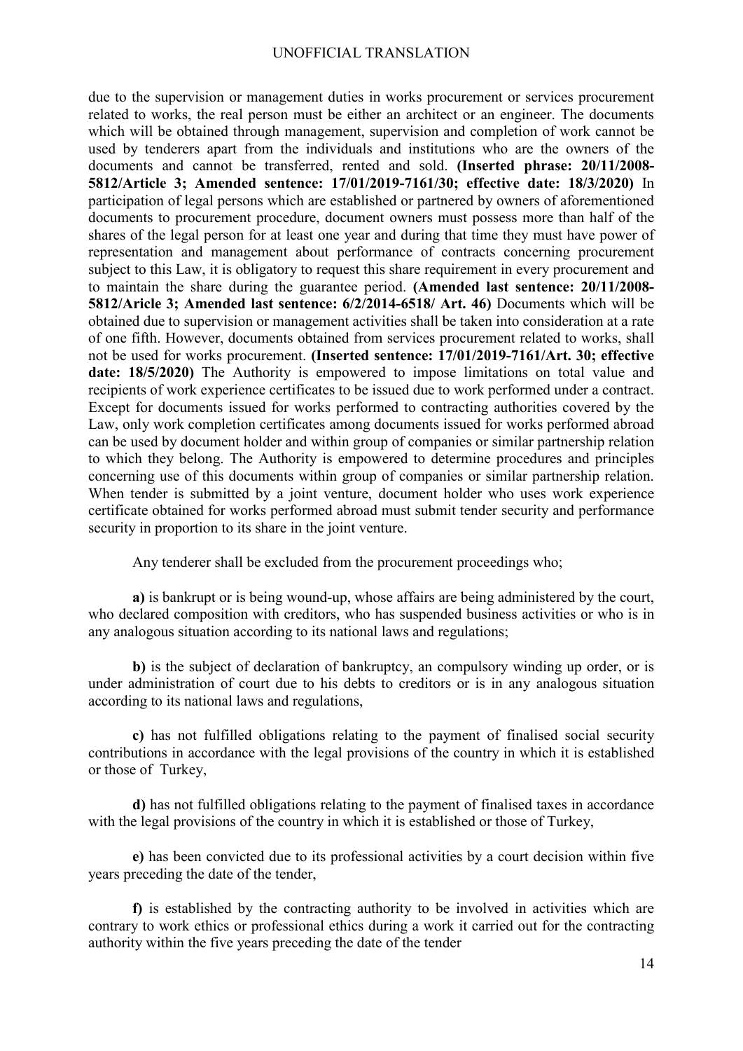due to the supervision or management duties in works procurement or services procurement related to works, the real person must be either an architect or an engineer. The documents which will be obtained through management, supervision and completion of work cannot be used by tenderers apart from the individuals and institutions who are the owners of the documents and cannot be transferred, rented and sold. **(Inserted phrase: 20/11/2008-5812/Article 3; Amended sentence: 17/01/2019-7161/30; effective date: 18/3/2020)** In participation of legal persons which are established or partnered by owners of aforementioned documents to procurement procedure, document owners must possess more than half of the shares of the legal person for at least one year and during that time they must have power of representation and management about performance of contracts concerning procurement subject to this Law, it is obligatory to request this share requirement in every procurement and to maintain the share during the guarantee period. **(Amended last sentence: 20/11/2008-5812/Aricle 3; Amended last sentence: 6/2/2014-6518/ Art. 46)** Documents which will be obtained due to supervision or management activities shall be taken into consideration at a rate of one fifth. However, documents obtained from services procurement related to works, shall not be used for works procurement. **(Inserted sentence: 17/01/2019-7161/Art. 30; effective date: 18/5/2020)** The Authority is empowered to impose limitations on total value and recipients of work experience certificates to be issued due to work performed under a contract. Except for documents issued for works performed to contracting authorities covered by the Law, only work completion certificates among documents issued for works performed abroad can be used by document holder and within group of companies or similar partnership relation to which they belong. The Authority is empowered to determine procedures and principles concerning use of this documents within group of companies or similar partnership relation. When tender is submitted by a joint venture, document holder who uses work experience certificate obtained for works performed abroad must submit tender security and performance security in proportion to its share in the joint venture.

Any tenderer shall be excluded from the procurement proceedings who;

**a)** is bankrupt or is being wound-up, whose affairs are being administered by the court, who declared composition with creditors, who has suspended business activities or who is in any analogous situation according to its national laws and regulations;

**b)** is the subject of declaration of bankruptcy, an compulsory winding up order, or is under administration of court due to his debts to creditors or is in any analogous situation according to its national laws and regulations,

**c)** has not fulfilled obligations relating to the payment of finalised social security contributions in accordance with the legal provisions of the country in which it is established or those of Turkey,

**d)** has not fulfilled obligations relating to the payment of finalised taxes in accordance with the legal provisions of the country in which it is established or those of Turkey,

**e)** has been convicted due to its professional activities by a court decision within five years preceding the date of the tender,

**f)** is established by the contracting authority to be involved in activities which are contrary to work ethics or professional ethics during a work it carried out for the contracting authority within the five years preceding the date of the tender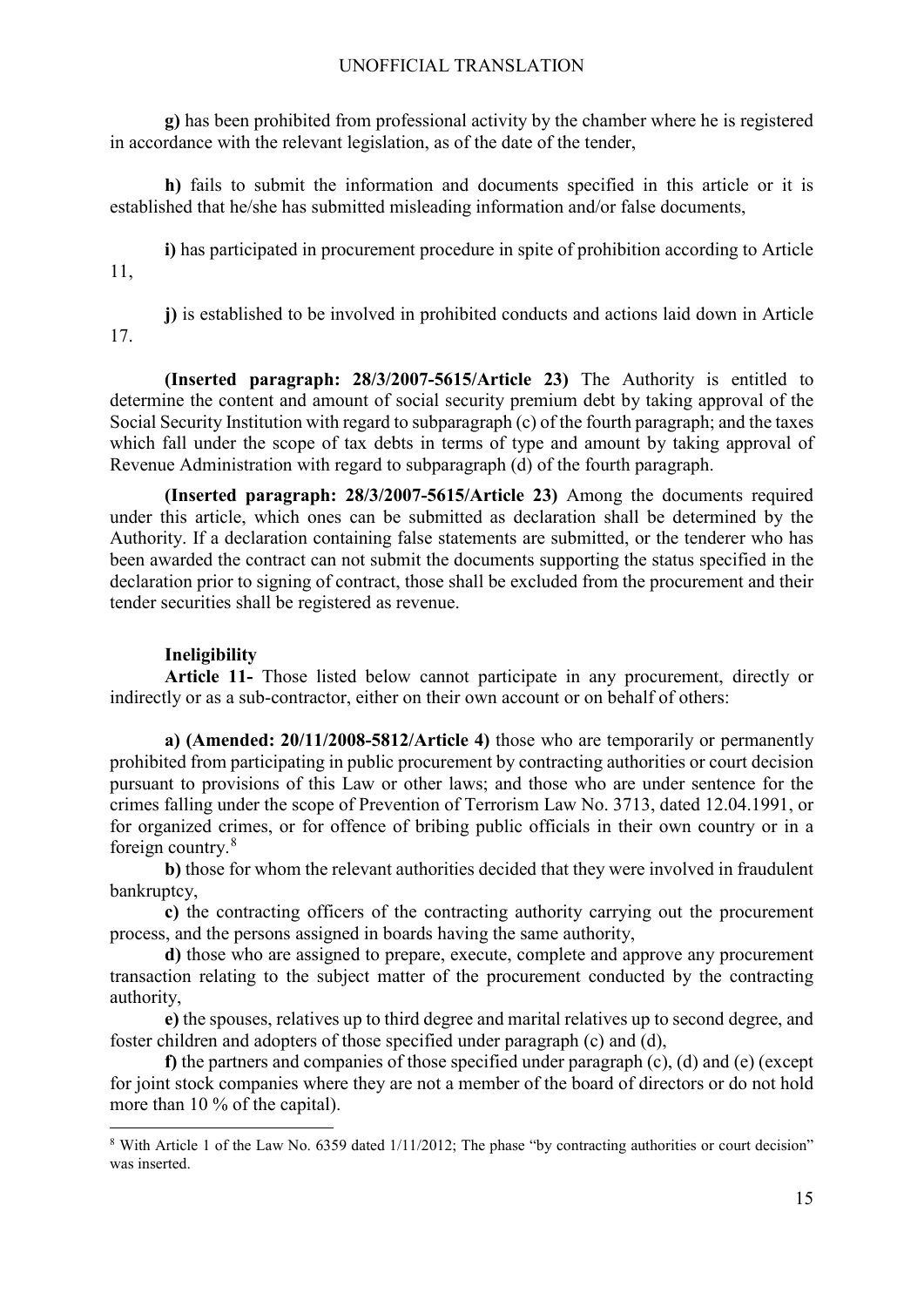**g)** has been prohibited from professional activity by the chamber where he is registered in accordance with the relevant legislation, as of the date of the tender,

**h)** fails to submit the information and documents specified in this article or it is established that he/she has submitted misleading information and/or false documents,

**i)** has participated in procurement procedure in spite of prohibition according to Article 11,

**j)** is established to be involved in prohibited conducts and actions laid down in Article 17.

**(Inserted paragraph: 28/3/2007-5615/Article 23)** The Authority is entitled to determine the content and amount of social security premium debt by taking approval of the Social Security Institution with regard to subparagraph (c) of the fourth paragraph; and the taxes which fall under the scope of tax debts in terms of type and amount by taking approval of Revenue Administration with regard to subparagraph (d) of the fourth paragraph.

**(Inserted paragraph: 28/3/2007-5615/Article 23)** Among the documents required under this article, which ones can be submitted as declaration shall be determined by the Authority. If a declaration containing false statements are submitted, or the tenderer who has been awarded the contract can not submit the documents supporting the status specified in the declaration prior to signing of contract, those shall be excluded from the procurement and their tender securities shall be registered as revenue.

**Ineligibility**

**Article 11-** Those listed below cannot participate in any procurement, directly or indirectly or as a sub-contractor, either on their own account or on behalf of others:

**a) (Amended: 20/11/2008-5812/Article 4)** those who are temporarily or permanently prohibited from participating in public procurement by contracting authorities or court decision pursuant to provisions of this Law or other laws; and those who are under sentence for the crimes falling under the scope of Prevention of Terrorism Law No. 3713, dated 12.04.1991, or for organized crimes, or for offence of bribing public officials in their own country or in a foreign country.[8]

**b)** those for whom the relevant authorities decided that they were involved in fraudulent bankruptcy,

**c)** the contracting officers of the contracting authority carrying out the procurement process, and the persons assigned in boards having the same authority,

**d)** those who are assigned to prepare, execute, complete and approve any procurement transaction relating to the subject matter of the procurement conducted by the contracting authority,

**e)** the spouses, relatives up to third degree and marital relatives up to second degree, and foster children and adopters of those specified under paragraph (c) and (d),

**f)** the partners and companies of those specified under paragraph (c), (d) and (e) (except for joint stock companies where they are not a member of the board of directors or do not hold more than 10 % of the capital).

---

[8] With Article 1 of the Law No. 6359 dated 1/11/2012; The phase "by contracting authorities or court decision" was inserted.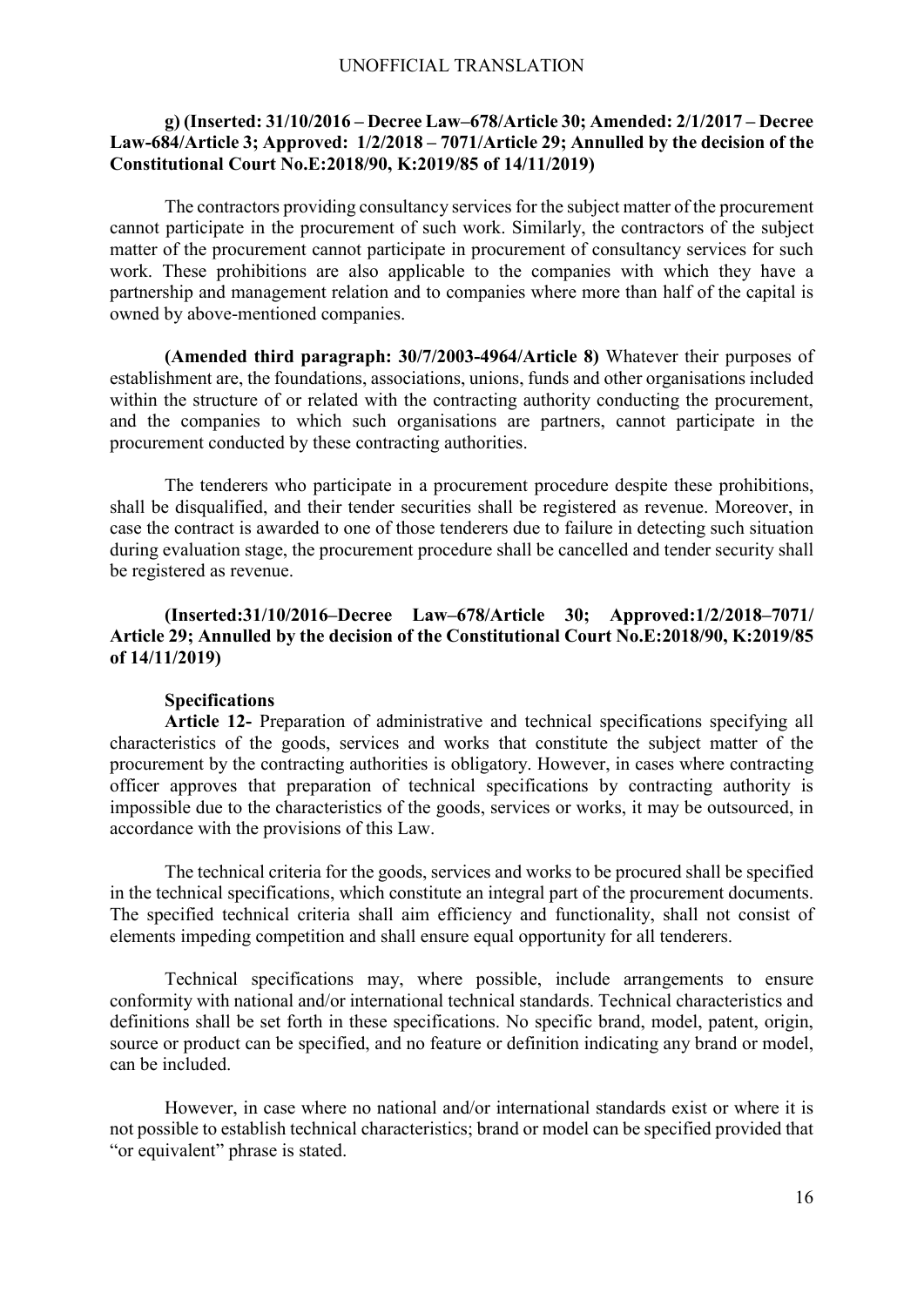**g) (Inserted: 31/10/2016 – Decree Law–678/Article 30; Amended: 2/1/2017 – Decree Law-684/Article 3; Approved: 1/2/2018 – 7071/Article 29; Annulled by the decision of the Constitutional Court No.E:2018/90, K:2019/85 of 14/11/2019)**

The contractors providing consultancy services for the subject matter of the procurement cannot participate in the procurement of such work. Similarly, the contractors of the subject matter of the procurement cannot participate in procurement of consultancy services for such work. These prohibitions are also applicable to the companies with which they have a partnership and management relation and to companies where more than half of the capital is owned by above-mentioned companies.

**(Amended third paragraph: 30/7/2003-4964/Article 8)** Whatever their purposes of establishment are, the foundations, associations, unions, funds and other organisations included within the structure of or related with the contracting authority conducting the procurement, and the companies to which such organisations are partners, cannot participate in the procurement conducted by these contracting authorities.

The tenderers who participate in a procurement procedure despite these prohibitions, shall be disqualified, and their tender securities shall be registered as revenue. Moreover, in case the contract is awarded to one of those tenderers due to failure in detecting such situation during evaluation stage, the procurement procedure shall be cancelled and tender security shall be registered as revenue.

**(Inserted:31/10/2016–Decree Law–678/Article 30; Approved:1/2/2018–7071/ Article 29; Annulled by the decision of the Constitutional Court No.E:2018/90, K:2019/85 of 14/11/2019)**

**Specifications**

**Article 12-** Preparation of administrative and technical specifications specifying all characteristics of the goods, services and works that constitute the subject matter of the procurement by the contracting authorities is obligatory. However, in cases where contracting officer approves that preparation of technical specifications by contracting authority is impossible due to the characteristics of the goods, services or works, it may be outsourced, in accordance with the provisions of this Law.

The technical criteria for the goods, services and works to be procured shall be specified in the technical specifications, which constitute an integral part of the procurement documents. The specified technical criteria shall aim efficiency and functionality, shall not consist of elements impeding competition and shall ensure equal opportunity for all tenderers.

Technical specifications may, where possible, include arrangements to ensure conformity with national and/or international technical standards. Technical characteristics and definitions shall be set forth in these specifications. No specific brand, model, patent, origin, source or product can be specified, and no feature or definition indicating any brand or model, can be included.

However, in case where no national and/or international standards exist or where it is not possible to establish technical characteristics; brand or model can be specified provided that "or equivalent" phrase is stated.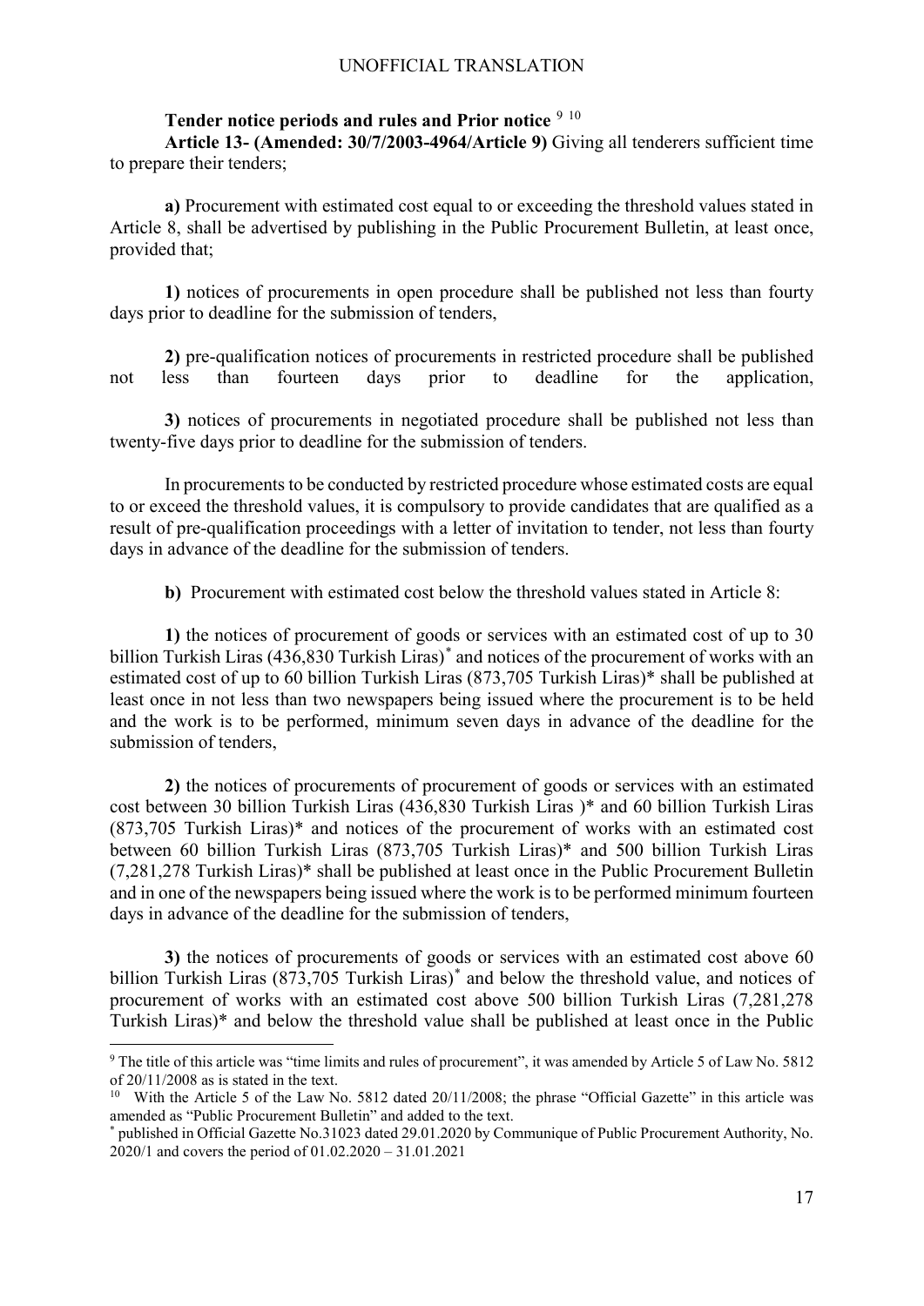**Tender notice periods and rules and Prior notice** [9] [10]

**Article 13- (Amended: 30/7/2003-4964/Article 9)** Giving all tenderers sufficient time to prepare their tenders;

**a)** Procurement with estimated cost equal to or exceeding the threshold values stated in Article 8, shall be advertised by publishing in the Public Procurement Bulletin, at least once, provided that;

**1)** notices of procurements in open procedure shall be published not less than fourty days prior to deadline for the submission of tenders,

**2)** pre-qualification notices of procurements in restricted procedure shall be published not less than fourteen days prior to deadline for the application,

**3)** notices of procurements in negotiated procedure shall be published not less than twenty-five days prior to deadline for the submission of tenders.

In procurements to be conducted by restricted procedure whose estimated costs are equal to or exceed the threshold values, it is compulsory to provide candidates that are qualified as a result of pre-qualification proceedings with a letter of invitation to tender, not less than fourty days in advance of the deadline for the submission of tenders.

**b)** Procurement with estimated cost below the threshold values stated in Article 8:

**1)** the notices of procurement of goods or services with an estimated cost of up to 30 billion Turkish Liras (436,830 Turkish Liras)* and notices of the procurement of works with an estimated cost of up to 60 billion Turkish Liras (873,705 Turkish Liras)* shall be published at least once in not less than two newspapers being issued where the procurement is to be held and the work is to be performed, minimum seven days in advance of the deadline for the submission of tenders,

**2)** the notices of procurements of procurement of goods or services with an estimated cost between 30 billion Turkish Liras (436,830 Turkish Liras )* and 60 billion Turkish Liras (873,705 Turkish Liras)* and notices of the procurement of works with an estimated cost between 60 billion Turkish Liras (873,705 Turkish Liras)* and 500 billion Turkish Liras (7,281,278 Turkish Liras)* shall be published at least once in the Public Procurement Bulletin and in one of the newspapers being issued where the work is to be performed minimum fourteen days in advance of the deadline for the submission of tenders,

**3)** the notices of procurements of goods or services with an estimated cost above 60 billion Turkish Liras (873,705 Turkish Liras)* and below the threshold value, and notices of procurement of works with an estimated cost above 500 billion Turkish Liras (7,281,278 Turkish Liras)* and below the threshold value shall be published at least once in the Public

---

[9] The title of this article was "time limits and rules of procurement", it was amended by Article 5 of Law No. 5812 of 20/11/2008 as is stated in the text.

[10] With the Article 5 of the Law No. 5812 dated 20/11/2008; the phrase "Official Gazette" in this article was amended as "Public Procurement Bulletin" and added to the text.

* published in Official Gazette No.31023 dated 29.01.2020 by Communique of Public Procurement Authority, No. 2020/1 and covers the period of 01.02.2020 – 31.01.2021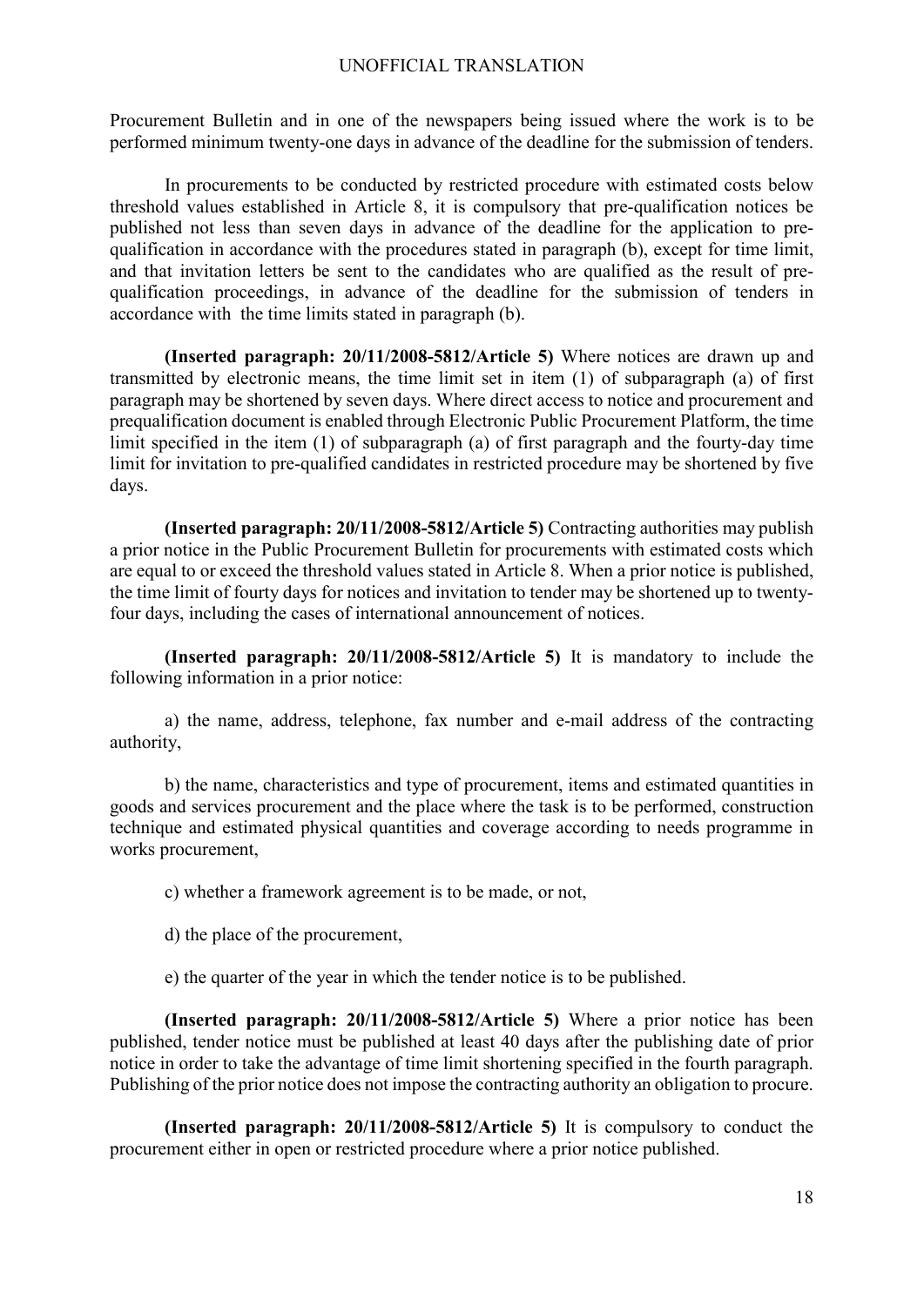Procurement Bulletin and in one of the newspapers being issued where the work is to be performed minimum twenty-one days in advance of the deadline for the submission of tenders.

In procurements to be conducted by restricted procedure with estimated costs below threshold values established in Article 8, it is compulsory that pre-qualification notices be published not less than seven days in advance of the deadline for the application to pre-qualification in accordance with the procedures stated in paragraph (b), except for time limit, and that invitation letters be sent to the candidates who are qualified as the result of pre-qualification proceedings, in advance of the deadline for the submission of tenders in accordance with the time limits stated in paragraph (b).

**(Inserted paragraph: 20/11/2008-5812/Article 5)** Where notices are drawn up and transmitted by electronic means, the time limit set in item (1) of subparagraph (a) of first paragraph may be shortened by seven days. Where direct access to notice and procurement and prequalification document is enabled through Electronic Public Procurement Platform, the time limit specified in the item (1) of subparagraph (a) of first paragraph and the fourty-day time limit for invitation to pre-qualified candidates in restricted procedure may be shortened by five days.

**(Inserted paragraph: 20/11/2008-5812/Article 5)** Contracting authorities may publish a prior notice in the Public Procurement Bulletin for procurements with estimated costs which are equal to or exceed the threshold values stated in Article 8. When a prior notice is published, the time limit of fourty days for notices and invitation to tender may be shortened up to twenty-four days, including the cases of international announcement of notices.

**(Inserted paragraph: 20/11/2008-5812/Article 5)** It is mandatory to include the following information in a prior notice:

a) the name, address, telephone, fax number and e-mail address of the contracting authority,

b) the name, characteristics and type of procurement, items and estimated quantities in goods and services procurement and the place where the task is to be performed, construction technique and estimated physical quantities and coverage according to needs programme in works procurement,

c) whether a framework agreement is to be made, or not,

d) the place of the procurement,

e) the quarter of the year in which the tender notice is to be published.

**(Inserted paragraph: 20/11/2008-5812/Article 5)** Where a prior notice has been published, tender notice must be published at least 40 days after the publishing date of prior notice in order to take the advantage of time limit shortening specified in the fourth paragraph. Publishing of the prior notice does not impose the contracting authority an obligation to procure.

**(Inserted paragraph: 20/11/2008-5812/Article 5)** It is compulsory to conduct the procurement either in open or restricted procedure where a prior notice published.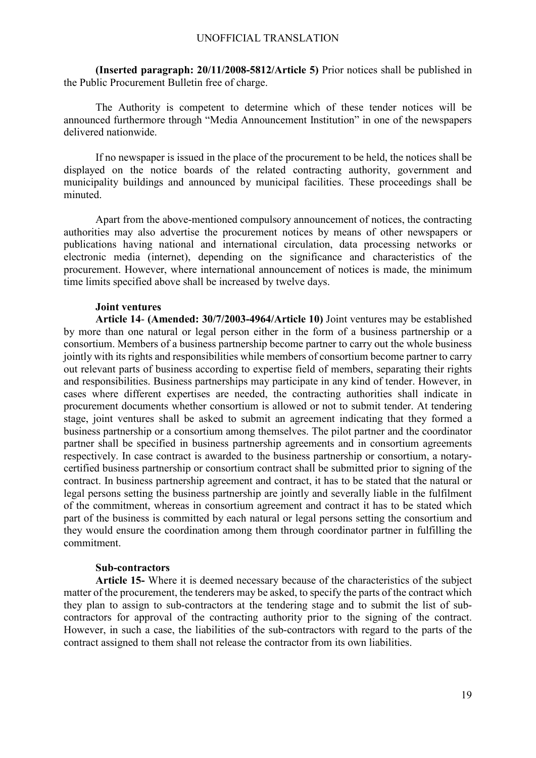**(Inserted paragraph: 20/11/2008-5812/Article 5)** Prior notices shall be published in the Public Procurement Bulletin free of charge.

The Authority is competent to determine which of these tender notices will be announced furthermore through "Media Announcement Institution" in one of the newspapers delivered nationwide.

If no newspaper is issued in the place of the procurement to be held, the notices shall be displayed on the notice boards of the related contracting authority, government and municipality buildings and announced by municipal facilities. These proceedings shall be minuted.

Apart from the above-mentioned compulsory announcement of notices, the contracting authorities may also advertise the procurement notices by means of other newspapers or publications having national and international circulation, data processing networks or electronic media (internet), depending on the significance and characteristics of the procurement. However, where international announcement of notices is made, the minimum time limits specified above shall be increased by twelve days.

**Joint ventures**

**Article 14**- **(Amended: 30/7/2003-4964/Article 10)** Joint ventures may be established by more than one natural or legal person either in the form of a business partnership or a consortium. Members of a business partnership become partner to carry out the whole business jointly with its rights and responsibilities while members of consortium become partner to carry out relevant parts of business according to expertise field of members, separating their rights and responsibilities. Business partnerships may participate in any kind of tender. However, in cases where different expertises are needed, the contracting authorities shall indicate in procurement documents whether consortium is allowed or not to submit tender. At tendering stage, joint ventures shall be asked to submit an agreement indicating that they formed a business partnership or a consortium among themselves. The pilot partner and the coordinator partner shall be specified in business partnership agreements and in consortium agreements respectively. In case contract is awarded to the business partnership or consortium, a notary-certified business partnership or consortium contract shall be submitted prior to signing of the contract. In business partnership agreement and contract, it has to be stated that the natural or legal persons setting the business partnership are jointly and severally liable in the fulfilment of the commitment, whereas in consortium agreement and contract it has to be stated which part of the business is committed by each natural or legal persons setting the consortium and they would ensure the coordination among them through coordinator partner in fulfilling the commitment.

**Sub-contractors**

**Article 15-** Where it is deemed necessary because of the characteristics of the subject matter of the procurement, the tenderers may be asked, to specify the parts of the contract which they plan to assign to sub-contractors at the tendering stage and to submit the list of sub-contractors for approval of the contracting authority prior to the signing of the contract. However, in such a case, the liabilities of the sub-contractors with regard to the parts of the contract assigned to them shall not release the contractor from its own liabilities.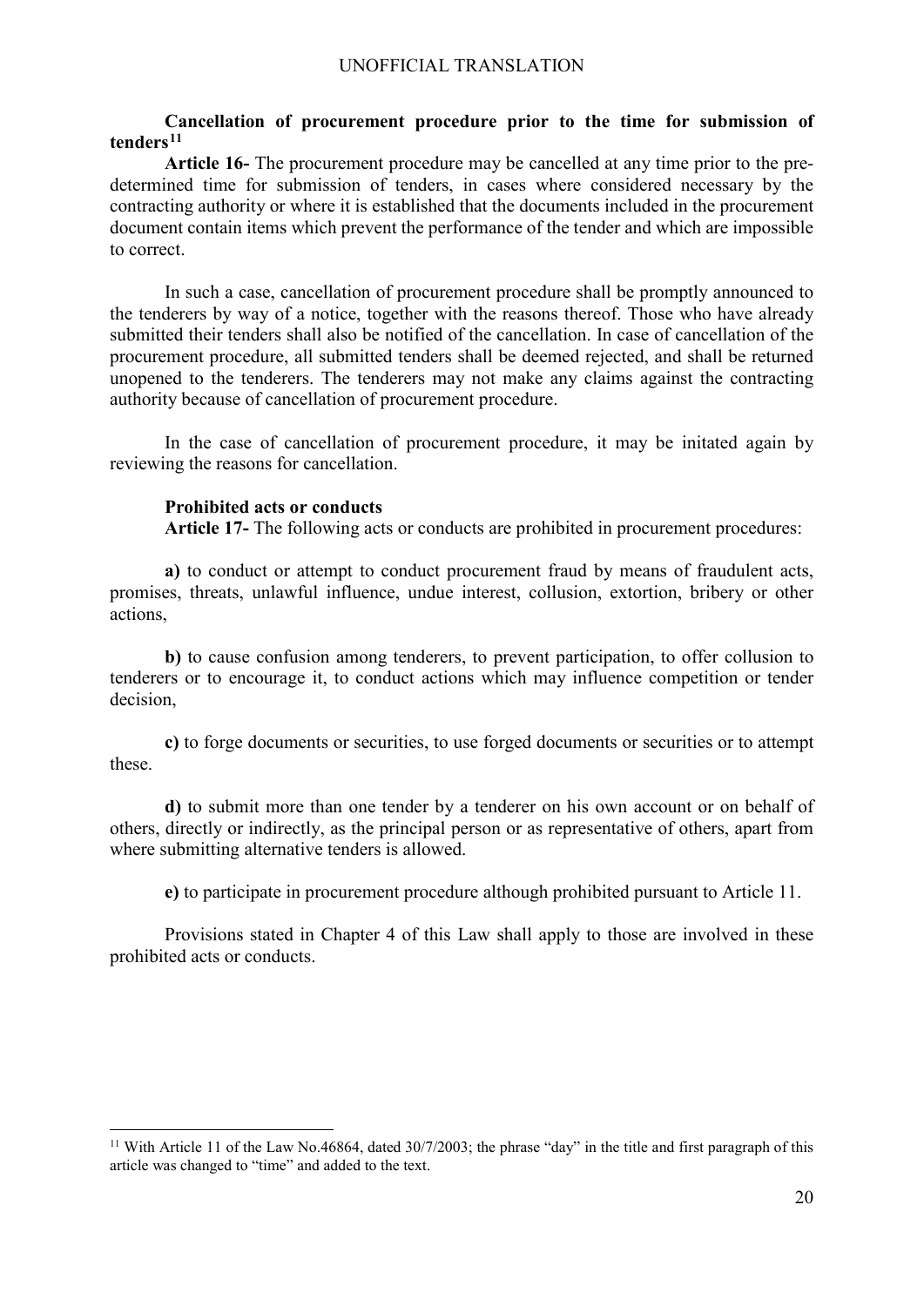**Cancellation of procurement procedure prior to the time for submission of tenders[11]**

**Article 16-** The procurement procedure may be cancelled at any time prior to the pre-determined time for submission of tenders, in cases where considered necessary by the contracting authority or where it is established that the documents included in the procurement document contain items which prevent the performance of the tender and which are impossible to correct.

In such a case, cancellation of procurement procedure shall be promptly announced to the tenderers by way of a notice, together with the reasons thereof. Those who have already submitted their tenders shall also be notified of the cancellation. In case of cancellation of the procurement procedure, all submitted tenders shall be deemed rejected, and shall be returned unopened to the tenderers. The tenderers may not make any claims against the contracting authority because of cancellation of procurement procedure.

In the case of cancellation of procurement procedure, it may be initated again by reviewing the reasons for cancellation.

**Prohibited acts or conducts**

**Article 17-** The following acts or conducts are prohibited in procurement procedures:

**a)** to conduct or attempt to conduct procurement fraud by means of fraudulent acts, promises, threats, unlawful influence, undue interest, collusion, extortion, bribery or other actions,

**b)** to cause confusion among tenderers, to prevent participation, to offer collusion to tenderers or to encourage it, to conduct actions which may influence competition or tender decision,

**c)** to forge documents or securities, to use forged documents or securities or to attempt these.

**d)** to submit more than one tender by a tenderer on his own account or on behalf of others, directly or indirectly, as the principal person or as representative of others, apart from where submitting alternative tenders is allowed.

**e)** to participate in procurement procedure although prohibited pursuant to Article 11.

Provisions stated in Chapter 4 of this Law shall apply to those are involved in these prohibited acts or conducts.

---

[11] With Article 11 of the Law No.46864, dated 30/7/2003; the phrase "day" in the title and first paragraph of this article was changed to "time" and added to the text.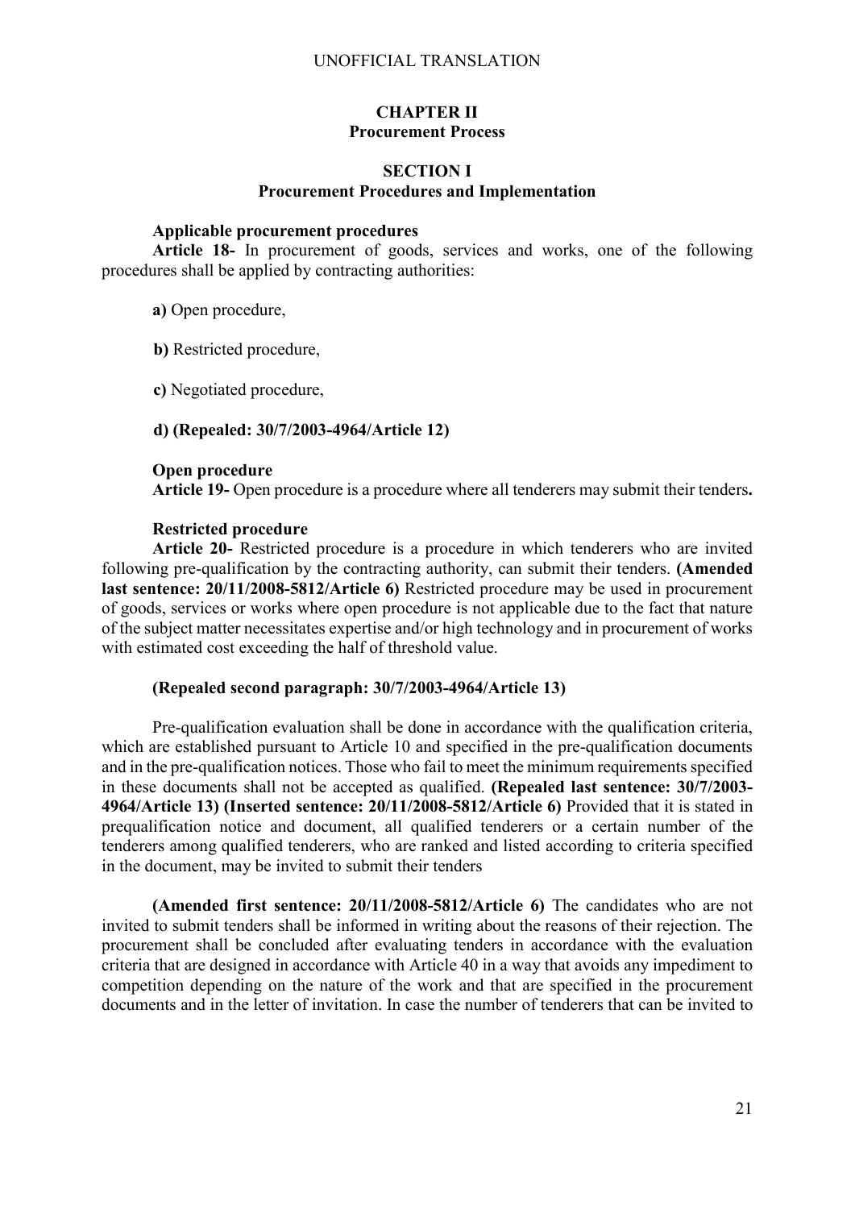# CHAPTER II
# Procurement Process

## SECTION I
## Procurement Procedures and Implementation

**Applicable procurement procedures**

**Article 18-** In procurement of goods, services and works, one of the following procedures shall be applied by contracting authorities:

**a)** Open procedure,

**b)** Restricted procedure,

**c)** Negotiated procedure,

**d) (Repealed: 30/7/2003-4964/Article 12)**

**Open procedure**

**Article 19-** Open procedure is a procedure where all tenderers may submit their tenders**.**

**Restricted procedure**

**Article 20-** Restricted procedure is a procedure in which tenderers who are invited following pre-qualification by the contracting authority, can submit their tenders. **(Amended last sentence: 20/11/2008-5812/Article 6)** Restricted procedure may be used in procurement of goods, services or works where open procedure is not applicable due to the fact that nature of the subject matter necessitates expertise and/or high technology and in procurement of works with estimated cost exceeding the half of threshold value.

**(Repealed second paragraph: 30/7/2003-4964/Article 13)**

Pre-qualification evaluation shall be done in accordance with the qualification criteria, which are established pursuant to Article 10 and specified in the pre-qualification documents and in the pre-qualification notices. Those who fail to meet the minimum requirements specified in these documents shall not be accepted as qualified. **(Repealed last sentence: 30/7/2003-4964/Article 13) (Inserted sentence: 20/11/2008-5812/Article 6)** Provided that it is stated in prequalification notice and document, all qualified tenderers or a certain number of the tenderers among qualified tenderers, who are ranked and listed according to criteria specified in the document, may be invited to submit their tenders

**(Amended first sentence: 20/11/2008-5812/Article 6)** The candidates who are not invited to submit tenders shall be informed in writing about the reasons of their rejection. The procurement shall be concluded after evaluating tenders in accordance with the evaluation criteria that are designed in accordance with Article 40 in a way that avoids any impediment to competition depending on the nature of the work and that are specified in the procurement documents and in the letter of invitation. In case the number of tenderers that can be invited to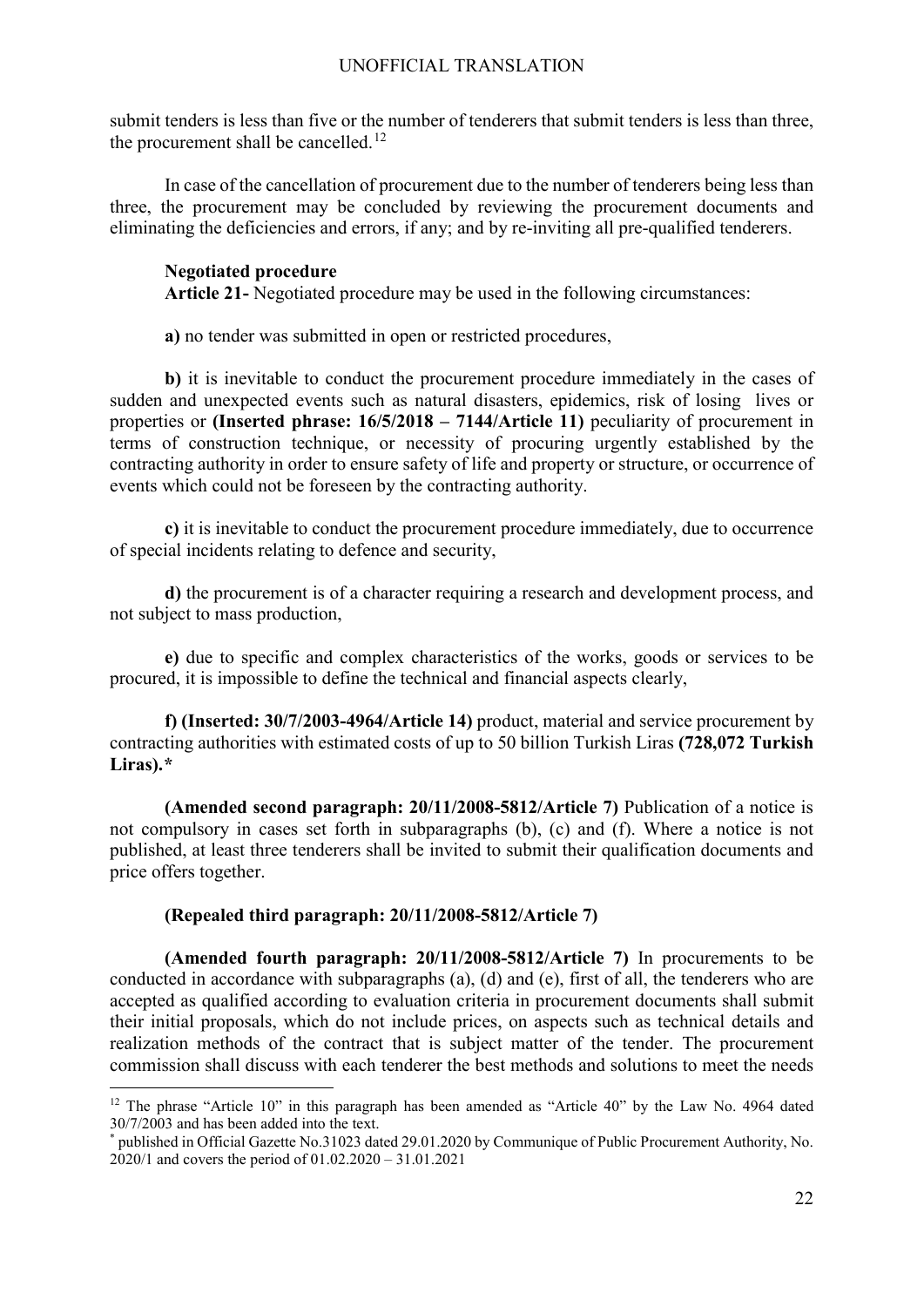submit tenders is less than five or the number of tenderers that submit tenders is less than three, the procurement shall be cancelled.[12]

In case of the cancellation of procurement due to the number of tenderers being less than three, the procurement may be concluded by reviewing the procurement documents and eliminating the deficiencies and errors, if any; and by re-inviting all pre-qualified tenderers.

**Negotiated procedure**

**Article 21-** Negotiated procedure may be used in the following circumstances:

**a)** no tender was submitted in open or restricted procedures,

**b)** it is inevitable to conduct the procurement procedure immediately in the cases of sudden and unexpected events such as natural disasters, epidemics, risk of losing lives or properties or **(Inserted phrase: 16/5/2018 – 7144/Article 11)** peculiarity of procurement in terms of construction technique, or necessity of procuring urgently established by the contracting authority in order to ensure safety of life and property or structure, or occurrence of events which could not be foreseen by the contracting authority.

**c)** it is inevitable to conduct the procurement procedure immediately, due to occurrence of special incidents relating to defence and security,

**d)** the procurement is of a character requiring a research and development process, and not subject to mass production,

**e)** due to specific and complex characteristics of the works, goods or services to be procured, it is impossible to define the technical and financial aspects clearly,

**f) (Inserted: 30/7/2003-4964/Article 14)** product, material and service procurement by contracting authorities with estimated costs of up to 50 billion Turkish Liras **(728,072 Turkish Liras).***

**(Amended second paragraph: 20/11/2008-5812/Article 7)** Publication of a notice is not compulsory in cases set forth in subparagraphs (b), (c) and (f). Where a notice is not published, at least three tenderers shall be invited to submit their qualification documents and price offers together.

**(Repealed third paragraph: 20/11/2008-5812/Article 7)**

**(Amended fourth paragraph: 20/11/2008-5812/Article 7)** In procurements to be conducted in accordance with subparagraphs (a), (d) and (e), first of all, the tenderers who are accepted as qualified according to evaluation criteria in procurement documents shall submit their initial proposals, which do not include prices, on aspects such as technical details and realization methods of the contract that is subject matter of the tender. The procurement commission shall discuss with each tenderer the best methods and solutions to meet the needs

---

[12] The phrase "Article 10" in this paragraph has been amended as "Article 40" by the Law No. 4964 dated 30/7/2003 and has been added into the text.

* published in Official Gazette No.31023 dated 29.01.2020 by Communique of Public Procurement Authority, No. 2020/1 and covers the period of 01.02.2020 – 31.01.2021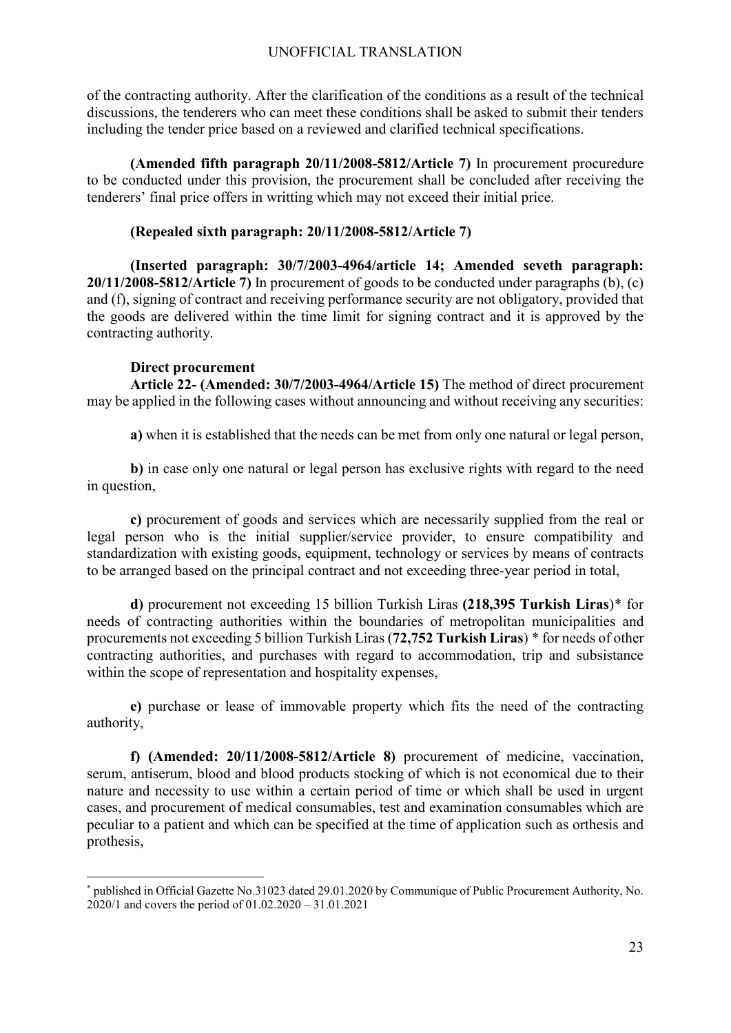of the contracting authority. After the clarification of the conditions as a result of the technical discussions, the tenderers who can meet these conditions shall be asked to submit their tenders including the tender price based on a reviewed and clarified technical specifications.

**(Amended fifth paragraph 20/11/2008-5812/Article 7)** In procurement procuredure to be conducted under this provision, the procurement shall be concluded after receiving the tenderers' final price offers in writting which may not exceed their initial price.

**(Repealed sixth paragraph: 20/11/2008-5812/Article 7)**

**(Inserted paragraph: 30/7/2003-4964/article 14; Amended seveth paragraph: 20/11/2008-5812/Article 7)** In procurement of goods to be conducted under paragraphs (b), (c) and (f), signing of contract and receiving performance security are not obligatory, provided that the goods are delivered within the time limit for signing contract and it is approved by the contracting authority.

**Direct procurement**

**Article 22- (Amended: 30/7/2003-4964/Article 15)** The method of direct procurement may be applied in the following cases without announcing and without receiving any securities:

**a)** when it is established that the needs can be met from only one natural or legal person,

**b)** in case only one natural or legal person has exclusive rights with regard to the need in question,

**c)** procurement of goods and services which are necessarily supplied from the real or legal person who is the initial supplier/service provider, to ensure compatibility and standardization with existing goods, equipment, technology or services by means of contracts to be arranged based on the principal contract and not exceeding three-year period in total,

**d)** procurement not exceeding 15 billion Turkish Liras **(218,395 Turkish Liras)*** for needs of contracting authorities within the boundaries of metropolitan municipalities and procurements not exceeding 5 billion Turkish Liras (**72,752 Turkish Liras**) * for needs of other contracting authorities, and purchases with regard to accommodation, trip and subsistance within the scope of representation and hospitality expenses,

**e)** purchase or lease of immovable property which fits the need of the contracting authority,

**f) (Amended: 20/11/2008-5812/Article 8)** procurement of medicine, vaccination, serum, antiserum, blood and blood products stocking of which is not economical due to their nature and necessity to use within a certain period of time or which shall be used in urgent cases, and procurement of medical consumables, test and examination consumables which are peculiar to a patient and which can be specified at the time of application such as orthesis and prothesis,

---

* published in Official Gazette No.31023 dated 29.01.2020 by Communique of Public Procurement Authority, No. 2020/1 and covers the period of 01.02.2020 – 31.01.2021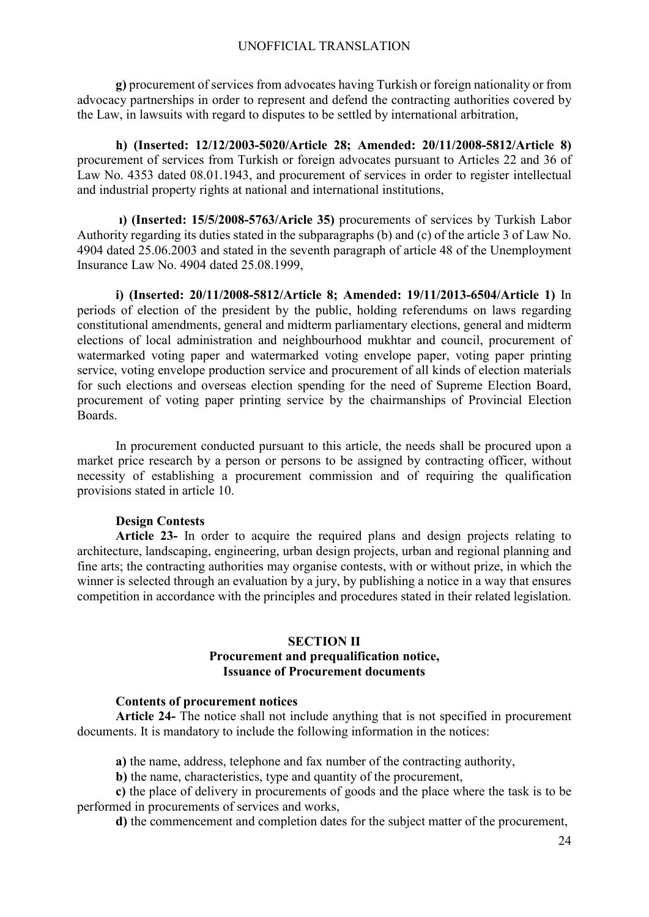**g)** procurement of services from advocates having Turkish or foreign nationality or from advocacy partnerships in order to represent and defend the contracting authorities covered by the Law, in lawsuits with regard to disputes to be settled by international arbitration,

**h) (Inserted: 12/12/2003-5020/Article 28; Amended: 20/11/2008-5812/Article 8)** procurement of services from Turkish or foreign advocates pursuant to Articles 22 and 36 of Law No. 4353 dated 08.01.1943, and procurement of services in order to register intellectual and industrial property rights at national and international institutions,

**ı) (Inserted: 15/5/2008-5763/Aricle 35)** procurements of services by Turkish Labor Authority regarding its duties stated in the subparagraphs (b) and (c) of the article 3 of Law No. 4904 dated 25.06.2003 and stated in the seventh paragraph of article 48 of the Unemployment Insurance Law No. 4904 dated 25.08.1999,

**i) (Inserted: 20/11/2008-5812/Article 8; Amended: 19/11/2013-6504/Article 1)** In periods of election of the president by the public, holding referendums on laws regarding constitutional amendments, general and midterm parliamentary elections, general and midterm elections of local administration and neighbourhood mukhtar and council, procurement of watermarked voting paper and watermarked voting envelope paper, voting paper printing service, voting envelope production service and procurement of all kinds of election materials for such elections and overseas election spending for the need of Supreme Election Board, procurement of voting paper printing service by the chairmanships of Provincial Election Boards.

In procurement conducted pursuant to this article, the needs shall be procured upon a market price research by a person or persons to be assigned by contracting officer, without necessity of establishing a procurement commission and of requiring the qualification provisions stated in article 10.

**Design Contests**

**Article 23-** In order to acquire the required plans and design projects relating to architecture, landscaping, engineering, urban design projects, urban and regional planning and fine arts; the contracting authorities may organise contests, with or without prize, in which the winner is selected through an evaluation by a jury, by publishing a notice in a way that ensures competition in accordance with the principles and procedures stated in their related legislation.

## SECTION II
## Procurement and prequalification notice, Issuance of Procurement documents

**Contents of procurement notices**

**Article 24-** The notice shall not include anything that is not specified in procurement documents. It is mandatory to include the following information in the notices:

**a)** the name, address, telephone and fax number of the contracting authority,

**b)** the name, characteristics, type and quantity of the procurement,

**c)** the place of delivery in procurements of goods and the place where the task is to be performed in procurements of services and works,

**d)** the commencement and completion dates for the subject matter of the procurement,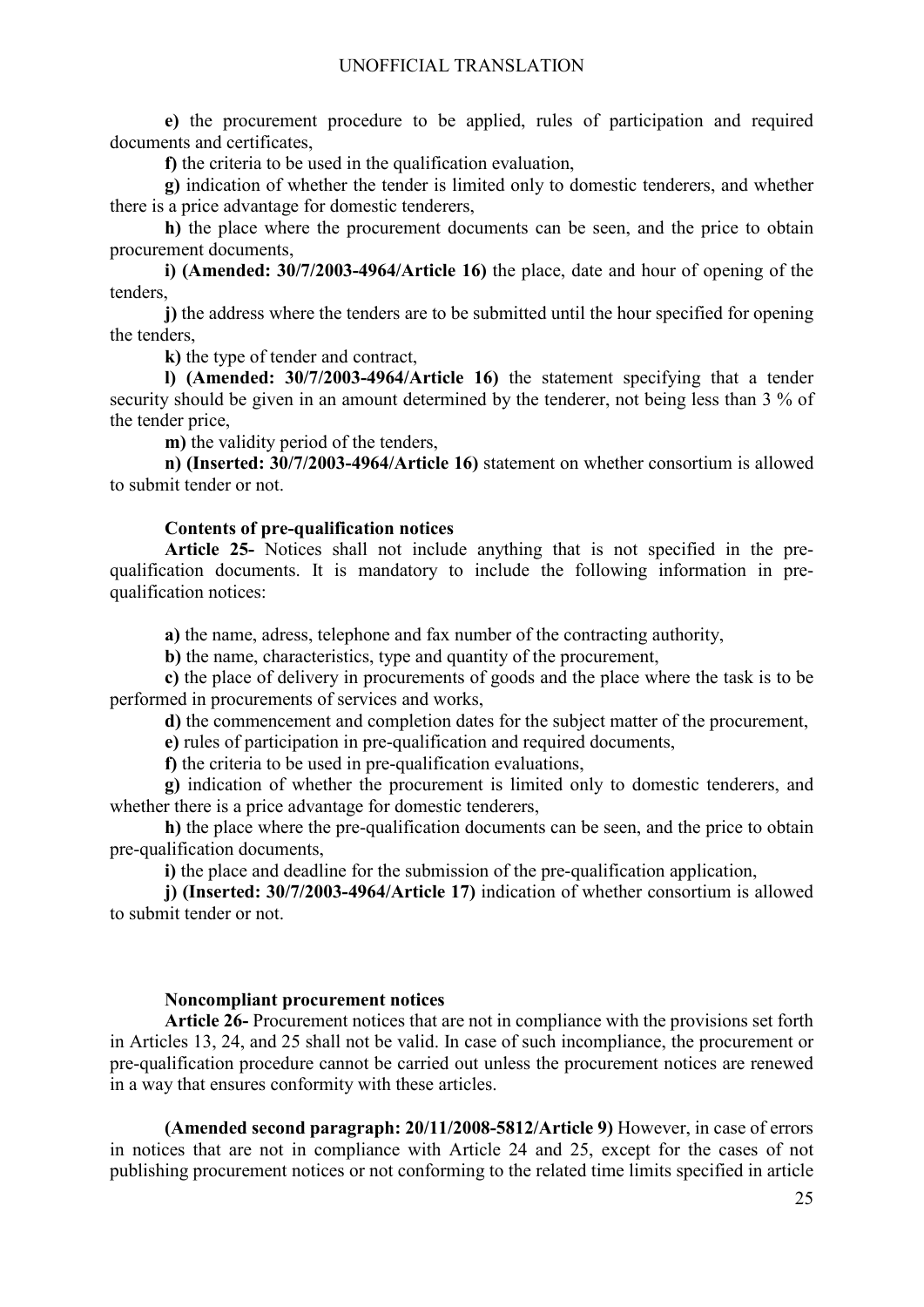**e)** the procurement procedure to be applied, rules of participation and required documents and certificates,

**f)** the criteria to be used in the qualification evaluation,

**g)** indication of whether the tender is limited only to domestic tenderers, and whether there is a price advantage for domestic tenderers,

**h)** the place where the procurement documents can be seen, and the price to obtain procurement documents,

**i) (Amended: 30/7/2003-4964/Article 16)** the place, date and hour of opening of the tenders,

**j)** the address where the tenders are to be submitted until the hour specified for opening the tenders,

**k)** the type of tender and contract,

**l) (Amended: 30/7/2003-4964/Article 16)** the statement specifying that a tender security should be given in an amount determined by the tenderer, not being less than 3 % of the tender price,

**m)** the validity period of the tenders,

**n) (Inserted: 30/7/2003-4964/Article 16)** statement on whether consortium is allowed to submit tender or not.

**Contents of pre-qualification notices**

**Article 25-** Notices shall not include anything that is not specified in the pre-qualification documents. It is mandatory to include the following information in pre-qualification notices:

**a)** the name, adress, telephone and fax number of the contracting authority,

**b)** the name, characteristics, type and quantity of the procurement,

**c)** the place of delivery in procurements of goods and the place where the task is to be performed in procurements of services and works,

**d)** the commencement and completion dates for the subject matter of the procurement,

**e)** rules of participation in pre-qualification and required documents,

**f)** the criteria to be used in pre-qualification evaluations,

**g)** indication of whether the procurement is limited only to domestic tenderers, and whether there is a price advantage for domestic tenderers,

**h)** the place where the pre-qualification documents can be seen, and the price to obtain pre-qualification documents,

**i)** the place and deadline for the submission of the pre-qualification application,

**j) (Inserted: 30/7/2003-4964/Article 17)** indication of whether consortium is allowed to submit tender or not.

**Noncompliant procurement notices**

**Article 26-** Procurement notices that are not in compliance with the provisions set forth in Articles 13, 24, and 25 shall not be valid. In case of such incompliance, the procurement or pre-qualification procedure cannot be carried out unless the procurement notices are renewed in a way that ensures conformity with these articles.

**(Amended second paragraph: 20/11/2008-5812/Article 9)** However, in case of errors in notices that are not in compliance with Article 24 and 25, except for the cases of not publishing procurement notices or not conforming to the related time limits specified in article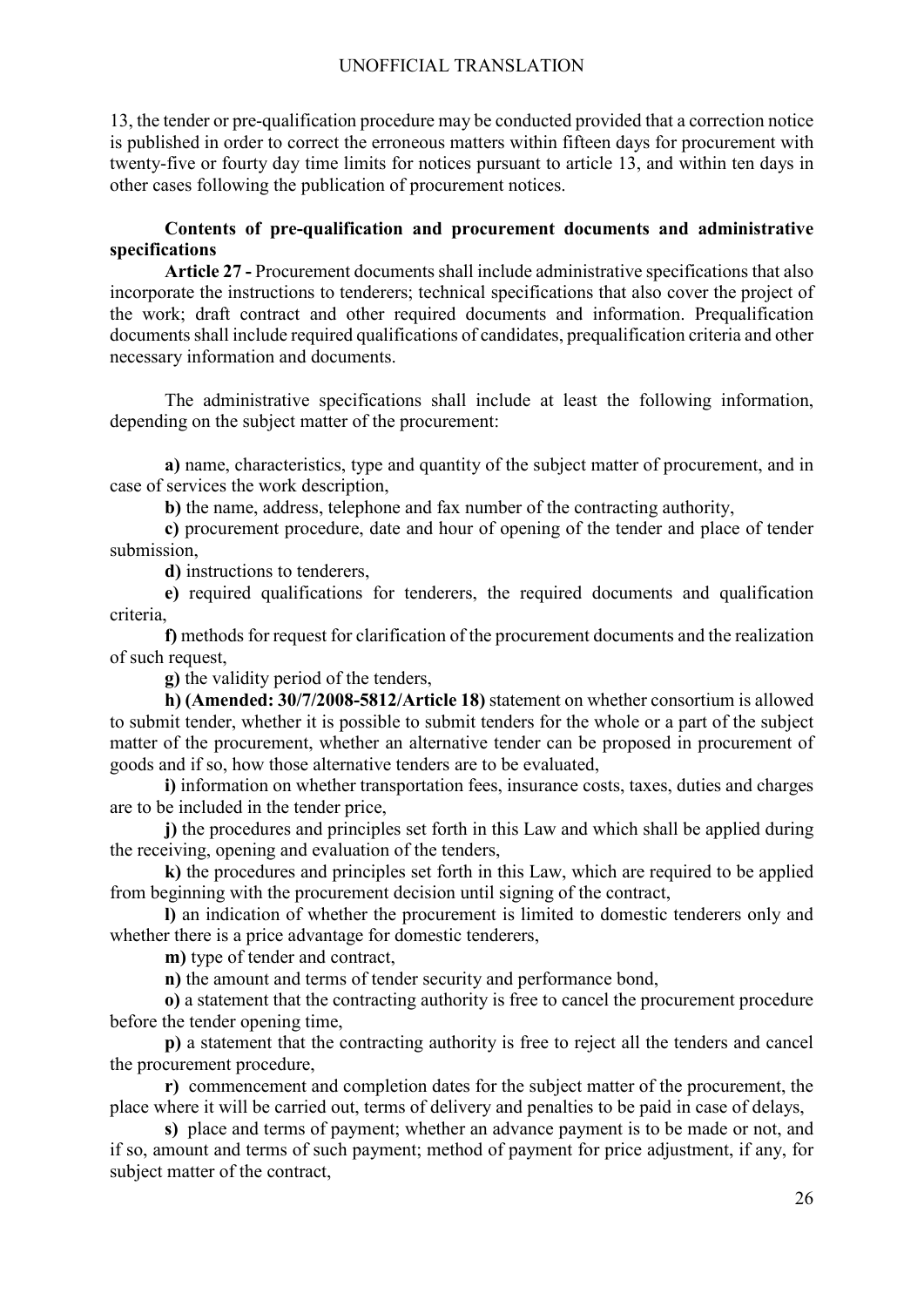13, the tender or pre-qualification procedure may be conducted provided that a correction notice is published in order to correct the erroneous matters within fifteen days for procurement with twenty-five or fourty day time limits for notices pursuant to article 13, and within ten days in other cases following the publication of procurement notices.

**Contents of pre-qualification and procurement documents and administrative specifications**

**Article 27 -** Procurement documents shall include administrative specifications that also incorporate the instructions to tenderers; technical specifications that also cover the project of the work; draft contract and other required documents and information. Prequalification documents shall include required qualifications of candidates, prequalification criteria and other necessary information and documents.

The administrative specifications shall include at least the following information, depending on the subject matter of the procurement:

**a)** name, characteristics, type and quantity of the subject matter of procurement, and in case of services the work description,

**b)** the name, address, telephone and fax number of the contracting authority,

**c)** procurement procedure, date and hour of opening of the tender and place of tender submission,

**d)** instructions to tenderers,

**e)** required qualifications for tenderers, the required documents and qualification criteria,

**f)** methods for request for clarification of the procurement documents and the realization of such request,

**g)** the validity period of the tenders,

**h) (Amended: 30/7/2008-5812/Article 18)** statement on whether consortium is allowed to submit tender, whether it is possible to submit tenders for the whole or a part of the subject matter of the procurement, whether an alternative tender can be proposed in procurement of goods and if so, how those alternative tenders are to be evaluated,

**i)** information on whether transportation fees, insurance costs, taxes, duties and charges are to be included in the tender price,

**j)** the procedures and principles set forth in this Law and which shall be applied during the receiving, opening and evaluation of the tenders,

**k)** the procedures and principles set forth in this Law, which are required to be applied from beginning with the procurement decision until signing of the contract,

**l)** an indication of whether the procurement is limited to domestic tenderers only and whether there is a price advantage for domestic tenderers,

**m)** type of tender and contract,

**n)** the amount and terms of tender security and performance bond,

**o)** a statement that the contracting authority is free to cancel the procurement procedure before the tender opening time,

**p)** a statement that the contracting authority is free to reject all the tenders and cancel the procurement procedure,

**r)** commencement and completion dates for the subject matter of the procurement, the place where it will be carried out, terms of delivery and penalties to be paid in case of delays,

**s)** place and terms of payment; whether an advance payment is to be made or not, and if so, amount and terms of such payment; method of payment for price adjustment, if any, for subject matter of the contract,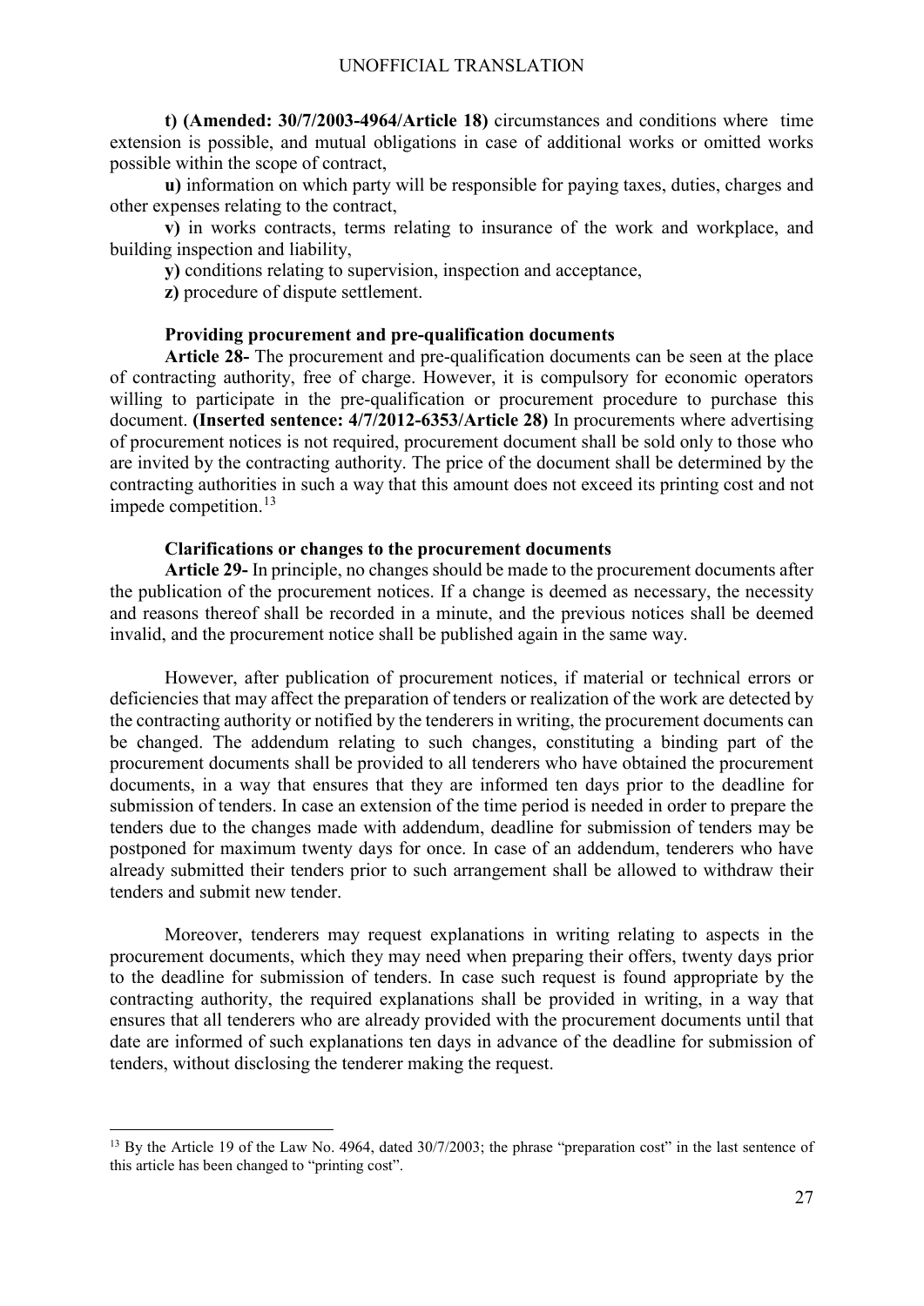**t) (Amended: 30/7/2003-4964/Article 18)** circumstances and conditions where time extension is possible, and mutual obligations in case of additional works or omitted works possible within the scope of contract,

**u)** information on which party will be responsible for paying taxes, duties, charges and other expenses relating to the contract,

**v)** in works contracts, terms relating to insurance of the work and workplace, and building inspection and liability,

**y)** conditions relating to supervision, inspection and acceptance,

**z)** procedure of dispute settlement.

**Providing procurement and pre-qualification documents**

**Article 28-** The procurement and pre-qualification documents can be seen at the place of contracting authority, free of charge. However, it is compulsory for economic operators willing to participate in the pre-qualification or procurement procedure to purchase this document. **(Inserted sentence: 4/7/2012-6353/Article 28)** In procurements where advertising of procurement notices is not required, procurement document shall be sold only to those who are invited by the contracting authority. The price of the document shall be determined by the contracting authorities in such a way that this amount does not exceed its printing cost and not impede competition.[13]

**Clarifications or changes to the procurement documents**

**Article 29-** In principle, no changes should be made to the procurement documents after the publication of the procurement notices. If a change is deemed as necessary, the necessity and reasons thereof shall be recorded in a minute, and the previous notices shall be deemed invalid, and the procurement notice shall be published again in the same way.

However, after publication of procurement notices, if material or technical errors or deficiencies that may affect the preparation of tenders or realization of the work are detected by the contracting authority or notified by the tenderers in writing, the procurement documents can be changed. The addendum relating to such changes, constituting a binding part of the procurement documents shall be provided to all tenderers who have obtained the procurement documents, in a way that ensures that they are informed ten days prior to the deadline for submission of tenders. In case an extension of the time period is needed in order to prepare the tenders due to the changes made with addendum, deadline for submission of tenders may be postponed for maximum twenty days for once. In case of an addendum, tenderers who have already submitted their tenders prior to such arrangement shall be allowed to withdraw their tenders and submit new tender.

Moreover, tenderers may request explanations in writing relating to aspects in the procurement documents, which they may need when preparing their offers, twenty days prior to the deadline for submission of tenders. In case such request is found appropriate by the contracting authority, the required explanations shall be provided in writing, in a way that ensures that all tenderers who are already provided with the procurement documents until that date are informed of such explanations ten days in advance of the deadline for submission of tenders, without disclosing the tenderer making the request.

---

[13] By the Article 19 of the Law No. 4964, dated 30/7/2003; the phrase "preparation cost" in the last sentence of this article has been changed to "printing cost".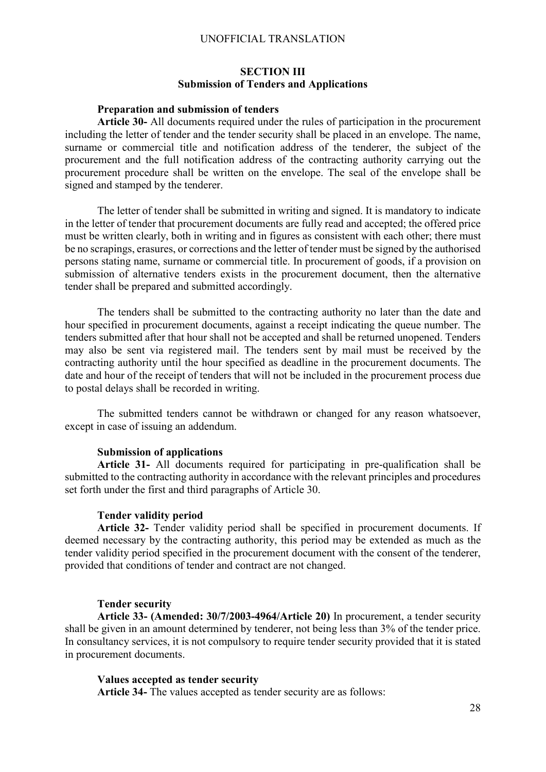## SECTION III
## Submission of Tenders and Applications

### Preparation and submission of tenders

**Article 30-** All documents required under the rules of participation in the procurement including the letter of tender and the tender security shall be placed in an envelope. The name, surname or commercial title and notification address of the tenderer, the subject of the procurement and the full notification address of the contracting authority carrying out the procurement procedure shall be written on the envelope. The seal of the envelope shall be signed and stamped by the tenderer.

The letter of tender shall be submitted in writing and signed. It is mandatory to indicate in the letter of tender that procurement documents are fully read and accepted; the offered price must be written clearly, both in writing and in figures as consistent with each other; there must be no scrapings, erasures, or corrections and the letter of tender must be signed by the authorised persons stating name, surname or commercial title. In procurement of goods, if a provision on submission of alternative tenders exists in the procurement document, then the alternative tender shall be prepared and submitted accordingly.

The tenders shall be submitted to the contracting authority no later than the date and hour specified in procurement documents, against a receipt indicating the queue number. The tenders submitted after that hour shall not be accepted and shall be returned unopened. Tenders may also be sent via registered mail. The tenders sent by mail must be received by the contracting authority until the hour specified as deadline in the procurement documents. The date and hour of the receipt of tenders that will not be included in the procurement process due to postal delays shall be recorded in writing.

The submitted tenders cannot be withdrawn or changed for any reason whatsoever, except in case of issuing an addendum.

### Submission of applications

**Article 31-** All documents required for participating in pre-qualification shall be submitted to the contracting authority in accordance with the relevant principles and procedures set forth under the first and third paragraphs of Article 30.

### Tender validity period

**Article 32-** Tender validity period shall be specified in procurement documents. If deemed necessary by the contracting authority, this period may be extended as much as the tender validity period specified in the procurement document with the consent of the tenderer, provided that conditions of tender and contract are not changed.

### Tender security

**Article 33- (Amended: 30/7/2003-4964/Article 20)** In procurement, a tender security shall be given in an amount determined by tenderer, not being less than 3% of the tender price. In consultancy services, it is not compulsory to require tender security provided that it is stated in procurement documents.

### Values accepted as tender security

**Article 34-** The values accepted as tender security are as follows: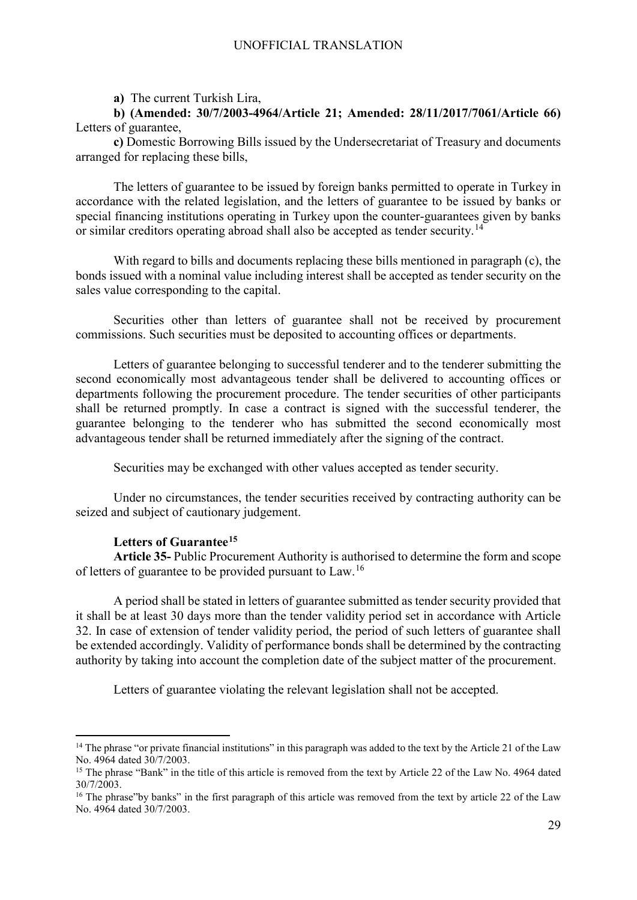**a)** The current Turkish Lira,

**b) (Amended: 30/7/2003-4964/Article 21; Amended: 28/11/2017/7061/Article 66)** Letters of guarantee,

**c)** Domestic Borrowing Bills issued by the Undersecretariat of Treasury and documents arranged for replacing these bills,

The letters of guarantee to be issued by foreign banks permitted to operate in Turkey in accordance with the related legislation, and the letters of guarantee to be issued by banks or special financing institutions operating in Turkey upon the counter-guarantees given by banks or similar creditors operating abroad shall also be accepted as tender security.[14]

With regard to bills and documents replacing these bills mentioned in paragraph (c), the bonds issued with a nominal value including interest shall be accepted as tender security on the sales value corresponding to the capital.

Securities other than letters of guarantee shall not be received by procurement commissions. Such securities must be deposited to accounting offices or departments.

Letters of guarantee belonging to successful tenderer and to the tenderer submitting the second economically most advantageous tender shall be delivered to accounting offices or departments following the procurement procedure. The tender securities of other participants shall be returned promptly. In case a contract is signed with the successful tenderer, the guarantee belonging to the tenderer who has submitted the second economically most advantageous tender shall be returned immediately after the signing of the contract.

Securities may be exchanged with other values accepted as tender security.

Under no circumstances, the tender securities received by contracting authority can be seized and subject of cautionary judgement.

**Letters of Guarantee[15]**

**Article 35-** Public Procurement Authority is authorised to determine the form and scope of letters of guarantee to be provided pursuant to Law.[16]

A period shall be stated in letters of guarantee submitted as tender security provided that it shall be at least 30 days more than the tender validity period set in accordance with Article 32. In case of extension of tender validity period, the period of such letters of guarantee shall be extended accordingly. Validity of performance bonds shall be determined by the contracting authority by taking into account the completion date of the subject matter of the procurement.

Letters of guarantee violating the relevant legislation shall not be accepted.

---

[14] The phrase "or private financial institutions" in this paragraph was added to the text by the Article 21 of the Law No. 4964 dated 30/7/2003.

[15] The phrase "Bank" in the title of this article is removed from the text by Article 22 of the Law No. 4964 dated 30/7/2003.

[16] The phrase"by banks" in the first paragraph of this article was removed from the text by article 22 of the Law No. 4964 dated 30/7/2003.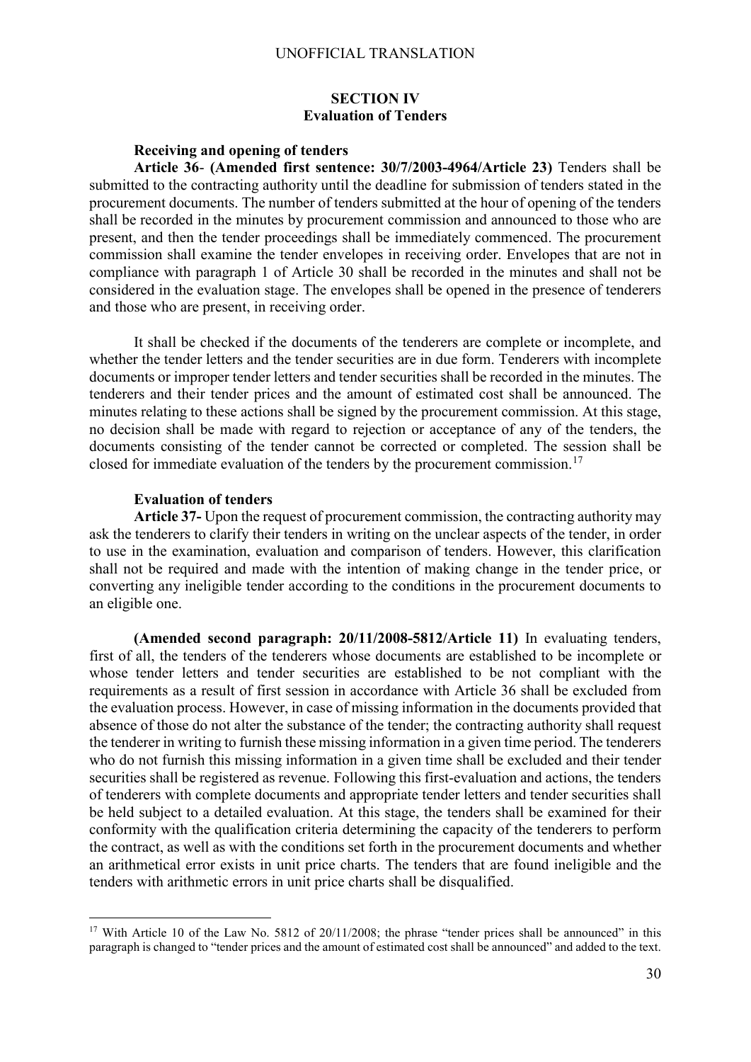## SECTION IV
## Evaluation of Tenders

### Receiving and opening of tenders

**Article 36- (Amended first sentence: 30/7/2003-4964/Article 23)** Tenders shall be submitted to the contracting authority until the deadline for submission of tenders stated in the procurement documents. The number of tenders submitted at the hour of opening of the tenders shall be recorded in the minutes by procurement commission and announced to those who are present, and then the tender proceedings shall be immediately commenced. The procurement commission shall examine the tender envelopes in receiving order. Envelopes that are not in compliance with paragraph 1 of Article 30 shall be recorded in the minutes and shall not be considered in the evaluation stage. The envelopes shall be opened in the presence of tenderers and those who are present, in receiving order.

It shall be checked if the documents of the tenderers are complete or incomplete, and whether the tender letters and the tender securities are in due form. Tenderers with incomplete documents or improper tender letters and tender securities shall be recorded in the minutes. The tenderers and their tender prices and the amount of estimated cost shall be announced. The minutes relating to these actions shall be signed by the procurement commission. At this stage, no decision shall be made with regard to rejection or acceptance of any of the tenders, the documents consisting of the tender cannot be corrected or completed. The session shall be closed for immediate evaluation of the tenders by the procurement commission.[17]

### Evaluation of tenders

**Article 37-** Upon the request of procurement commission, the contracting authority may ask the tenderers to clarify their tenders in writing on the unclear aspects of the tender, in order to use in the examination, evaluation and comparison of tenders. However, this clarification shall not be required and made with the intention of making change in the tender price, or converting any ineligible tender according to the conditions in the procurement documents to an eligible one.

**(Amended second paragraph: 20/11/2008-5812/Article 11)** In evaluating tenders, first of all, the tenders of the tenderers whose documents are established to be incomplete or whose tender letters and tender securities are established to be not compliant with the requirements as a result of first session in accordance with Article 36 shall be excluded from the evaluation process. However, in case of missing information in the documents provided that absence of those do not alter the substance of the tender; the contracting authority shall request the tenderer in writing to furnish these missing information in a given time period. The tenderers who do not furnish this missing information in a given time shall be excluded and their tender securities shall be registered as revenue. Following this first-evaluation and actions, the tenders of tenderers with complete documents and appropriate tender letters and tender securities shall be held subject to a detailed evaluation. At this stage, the tenders shall be examined for their conformity with the qualification criteria determining the capacity of the tenderers to perform the contract, as well as with the conditions set forth in the procurement documents and whether an arithmetical error exists in unit price charts. The tenders that are found ineligible and the tenders with arithmetic errors in unit price charts shall be disqualified.

---

[17] With Article 10 of the Law No. 5812 of 20/11/2008; the phrase "tender prices shall be announced" in this paragraph is changed to "tender prices and the amount of estimated cost shall be announced" and added to the text.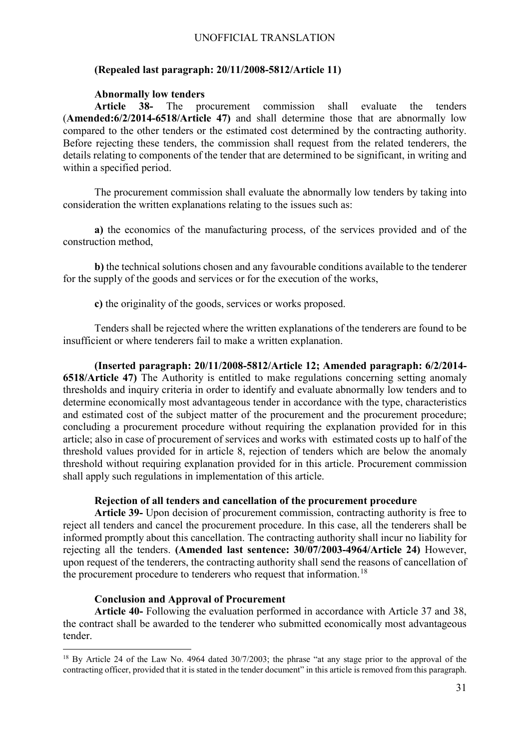**(Repealed last paragraph: 20/11/2008-5812/Article 11)**

**Abnormally low tenders**

**Article 38-** The procurement commission shall evaluate the tenders (**Amended:6/2/2014-6518/Article 47)** and shall determine those that are abnormally low compared to the other tenders or the estimated cost determined by the contracting authority. Before rejecting these tenders, the commission shall request from the related tenderers, the details relating to components of the tender that are determined to be significant, in writing and within a specified period.

The procurement commission shall evaluate the abnormally low tenders by taking into consideration the written explanations relating to the issues such as:

**a)** the economics of the manufacturing process, of the services provided and of the construction method,

**b)** the technical solutions chosen and any favourable conditions available to the tenderer for the supply of the goods and services or for the execution of the works,

**c)** the originality of the goods, services or works proposed.

Tenders shall be rejected where the written explanations of the tenderers are found to be insufficient or where tenderers fail to make a written explanation.

**(Inserted paragraph: 20/11/2008-5812/Article 12; Amended paragraph: 6/2/2014-6518/Article 47)** The Authority is entitled to make regulations concerning setting anomaly thresholds and inquiry criteria in order to identify and evaluate abnormally low tenders and to determine economically most advantageous tender in accordance with the type, characteristics and estimated cost of the subject matter of the procurement and the procurement procedure; concluding a procurement procedure without requiring the explanation provided for in this article; also in case of procurement of services and works with estimated costs up to half of the threshold values provided for in article 8, rejection of tenders which are below the anomaly threshold without requiring explanation provided for in this article. Procurement commission shall apply such regulations in implementation of this article.

**Rejection of all tenders and cancellation of the procurement procedure**

**Article 39-** Upon decision of procurement commission, contracting authority is free to reject all tenders and cancel the procurement procedure. In this case, all the tenderers shall be informed promptly about this cancellation. The contracting authority shall incur no liability for rejecting all the tenders. **(Amended last sentence: 30/07/2003-4964/Article 24)** However, upon request of the tenderers, the contracting authority shall send the reasons of cancellation of the procurement procedure to tenderers who request that information.[18]

**Conclusion and Approval of Procurement**

**Article 40-** Following the evaluation performed in accordance with Article 37 and 38, the contract shall be awarded to the tenderer who submitted economically most advantageous tender.

---

[18] By Article 24 of the Law No. 4964 dated 30/7/2003; the phrase "at any stage prior to the approval of the contracting officer, provided that it is stated in the tender document" in this article is removed from this paragraph.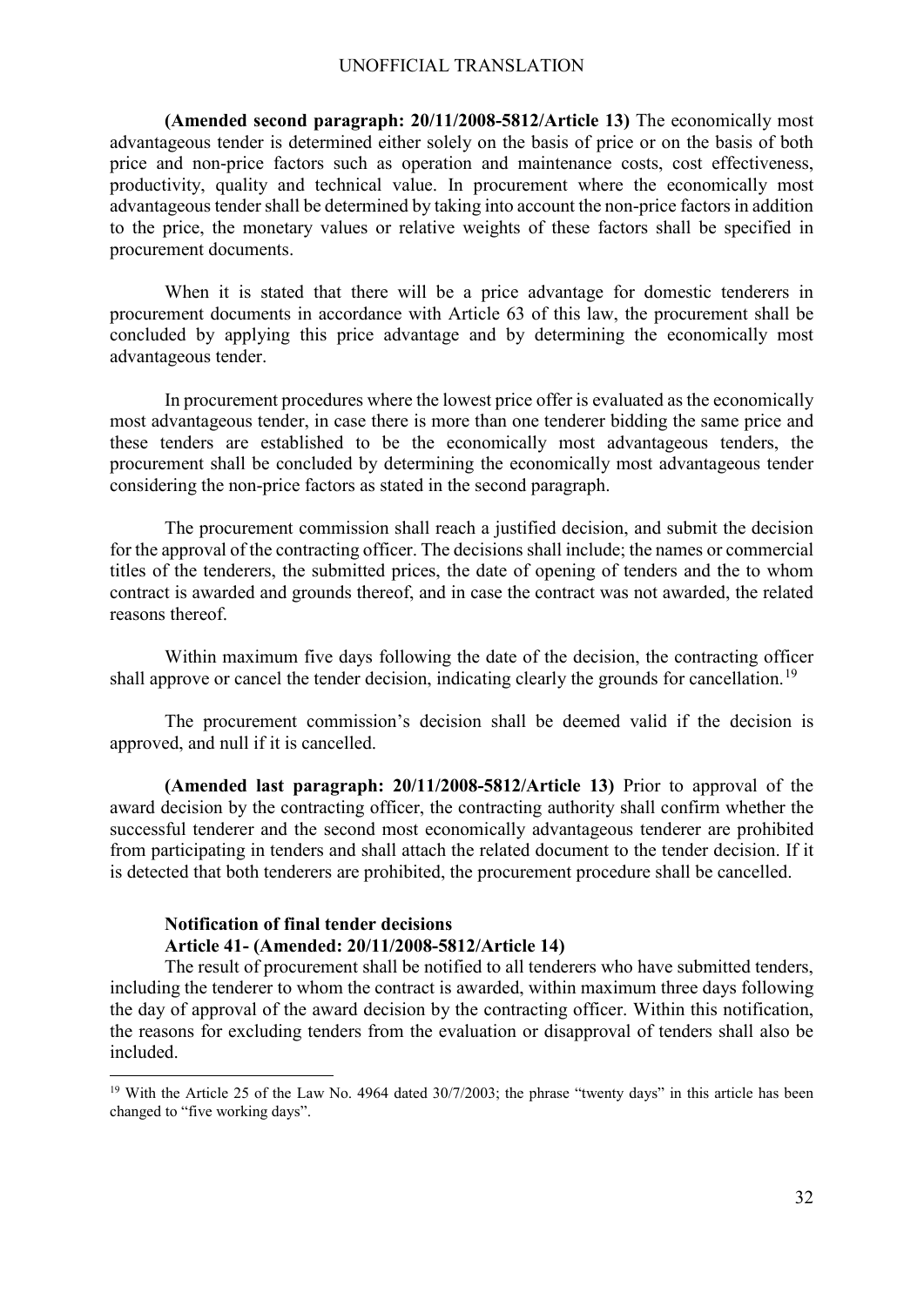**(Amended second paragraph: 20/11/2008-5812/Article 13)** The economically most advantageous tender is determined either solely on the basis of price or on the basis of both price and non-price factors such as operation and maintenance costs, cost effectiveness, productivity, quality and technical value. In procurement where the economically most advantageous tender shall be determined by taking into account the non-price factors in addition to the price, the monetary values or relative weights of these factors shall be specified in procurement documents.

When it is stated that there will be a price advantage for domestic tenderers in procurement documents in accordance with Article 63 of this law, the procurement shall be concluded by applying this price advantage and by determining the economically most advantageous tender.

In procurement procedures where the lowest price offer is evaluated as the economically most advantageous tender, in case there is more than one tenderer bidding the same price and these tenders are established to be the economically most advantageous tenders, the procurement shall be concluded by determining the economically most advantageous tender considering the non-price factors as stated in the second paragraph.

The procurement commission shall reach a justified decision, and submit the decision for the approval of the contracting officer. The decisions shall include; the names or commercial titles of the tenderers, the submitted prices, the date of opening of tenders and the to whom contract is awarded and grounds thereof, and in case the contract was not awarded, the related reasons thereof.

Within maximum five days following the date of the decision, the contracting officer shall approve or cancel the tender decision, indicating clearly the grounds for cancellation.[19]

The procurement commission's decision shall be deemed valid if the decision is approved, and null if it is cancelled.

**(Amended last paragraph: 20/11/2008-5812/Article 13)** Prior to approval of the award decision by the contracting officer, the contracting authority shall confirm whether the successful tenderer and the second most economically advantageous tenderer are prohibited from participating in tenders and shall attach the related document to the tender decision. If it is detected that both tenderers are prohibited, the procurement procedure shall be cancelled.

**Notification of final tender decisions**
**Article 41- (Amended: 20/11/2008-5812/Article 14)**

The result of procurement shall be notified to all tenderers who have submitted tenders, including the tenderer to whom the contract is awarded, within maximum three days following the day of approval of the award decision by the contracting officer. Within this notification, the reasons for excluding tenders from the evaluation or disapproval of tenders shall also be included.

[19] With the Article 25 of the Law No. 4964 dated 30/7/2003; the phrase "twenty days" in this article has been changed to "five working days".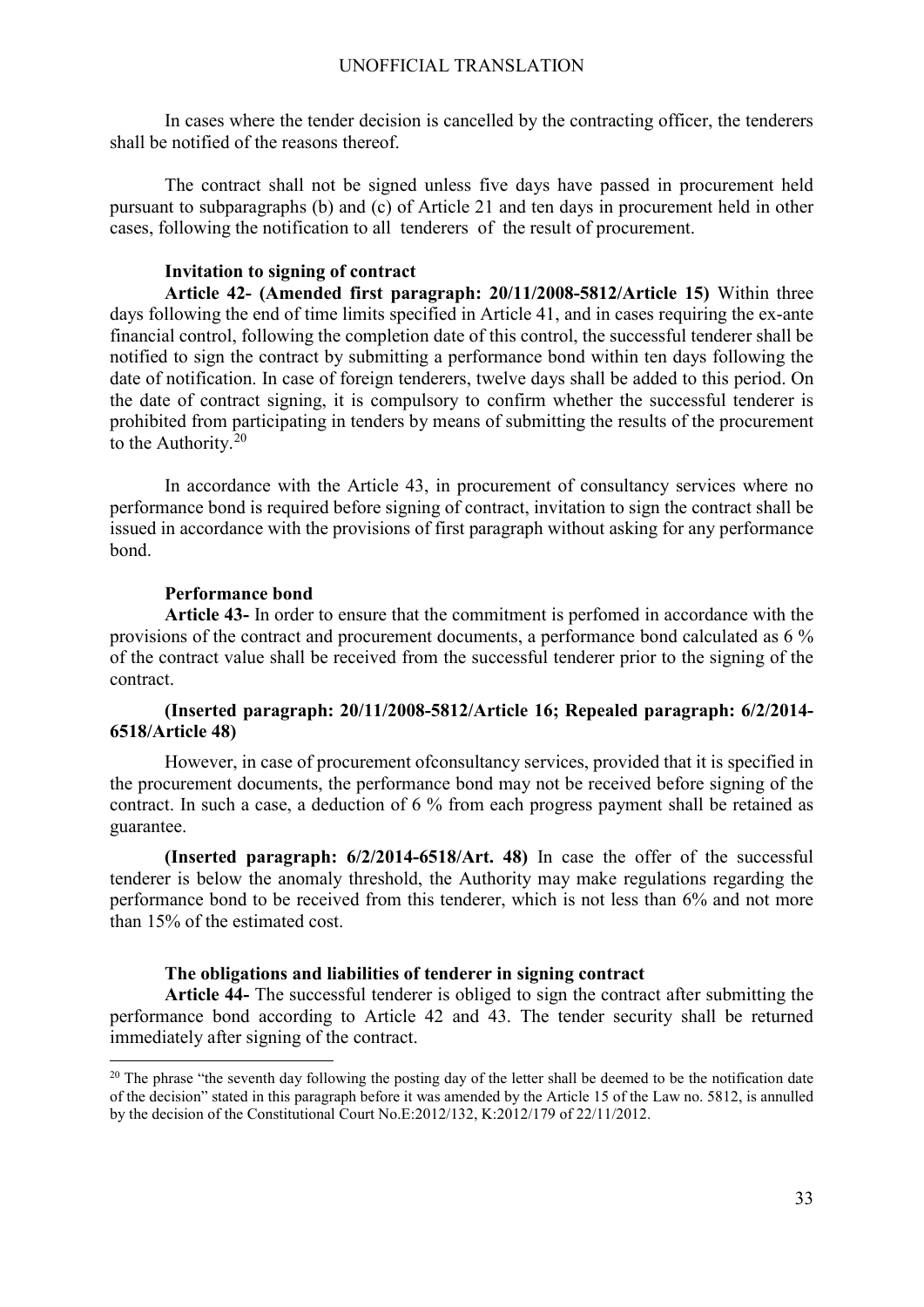In cases where the tender decision is cancelled by the contracting officer, the tenderers shall be notified of the reasons thereof.

The contract shall not be signed unless five days have passed in procurement held pursuant to subparagraphs (b) and (c) of Article 21 and ten days in procurement held in other cases, following the notification to all tenderers of the result of procurement.

**Invitation to signing of contract**

**Article 42- (Amended first paragraph: 20/11/2008-5812/Article 15)** Within three days following the end of time limits specified in Article 41, and in cases requiring the ex-ante financial control, following the completion date of this control, the successful tenderer shall be notified to sign the contract by submitting a performance bond within ten days following the date of notification. In case of foreign tenderers, twelve days shall be added to this period. On the date of contract signing, it is compulsory to confirm whether the successful tenderer is prohibited from participating in tenders by means of submitting the results of the procurement to the Authority.[20]

In accordance with the Article 43, in procurement of consultancy services where no performance bond is required before signing of contract, invitation to sign the contract shall be issued in accordance with the provisions of first paragraph without asking for any performance bond.

**Performance bond**

**Article 43-** In order to ensure that the commitment is perfomed in accordance with the provisions of the contract and procurement documents, a performance bond calculated as 6 % of the contract value shall be received from the successful tenderer prior to the signing of the contract.

**(Inserted paragraph: 20/11/2008-5812/Article 16; Repealed paragraph: 6/2/2014-6518/Article 48)**

However, in case of procurement ofconsultancy services, provided that it is specified in the procurement documents, the performance bond may not be received before signing of the contract. In such a case, a deduction of 6 % from each progress payment shall be retained as guarantee.

**(Inserted paragraph: 6/2/2014-6518/Art. 48)** In case the offer of the successful tenderer is below the anomaly threshold, the Authority may make regulations regarding the performance bond to be received from this tenderer, which is not less than 6% and not more than 15% of the estimated cost.

**The obligations and liabilities of tenderer in signing contract**

**Article 44-** The successful tenderer is obliged to sign the contract after submitting the performance bond according to Article 42 and 43. The tender security shall be returned immediately after signing of the contract.

[20] The phrase "the seventh day following the posting day of the letter shall be deemed to be the notification date of the decision" stated in this paragraph before it was amended by the Article 15 of the Law no. 5812, is annulled by the decision of the Constitutional Court No.E:2012/132, K:2012/179 of 22/11/2012.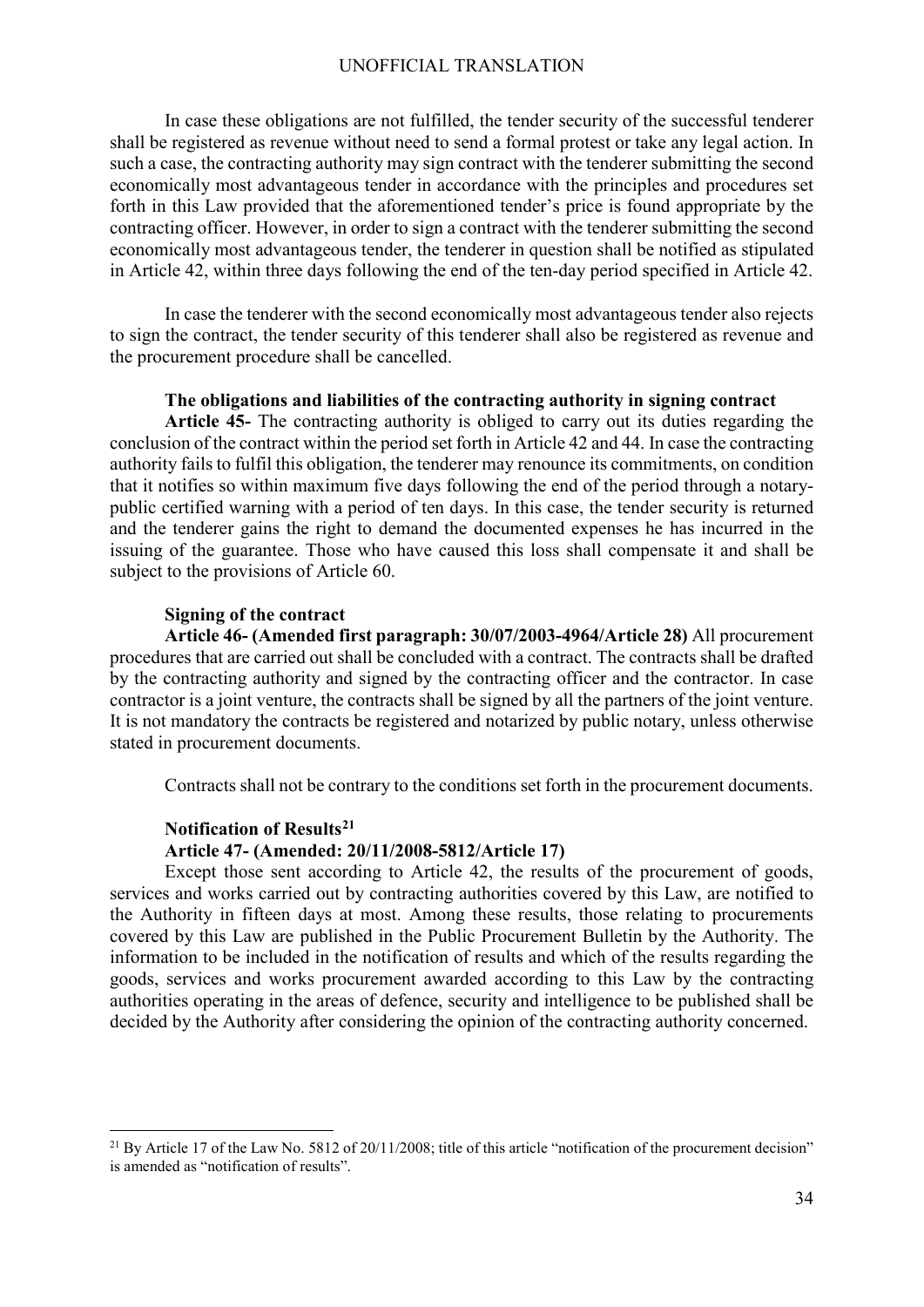In case these obligations are not fulfilled, the tender security of the successful tenderer shall be registered as revenue without need to send a formal protest or take any legal action. In such a case, the contracting authority may sign contract with the tenderer submitting the second economically most advantageous tender in accordance with the principles and procedures set forth in this Law provided that the aforementioned tender's price is found appropriate by the contracting officer. However, in order to sign a contract with the tenderer submitting the second economically most advantageous tender, the tenderer in question shall be notified as stipulated in Article 42, within three days following the end of the ten-day period specified in Article 42.

In case the tenderer with the second economically most advantageous tender also rejects to sign the contract, the tender security of this tenderer shall also be registered as revenue and the procurement procedure shall be cancelled.

**The obligations and liabilities of the contracting authority in signing contract**

**Article 45-** The contracting authority is obliged to carry out its duties regarding the conclusion of the contract within the period set forth in Article 42 and 44. In case the contracting authority fails to fulfil this obligation, the tenderer may renounce its commitments, on condition that it notifies so within maximum five days following the end of the period through a notary-public certified warning with a period of ten days. In this case, the tender security is returned and the tenderer gains the right to demand the documented expenses he has incurred in the issuing of the guarantee. Those who have caused this loss shall compensate it and shall be subject to the provisions of Article 60.

**Signing of the contract**

**Article 46- (Amended first paragraph: 30/07/2003-4964/Article 28)** All procurement procedures that are carried out shall be concluded with a contract. The contracts shall be drafted by the contracting authority and signed by the contracting officer and the contractor. In case contractor is a joint venture, the contracts shall be signed by all the partners of the joint venture. It is not mandatory the contracts be registered and notarized by public notary, unless otherwise stated in procurement documents.

Contracts shall not be contrary to the conditions set forth in the procurement documents.

**Notification of Results[21]**

**Article 47- (Amended: 20/11/2008-5812/Article 17)**

Except those sent according to Article 42, the results of the procurement of goods, services and works carried out by contracting authorities covered by this Law, are notified to the Authority in fifteen days at most. Among these results, those relating to procurements covered by this Law are published in the Public Procurement Bulletin by the Authority. The information to be included in the notification of results and which of the results regarding the goods, services and works procurement awarded according to this Law by the contracting authorities operating in the areas of defence, security and intelligence to be published shall be decided by the Authority after considering the opinion of the contracting authority concerned.

---

[21] By Article 17 of the Law No. 5812 of 20/11/2008; title of this article "notification of the procurement decision" is amended as "notification of results".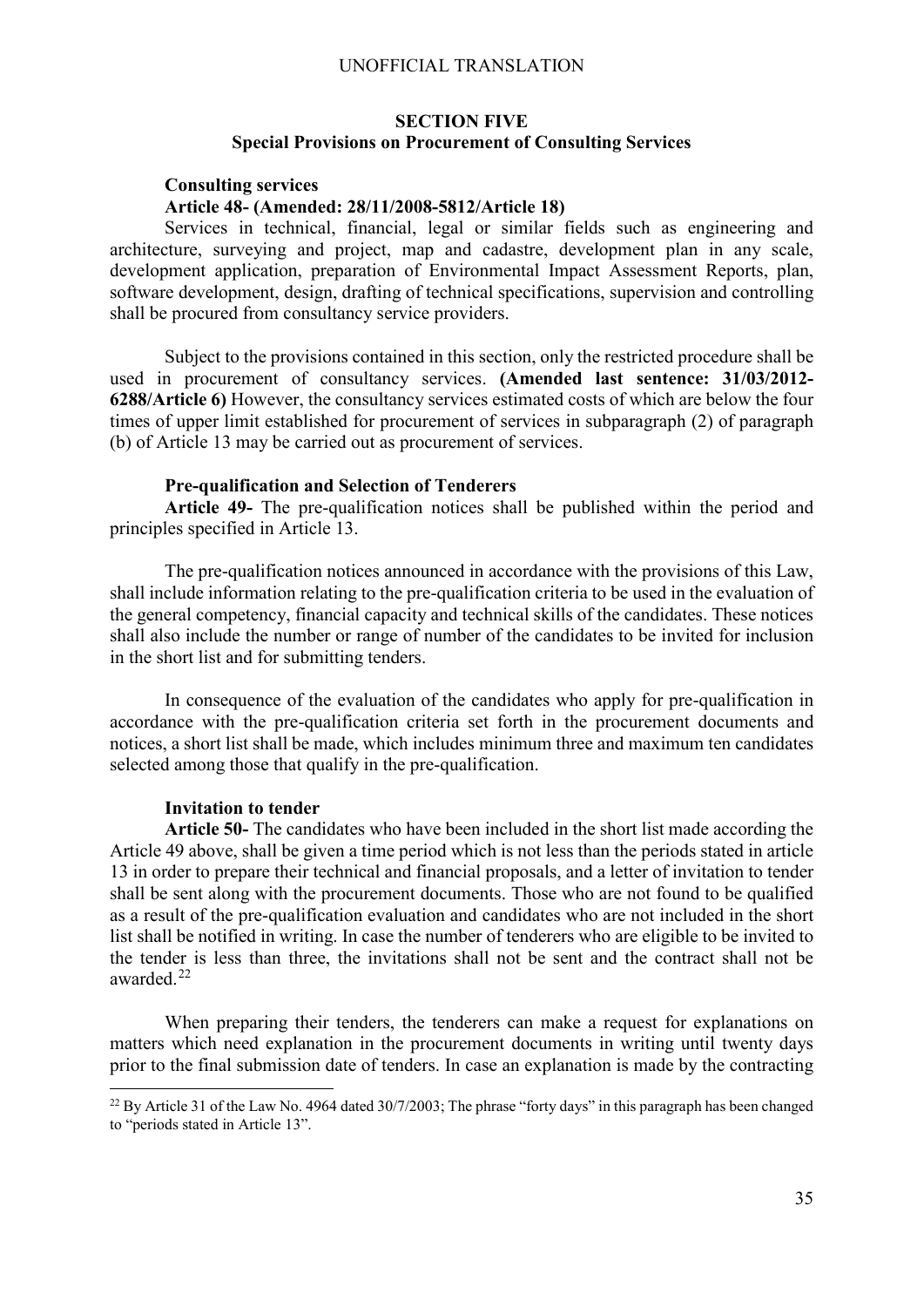## SECTION FIVE
### Special Provisions on Procurement of Consulting Services

**Consulting services**

**Article 48- (Amended: 28/11/2008-5812/Article 18)**

Services in technical, financial, legal or similar fields such as engineering and architecture, surveying and project, map and cadastre, development plan in any scale, development application, preparation of Environmental Impact Assessment Reports, plan, software development, design, drafting of technical specifications, supervision and controlling shall be procured from consultancy service providers.

Subject to the provisions contained in this section, only the restricted procedure shall be used in procurement of consultancy services. **(Amended last sentence: 31/03/2012-6288/Article 6)** However, the consultancy services estimated costs of which are below the four times of upper limit established for procurement of services in subparagraph (2) of paragraph (b) of Article 13 may be carried out as procurement of services.

**Pre-qualification and Selection of Tenderers**

**Article 49-** The pre-qualification notices shall be published within the period and principles specified in Article 13.

The pre-qualification notices announced in accordance with the provisions of this Law, shall include information relating to the pre-qualification criteria to be used in the evaluation of the general competency, financial capacity and technical skills of the candidates. These notices shall also include the number or range of number of the candidates to be invited for inclusion in the short list and for submitting tenders.

In consequence of the evaluation of the candidates who apply for pre-qualification in accordance with the pre-qualification criteria set forth in the procurement documents and notices, a short list shall be made, which includes minimum three and maximum ten candidates selected among those that qualify in the pre-qualification.

**Invitation to tender**

**Article 50-** The candidates who have been included in the short list made according the Article 49 above, shall be given a time period which is not less than the periods stated in article 13 in order to prepare their technical and financial proposals, and a letter of invitation to tender shall be sent along with the procurement documents. Those who are not found to be qualified as a result of the pre-qualification evaluation and candidates who are not included in the short list shall be notified in writing. In case the number of tenderers who are eligible to be invited to the tender is less than three, the invitations shall not be sent and the contract shall not be awarded.[22]

When preparing their tenders, the tenderers can make a request for explanations on matters which need explanation in the procurement documents in writing until twenty days prior to the final submission date of tenders. In case an explanation is made by the contracting

---

[22] By Article 31 of the Law No. 4964 dated 30/7/2003; The phrase "forty days" in this paragraph has been changed to "periods stated in Article 13".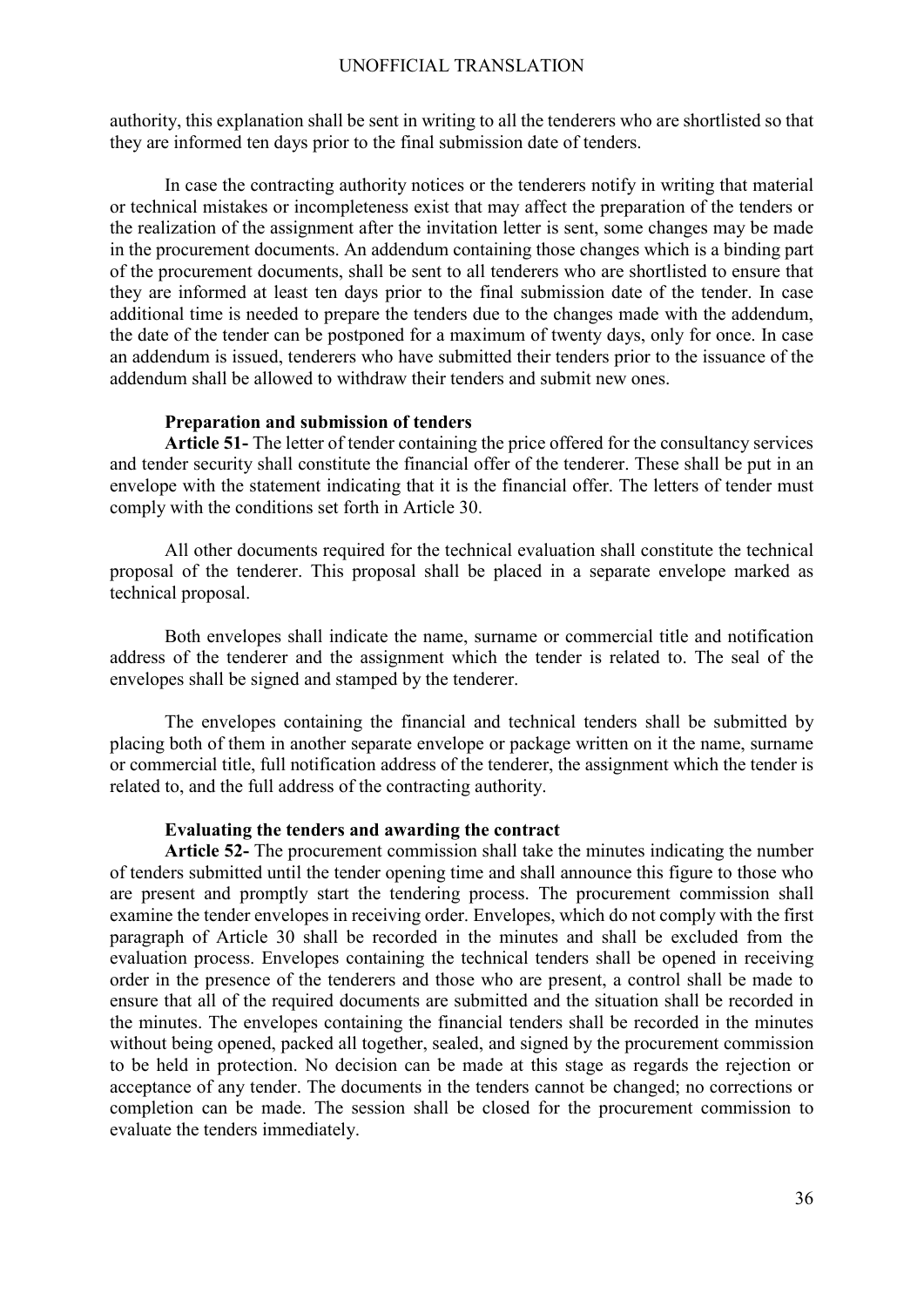authority, this explanation shall be sent in writing to all the tenderers who are shortlisted so that they are informed ten days prior to the final submission date of tenders.

In case the contracting authority notices or the tenderers notify in writing that material or technical mistakes or incompleteness exist that may affect the preparation of the tenders or the realization of the assignment after the invitation letter is sent, some changes may be made in the procurement documents. An addendum containing those changes which is a binding part of the procurement documents, shall be sent to all tenderers who are shortlisted to ensure that they are informed at least ten days prior to the final submission date of the tender. In case additional time is needed to prepare the tenders due to the changes made with the addendum, the date of the tender can be postponed for a maximum of twenty days, only for once. In case an addendum is issued, tenderers who have submitted their tenders prior to the issuance of the addendum shall be allowed to withdraw their tenders and submit new ones.

**Preparation and submission of tenders**

**Article 51-** The letter of tender containing the price offered for the consultancy services and tender security shall constitute the financial offer of the tenderer. These shall be put in an envelope with the statement indicating that it is the financial offer. The letters of tender must comply with the conditions set forth in Article 30.

All other documents required for the technical evaluation shall constitute the technical proposal of the tenderer. This proposal shall be placed in a separate envelope marked as technical proposal.

Both envelopes shall indicate the name, surname or commercial title and notification address of the tenderer and the assignment which the tender is related to. The seal of the envelopes shall be signed and stamped by the tenderer.

The envelopes containing the financial and technical tenders shall be submitted by placing both of them in another separate envelope or package written on it the name, surname or commercial title, full notification address of the tenderer, the assignment which the tender is related to, and the full address of the contracting authority.

**Evaluating the tenders and awarding the contract**

**Article 52-** The procurement commission shall take the minutes indicating the number of tenders submitted until the tender opening time and shall announce this figure to those who are present and promptly start the tendering process. The procurement commission shall examine the tender envelopes in receiving order. Envelopes, which do not comply with the first paragraph of Article 30 shall be recorded in the minutes and shall be excluded from the evaluation process. Envelopes containing the technical tenders shall be opened in receiving order in the presence of the tenderers and those who are present, a control shall be made to ensure that all of the required documents are submitted and the situation shall be recorded in the minutes. The envelopes containing the financial tenders shall be recorded in the minutes without being opened, packed all together, sealed, and signed by the procurement commission to be held in protection. No decision can be made at this stage as regards the rejection or acceptance of any tender. The documents in the tenders cannot be changed; no corrections or completion can be made. The session shall be closed for the procurement commission to evaluate the tenders immediately.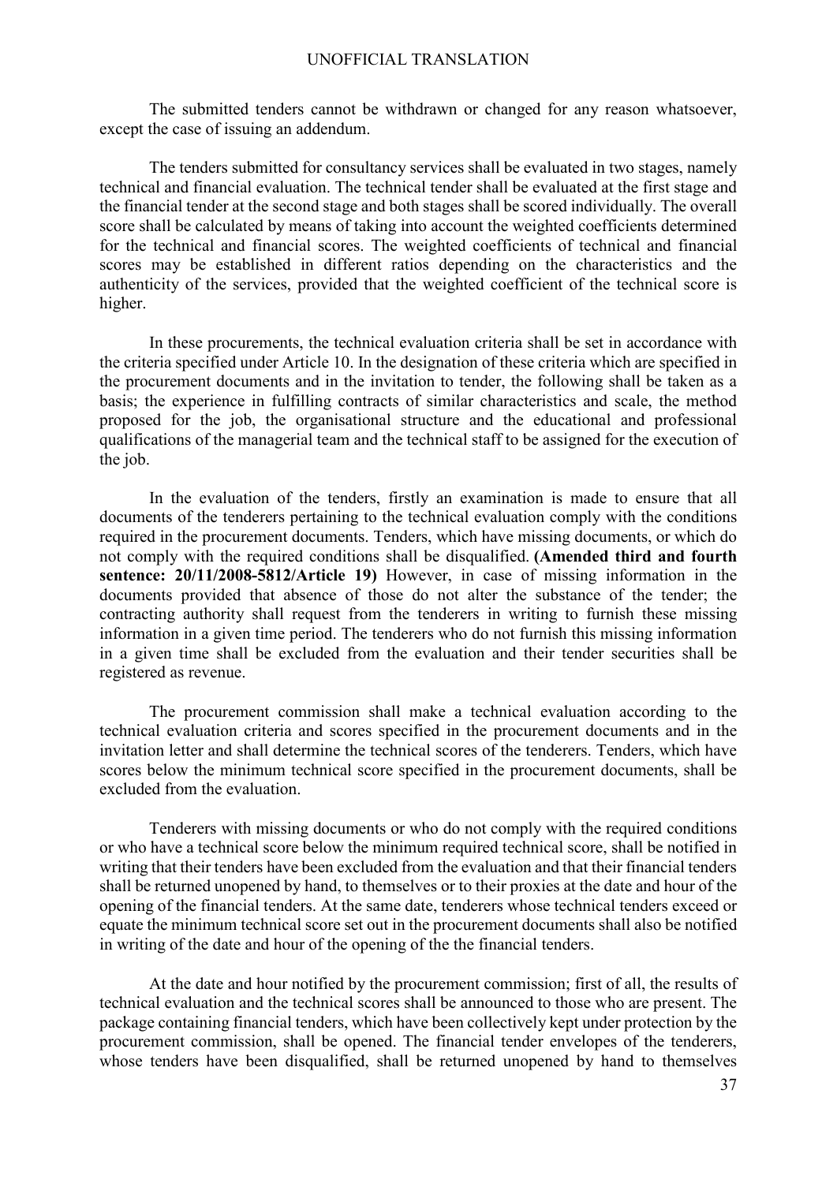The submitted tenders cannot be withdrawn or changed for any reason whatsoever, except the case of issuing an addendum.

The tenders submitted for consultancy services shall be evaluated in two stages, namely technical and financial evaluation. The technical tender shall be evaluated at the first stage and the financial tender at the second stage and both stages shall be scored individually. The overall score shall be calculated by means of taking into account the weighted coefficients determined for the technical and financial scores. The weighted coefficients of technical and financial scores may be established in different ratios depending on the characteristics and the authenticity of the services, provided that the weighted coefficient of the technical score is higher.

In these procurements, the technical evaluation criteria shall be set in accordance with the criteria specified under Article 10. In the designation of these criteria which are specified in the procurement documents and in the invitation to tender, the following shall be taken as a basis; the experience in fulfilling contracts of similar characteristics and scale, the method proposed for the job, the organisational structure and the educational and professional qualifications of the managerial team and the technical staff to be assigned for the execution of the job.

In the evaluation of the tenders, firstly an examination is made to ensure that all documents of the tenderers pertaining to the technical evaluation comply with the conditions required in the procurement documents. Tenders, which have missing documents, or which do not comply with the required conditions shall be disqualified. **(Amended third and fourth sentence: 20/11/2008-5812/Article 19)** However, in case of missing information in the documents provided that absence of those do not alter the substance of the tender; the contracting authority shall request from the tenderers in writing to furnish these missing information in a given time period. The tenderers who do not furnish this missing information in a given time shall be excluded from the evaluation and their tender securities shall be registered as revenue.

The procurement commission shall make a technical evaluation according to the technical evaluation criteria and scores specified in the procurement documents and in the invitation letter and shall determine the technical scores of the tenderers. Tenders, which have scores below the minimum technical score specified in the procurement documents, shall be excluded from the evaluation.

Tenderers with missing documents or who do not comply with the required conditions or who have a technical score below the minimum required technical score, shall be notified in writing that their tenders have been excluded from the evaluation and that their financial tenders shall be returned unopened by hand, to themselves or to their proxies at the date and hour of the opening of the financial tenders. At the same date, tenderers whose technical tenders exceed or equate the minimum technical score set out in the procurement documents shall also be notified in writing of the date and hour of the opening of the the financial tenders.

At the date and hour notified by the procurement commission; first of all, the results of technical evaluation and the technical scores shall be announced to those who are present. The package containing financial tenders, which have been collectively kept under protection by the procurement commission, shall be opened. The financial tender envelopes of the tenderers, whose tenders have been disqualified, shall be returned unopened by hand to themselves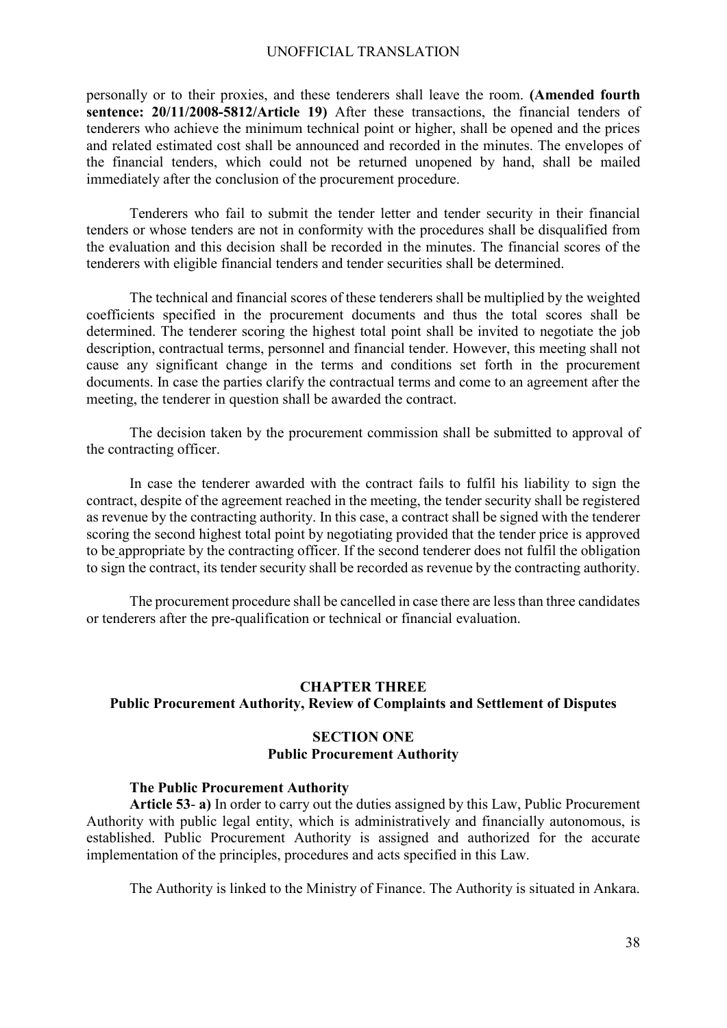personally or to their proxies, and these tenderers shall leave the room. **(Amended fourth sentence: 20/11/2008-5812/Article 19)** After these transactions, the financial tenders of tenderers who achieve the minimum technical point or higher, shall be opened and the prices and related estimated cost shall be announced and recorded in the minutes. The envelopes of the financial tenders, which could not be returned unopened by hand, shall be mailed immediately after the conclusion of the procurement procedure.

Tenderers who fail to submit the tender letter and tender security in their financial tenders or whose tenders are not in conformity with the procedures shall be disqualified from the evaluation and this decision shall be recorded in the minutes. The financial scores of the tenderers with eligible financial tenders and tender securities shall be determined.

The technical and financial scores of these tenderers shall be multiplied by the weighted coefficients specified in the procurement documents and thus the total scores shall be determined. The tenderer scoring the highest total point shall be invited to negotiate the job description, contractual terms, personnel and financial tender. However, this meeting shall not cause any significant change in the terms and conditions set forth in the procurement documents. In case the parties clarify the contractual terms and come to an agreement after the meeting, the tenderer in question shall be awarded the contract.

The decision taken by the procurement commission shall be submitted to approval of the contracting officer.

In case the tenderer awarded with the contract fails to fulfil his liability to sign the contract, despite of the agreement reached in the meeting, the tender security shall be registered as revenue by the contracting authority. In this case, a contract shall be signed with the tenderer scoring the second highest total point by negotiating provided that the tender price is approved to be appropriate by the contracting officer. If the second tenderer does not fulfil the obligation to sign the contract, its tender security shall be recorded as revenue by the contracting authority.

The procurement procedure shall be cancelled in case there are less than three candidates or tenderers after the pre-qualification or technical or financial evaluation.

## CHAPTER THREE
## Public Procurement Authority, Review of Complaints and Settlement of Disputes

### SECTION ONE
### Public Procurement Authority

**The Public Procurement Authority**

**Article 53- a)** In order to carry out the duties assigned by this Law, Public Procurement Authority with public legal entity, which is administratively and financially autonomous, is established. Public Procurement Authority is assigned and authorized for the accurate implementation of the principles, procedures and acts specified in this Law.

The Authority is linked to the Ministry of Finance. The Authority is situated in Ankara.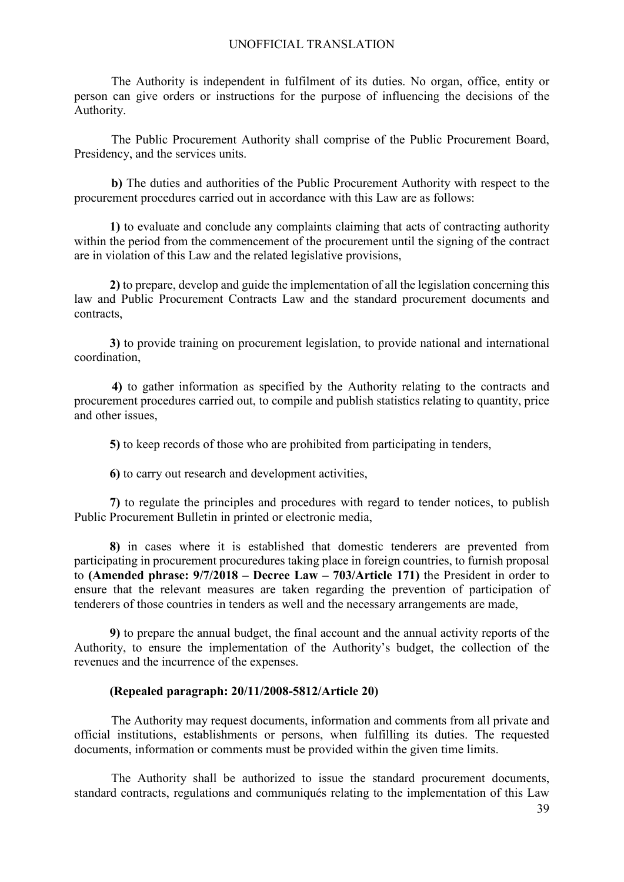The Authority is independent in fulfilment of its duties. No organ, office, entity or person can give orders or instructions for the purpose of influencing the decisions of the Authority.

The Public Procurement Authority shall comprise of the Public Procurement Board, Presidency, and the services units.

**b)** The duties and authorities of the Public Procurement Authority with respect to the procurement procedures carried out in accordance with this Law are as follows:

**1)** to evaluate and conclude any complaints claiming that acts of contracting authority within the period from the commencement of the procurement until the signing of the contract are in violation of this Law and the related legislative provisions,

**2)** to prepare, develop and guide the implementation of all the legislation concerning this law and Public Procurement Contracts Law and the standard procurement documents and contracts,

**3)** to provide training on procurement legislation, to provide national and international coordination,

**4)** to gather information as specified by the Authority relating to the contracts and procurement procedures carried out, to compile and publish statistics relating to quantity, price and other issues,

**5)** to keep records of those who are prohibited from participating in tenders,

**6)** to carry out research and development activities,

**7)** to regulate the principles and procedures with regard to tender notices, to publish Public Procurement Bulletin in printed or electronic media,

**8)** in cases where it is established that domestic tenderers are prevented from participating in procurement procuredures taking place in foreign countries, to furnish proposal to **(Amended phrase: 9/7/2018 – Decree Law – 703/Article 171)** the President in order to ensure that the relevant measures are taken regarding the prevention of participation of tenderers of those countries in tenders as well and the necessary arrangements are made,

**9)** to prepare the annual budget, the final account and the annual activity reports of the Authority, to ensure the implementation of the Authority's budget, the collection of the revenues and the incurrence of the expenses.

**(Repealed paragraph: 20/11/2008-5812/Article 20)**

The Authority may request documents, information and comments from all private and official institutions, establishments or persons, when fulfilling its duties. The requested documents, information or comments must be provided within the given time limits.

The Authority shall be authorized to issue the standard procurement documents, standard contracts, regulations and communiqués relating to the implementation of this Law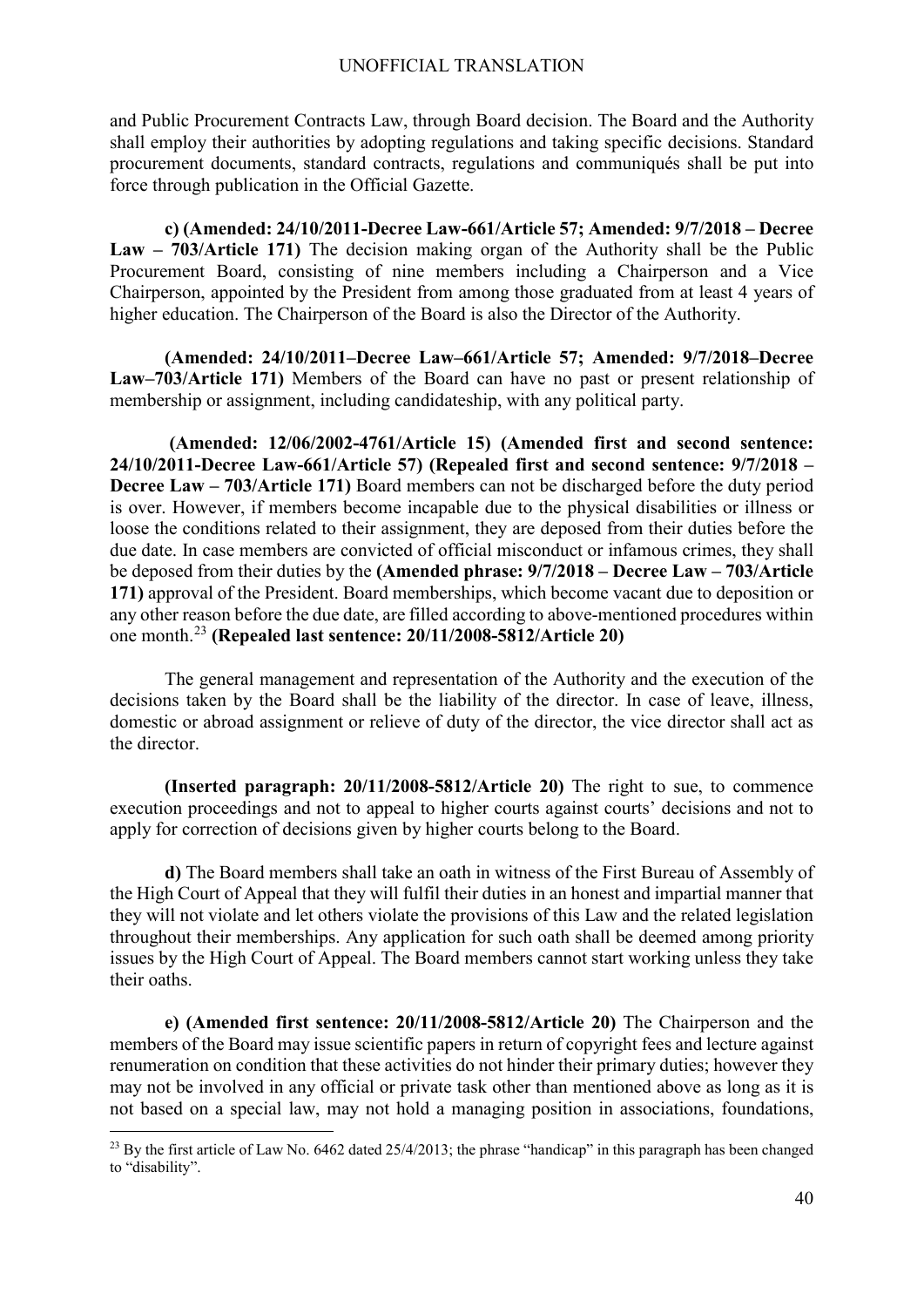and Public Procurement Contracts Law, through Board decision. The Board and the Authority shall employ their authorities by adopting regulations and taking specific decisions. Standard procurement documents, standard contracts, regulations and communiqués shall be put into force through publication in the Official Gazette.

**c) (Amended: 24/10/2011-Decree Law-661/Article 57; Amended: 9/7/2018 – Decree Law – 703/Article 171)** The decision making organ of the Authority shall be the Public Procurement Board, consisting of nine members including a Chairperson and a Vice Chairperson, appointed by the President from among those graduated from at least 4 years of higher education. The Chairperson of the Board is also the Director of the Authority.

**(Amended: 24/10/2011–Decree Law–661/Article 57; Amended: 9/7/2018–Decree Law–703/Article 171)** Members of the Board can have no past or present relationship of membership or assignment, including candidateship, with any political party.

**(Amended: 12/06/2002-4761/Article 15) (Amended first and second sentence: 24/10/2011-Decree Law-661/Article 57) (Repealed first and second sentence: 9/7/2018 – Decree Law – 703/Article 171)** Board members can not be discharged before the duty period is over. However, if members become incapable due to the physical disabilities or illness or loose the conditions related to their assignment, they are deposed from their duties before the due date. In case members are convicted of official misconduct or infamous crimes, they shall be deposed from their duties by the **(Amended phrase: 9/7/2018 – Decree Law – 703/Article 171)** approval of the President. Board memberships, which become vacant due to deposition or any other reason before the due date, are filled according to above-mentioned procedures within one month.[23] **(Repealed last sentence: 20/11/2008-5812/Article 20)**

The general management and representation of the Authority and the execution of the decisions taken by the Board shall be the liability of the director. In case of leave, illness, domestic or abroad assignment or relieve of duty of the director, the vice director shall act as the director.

**(Inserted paragraph: 20/11/2008-5812/Article 20)** The right to sue, to commence execution proceedings and not to appeal to higher courts against courts' decisions and not to apply for correction of decisions given by higher courts belong to the Board.

**d)** The Board members shall take an oath in witness of the First Bureau of Assembly of the High Court of Appeal that they will fulfil their duties in an honest and impartial manner that they will not violate and let others violate the provisions of this Law and the related legislation throughout their memberships. Any application for such oath shall be deemed among priority issues by the High Court of Appeal. The Board members cannot start working unless they take their oaths.

**e) (Amended first sentence: 20/11/2008-5812/Article 20)** The Chairperson and the members of the Board may issue scientific papers in return of copyright fees and lecture against renumeration on condition that these activities do not hinder their primary duties; however they may not be involved in any official or private task other than mentioned above as long as it is not based on a special law, may not hold a managing position in associations, foundations,

---

[23] By the first article of Law No. 6462 dated 25/4/2013; the phrase "handicap" in this paragraph has been changed to "disability".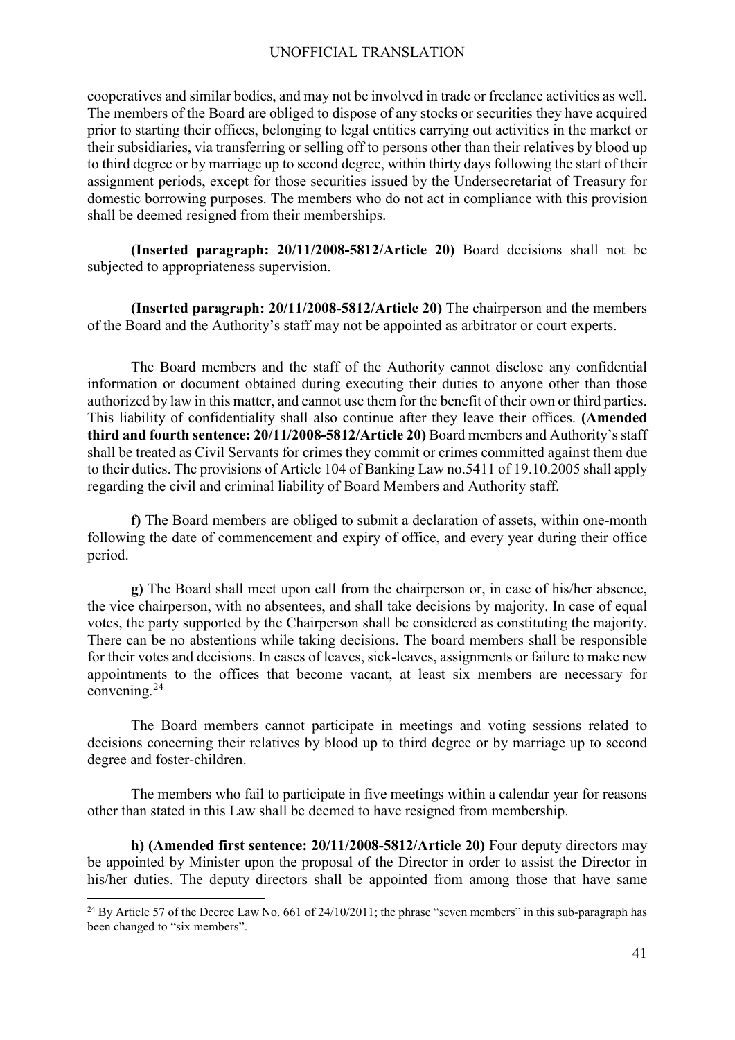cooperatives and similar bodies, and may not be involved in trade or freelance activities as well. The members of the Board are obliged to dispose of any stocks or securities they have acquired prior to starting their offices, belonging to legal entities carrying out activities in the market or their subsidiaries, via transferring or selling off to persons other than their relatives by blood up to third degree or by marriage up to second degree, within thirty days following the start of their assignment periods, except for those securities issued by the Undersecretariat of Treasury for domestic borrowing purposes. The members who do not act in compliance with this provision shall be deemed resigned from their memberships.

**(Inserted paragraph: 20/11/2008-5812/Article 20)** Board decisions shall not be subjected to appropriateness supervision.

**(Inserted paragraph: 20/11/2008-5812/Article 20)** The chairperson and the members of the Board and the Authority's staff may not be appointed as arbitrator or court experts.

The Board members and the staff of the Authority cannot disclose any confidential information or document obtained during executing their duties to anyone other than those authorized by law in this matter, and cannot use them for the benefit of their own or third parties. This liability of confidentiality shall also continue after they leave their offices. **(Amended third and fourth sentence: 20/11/2008-5812/Article 20)** Board members and Authority's staff shall be treated as Civil Servants for crimes they commit or crimes committed against them due to their duties. The provisions of Article 104 of Banking Law no.5411 of 19.10.2005 shall apply regarding the civil and criminal liability of Board Members and Authority staff.

**f)** The Board members are obliged to submit a declaration of assets, within one-month following the date of commencement and expiry of office, and every year during their office period.

**g)** The Board shall meet upon call from the chairperson or, in case of his/her absence, the vice chairperson, with no absentees, and shall take decisions by majority. In case of equal votes, the party supported by the Chairperson shall be considered as constituting the majority. There can be no abstentions while taking decisions. The board members shall be responsible for their votes and decisions. In cases of leaves, sick-leaves, assignments or failure to make new appointments to the offices that become vacant, at least six members are necessary for convening.[24]

The Board members cannot participate in meetings and voting sessions related to decisions concerning their relatives by blood up to third degree or by marriage up to second degree and foster-children.

The members who fail to participate in five meetings within a calendar year for reasons other than stated in this Law shall be deemed to have resigned from membership.

**h) (Amended first sentence: 20/11/2008-5812/Article 20)** Four deputy directors may be appointed by Minister upon the proposal of the Director in order to assist the Director in his/her duties. The deputy directors shall be appointed from among those that have same

---

[24] By Article 57 of the Decree Law No. 661 of 24/10/2011; the phrase "seven members" in this sub-paragraph has been changed to "six members".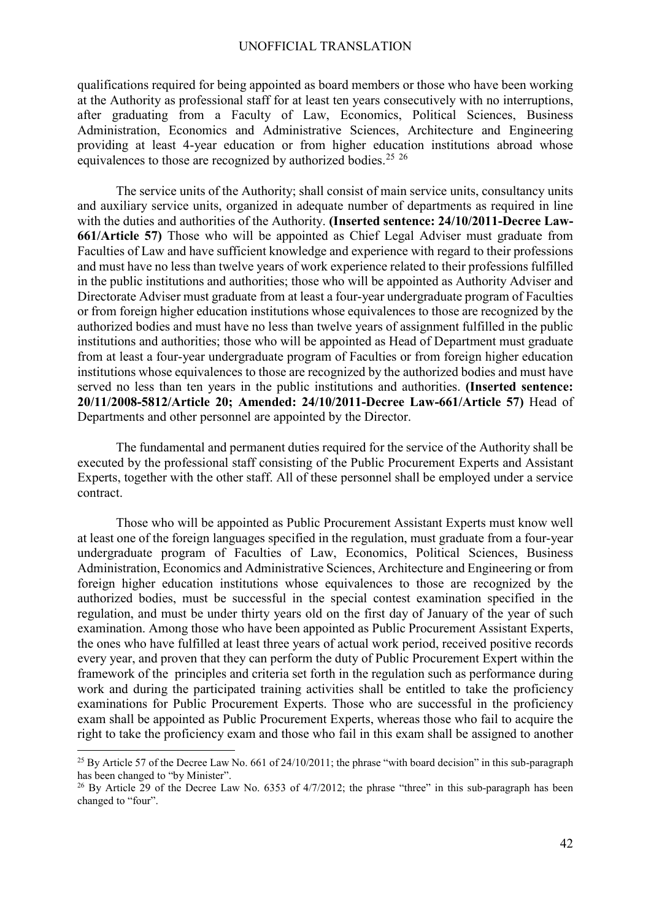qualifications required for being appointed as board members or those who have been working at the Authority as professional staff for at least ten years consecutively with no interruptions, after graduating from a Faculty of Law, Economics, Political Sciences, Business Administration, Economics and Administrative Sciences, Architecture and Engineering providing at least 4-year education or from higher education institutions abroad whose equivalences to those are recognized by authorized bodies.[25] [26]

The service units of the Authority; shall consist of main service units, consultancy units and auxiliary service units, organized in adequate number of departments as required in line with the duties and authorities of the Authority. **(Inserted sentence: 24/10/2011-Decree Law-661/Article 57)** Those who will be appointed as Chief Legal Adviser must graduate from Faculties of Law and have sufficient knowledge and experience with regard to their professions and must have no less than twelve years of work experience related to their professions fulfilled in the public institutions and authorities; those who will be appointed as Authority Adviser and Directorate Adviser must graduate from at least a four-year undergraduate program of Faculties or from foreign higher education institutions whose equivalences to those are recognized by the authorized bodies and must have no less than twelve years of assignment fulfilled in the public institutions and authorities; those who will be appointed as Head of Department must graduate from at least a four-year undergraduate program of Faculties or from foreign higher education institutions whose equivalences to those are recognized by the authorized bodies and must have served no less than ten years in the public institutions and authorities. **(Inserted sentence: 20/11/2008-5812/Article 20; Amended: 24/10/2011-Decree Law-661/Article 57)** Head of Departments and other personnel are appointed by the Director.

The fundamental and permanent duties required for the service of the Authority shall be executed by the professional staff consisting of the Public Procurement Experts and Assistant Experts, together with the other staff. All of these personnel shall be employed under a service contract.

Those who will be appointed as Public Procurement Assistant Experts must know well at least one of the foreign languages specified in the regulation, must graduate from a four-year undergraduate program of Faculties of Law, Economics, Political Sciences, Business Administration, Economics and Administrative Sciences, Architecture and Engineering or from foreign higher education institutions whose equivalences to those are recognized by the authorized bodies, must be successful in the special contest examination specified in the regulation, and must be under thirty years old on the first day of January of the year of such examination. Among those who have been appointed as Public Procurement Assistant Experts, the ones who have fulfilled at least three years of actual work period, received positive records every year, and proven that they can perform the duty of Public Procurement Expert within the framework of the principles and criteria set forth in the regulation such as performance during work and during the participated training activities shall be entitled to take the proficiency examinations for Public Procurement Experts. Those who are successful in the proficiency exam shall be appointed as Public Procurement Experts, whereas those who fail to acquire the right to take the proficiency exam and those who fail in this exam shall be assigned to another

---

[25] By Article 57 of the Decree Law No. 661 of 24/10/2011; the phrase "with board decision" in this sub-paragraph has been changed to "by Minister".

[26] By Article 29 of the Decree Law No. 6353 of 4/7/2012; the phrase "three" in this sub-paragraph has been changed to "four".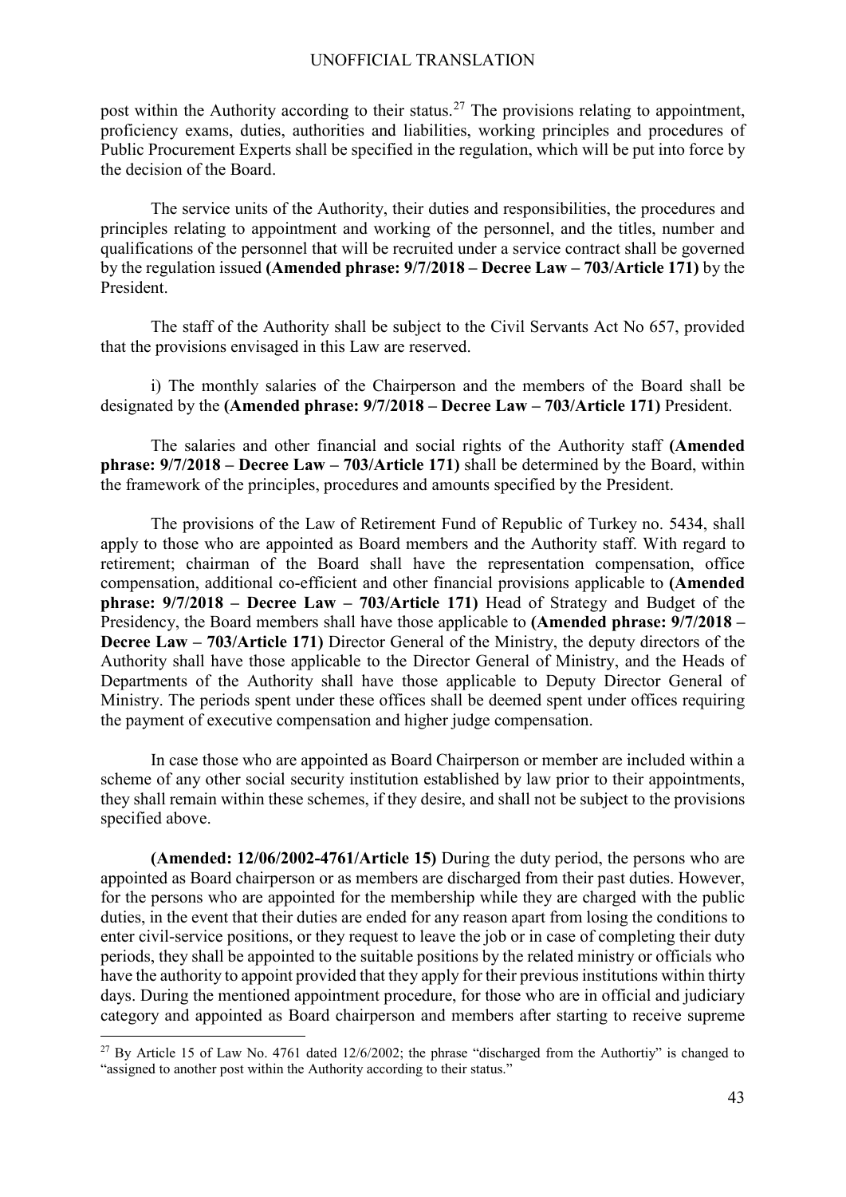post within the Authority according to their status.[27] The provisions relating to appointment, proficiency exams, duties, authorities and liabilities, working principles and procedures of Public Procurement Experts shall be specified in the regulation, which will be put into force by the decision of the Board.

The service units of the Authority, their duties and responsibilities, the procedures and principles relating to appointment and working of the personnel, and the titles, number and qualifications of the personnel that will be recruited under a service contract shall be governed by the regulation issued **(Amended phrase: 9/7/2018 – Decree Law – 703/Article 171)** by the President.

The staff of the Authority shall be subject to the Civil Servants Act No 657, provided that the provisions envisaged in this Law are reserved.

i) The monthly salaries of the Chairperson and the members of the Board shall be designated by the **(Amended phrase: 9/7/2018 – Decree Law – 703/Article 171)** President.

The salaries and other financial and social rights of the Authority staff **(Amended phrase: 9/7/2018 – Decree Law – 703/Article 171)** shall be determined by the Board, within the framework of the principles, procedures and amounts specified by the President.

The provisions of the Law of Retirement Fund of Republic of Turkey no. 5434, shall apply to those who are appointed as Board members and the Authority staff. With regard to retirement; chairman of the Board shall have the representation compensation, office compensation, additional co-efficient and other financial provisions applicable to **(Amended phrase: 9/7/2018 – Decree Law – 703/Article 171)** Head of Strategy and Budget of the Presidency, the Board members shall have those applicable to **(Amended phrase: 9/7/2018 – Decree Law – 703/Article 171)** Director General of the Ministry, the deputy directors of the Authority shall have those applicable to the Director General of Ministry, and the Heads of Departments of the Authority shall have those applicable to Deputy Director General of Ministry. The periods spent under these offices shall be deemed spent under offices requiring the payment of executive compensation and higher judge compensation.

In case those who are appointed as Board Chairperson or member are included within a scheme of any other social security institution established by law prior to their appointments, they shall remain within these schemes, if they desire, and shall not be subject to the provisions specified above.

**(Amended: 12/06/2002-4761/Article 15)** During the duty period, the persons who are appointed as Board chairperson or as members are discharged from their past duties. However, for the persons who are appointed for the membership while they are charged with the public duties, in the event that their duties are ended for any reason apart from losing the conditions to enter civil-service positions, or they request to leave the job or in case of completing their duty periods, they shall be appointed to the suitable positions by the related ministry or officials who have the authority to appoint provided that they apply for their previous institutions within thirty days. During the mentioned appointment procedure, for those who are in official and judiciary category and appointed as Board chairperson and members after starting to receive supreme

---

[27] By Article 15 of Law No. 4761 dated 12/6/2002; the phrase "discharged from the Authortiy" is changed to "assigned to another post within the Authority according to their status."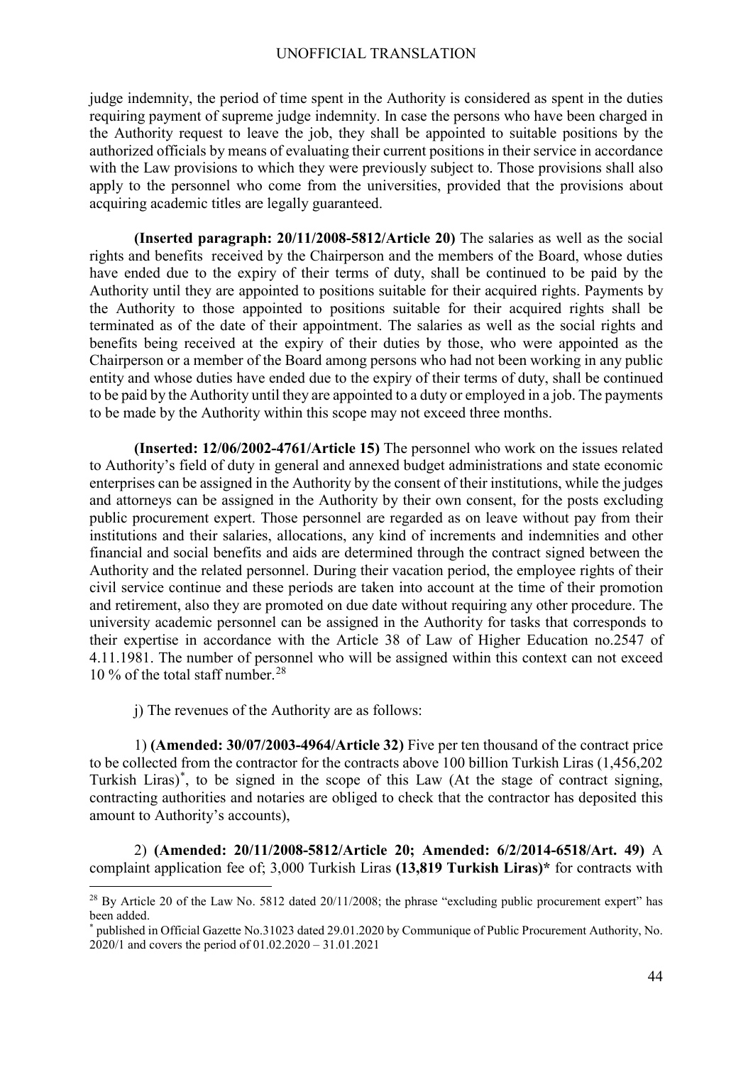judge indemnity, the period of time spent in the Authority is considered as spent in the duties requiring payment of supreme judge indemnity. In case the persons who have been charged in the Authority request to leave the job, they shall be appointed to suitable positions by the authorized officials by means of evaluating their current positions in their service in accordance with the Law provisions to which they were previously subject to. Those provisions shall also apply to the personnel who come from the universities, provided that the provisions about acquiring academic titles are legally guaranteed.

**(Inserted paragraph: 20/11/2008-5812/Article 20)** The salaries as well as the social rights and benefits received by the Chairperson and the members of the Board, whose duties have ended due to the expiry of their terms of duty, shall be continued to be paid by the Authority until they are appointed to positions suitable for their acquired rights. Payments by the Authority to those appointed to positions suitable for their acquired rights shall be terminated as of the date of their appointment. The salaries as well as the social rights and benefits being received at the expiry of their duties by those, who were appointed as the Chairperson or a member of the Board among persons who had not been working in any public entity and whose duties have ended due to the expiry of their terms of duty, shall be continued to be paid by the Authority until they are appointed to a duty or employed in a job. The payments to be made by the Authority within this scope may not exceed three months.

**(Inserted: 12/06/2002-4761/Article 15)** The personnel who work on the issues related to Authority's field of duty in general and annexed budget administrations and state economic enterprises can be assigned in the Authority by the consent of their institutions, while the judges and attorneys can be assigned in the Authority by their own consent, for the posts excluding public procurement expert. Those personnel are regarded as on leave without pay from their institutions and their salaries, allocations, any kind of increments and indemnities and other financial and social benefits and aids are determined through the contract signed between the Authority and the related personnel. During their vacation period, the employee rights of their civil service continue and these periods are taken into account at the time of their promotion and retirement, also they are promoted on due date without requiring any other procedure. The university academic personnel can be assigned in the Authority for tasks that corresponds to their expertise in accordance with the Article 38 of Law of Higher Education no.2547 of 4.11.1981. The number of personnel who will be assigned within this context can not exceed 10 % of the total staff number.[28]

j) The revenues of the Authority are as follows:

1) **(Amended: 30/07/2003-4964/Article 32)** Five per ten thousand of the contract price to be collected from the contractor for the contracts above 100 billion Turkish Liras (1,456,202 Turkish Liras)*, to be signed in the scope of this Law (At the stage of contract signing, contracting authorities and notaries are obliged to check that the contractor has deposited this amount to Authority's accounts),

2) **(Amended: 20/11/2008-5812/Article 20; Amended: 6/2/2014-6518/Art. 49)** A complaint application fee of; 3,000 Turkish Liras **(13,819 Turkish Liras)*** for contracts with

---

[28] By Article 20 of the Law No. 5812 dated 20/11/2008; the phrase "excluding public procurement expert" has been added.

* published in Official Gazette No.31023 dated 29.01.2020 by Communique of Public Procurement Authority, No. 2020/1 and covers the period of 01.02.2020 – 31.01.2021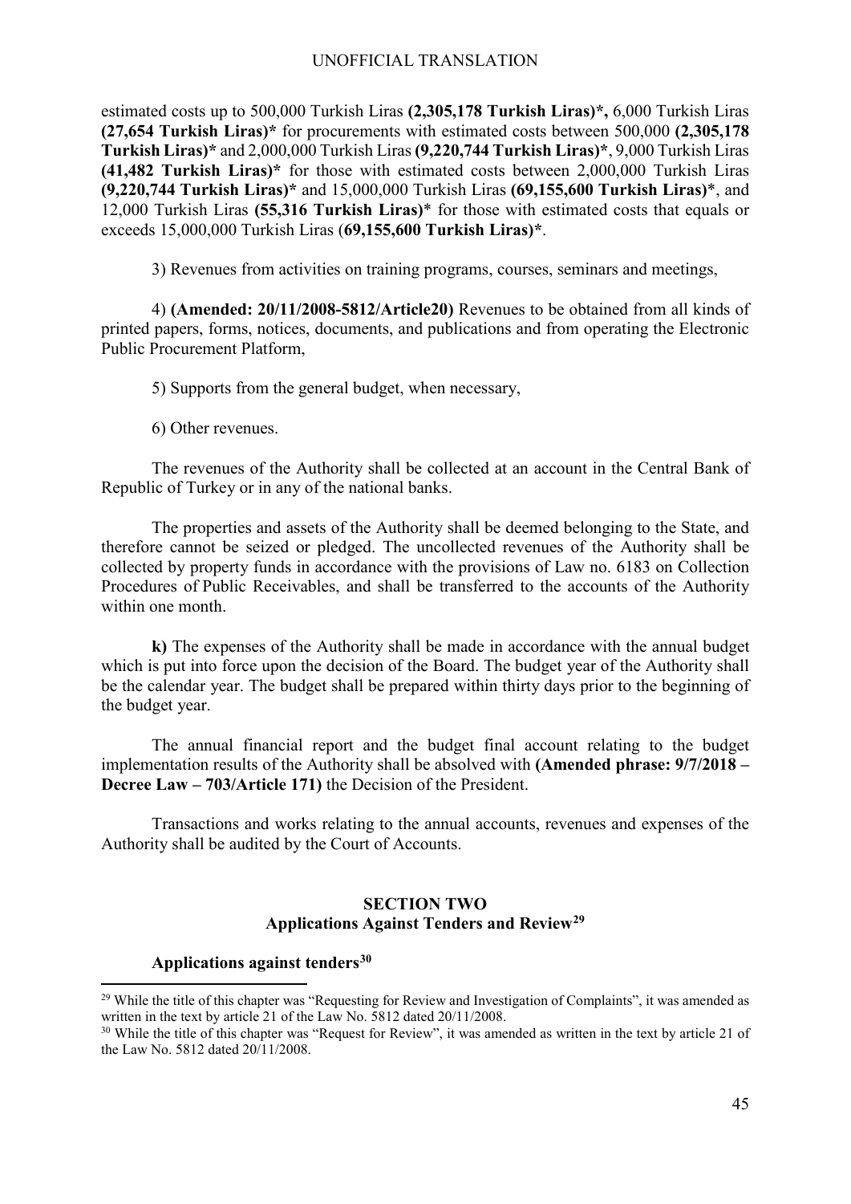estimated costs up to 500,000 Turkish Liras **(2,305,178 Turkish Liras)\*,** 6,000 Turkish Liras **(27,654 Turkish Liras)\*** for procurements with estimated costs between 500,000 **(2,305,178 Turkish Liras)\*** and 2,000,000 Turkish Liras **(9,220,744 Turkish Liras)\***, 9,000 Turkish Liras **(41,482 Turkish Liras)\*** for those with estimated costs between 2,000,000 Turkish Liras **(9,220,744 Turkish Liras)\*** and 15,000,000 Turkish Liras **(69,155,600 Turkish Liras)**\*, and 12,000 Turkish Liras **(55,316 Turkish Liras)**\* for those with estimated costs that equals or exceeds 15,000,000 Turkish Liras (**69,155,600 Turkish Liras)\***.

3) Revenues from activities on training programs, courses, seminars and meetings,

4) **(Amended: 20/11/2008-5812/Article20)** Revenues to be obtained from all kinds of printed papers, forms, notices, documents, and publications and from operating the Electronic Public Procurement Platform,

5) Supports from the general budget, when necessary,

6) Other revenues.

The revenues of the Authority shall be collected at an account in the Central Bank of Republic of Turkey or in any of the national banks.

The properties and assets of the Authority shall be deemed belonging to the State, and therefore cannot be seized or pledged. The uncollected revenues of the Authority shall be collected by property funds in accordance with the provisions of Law no. 6183 on Collection Procedures of Public Receivables, and shall be transferred to the accounts of the Authority within one month.

**k)** The expenses of the Authority shall be made in accordance with the annual budget which is put into force upon the decision of the Board. The budget year of the Authority shall be the calendar year. The budget shall be prepared within thirty days prior to the beginning of the budget year.

The annual financial report and the budget final account relating to the budget implementation results of the Authority shall be absolved with **(Amended phrase: 9/7/2018 – Decree Law – 703/Article 171)** the Decision of the President.

Transactions and works relating to the annual accounts, revenues and expenses of the Authority shall be audited by the Court of Accounts.

## SECTION TWO
## Applications Against Tenders and Review[29]

**Applications against tenders[30]**

[29] While the title of this chapter was "Requesting for Review and Investigation of Complaints", it was amended as written in the text by article 21 of the Law No. 5812 dated 20/11/2008.

[30] While the title of this chapter was "Request for Review", it was amended as written in the text by article 21 of the Law No. 5812 dated 20/11/2008.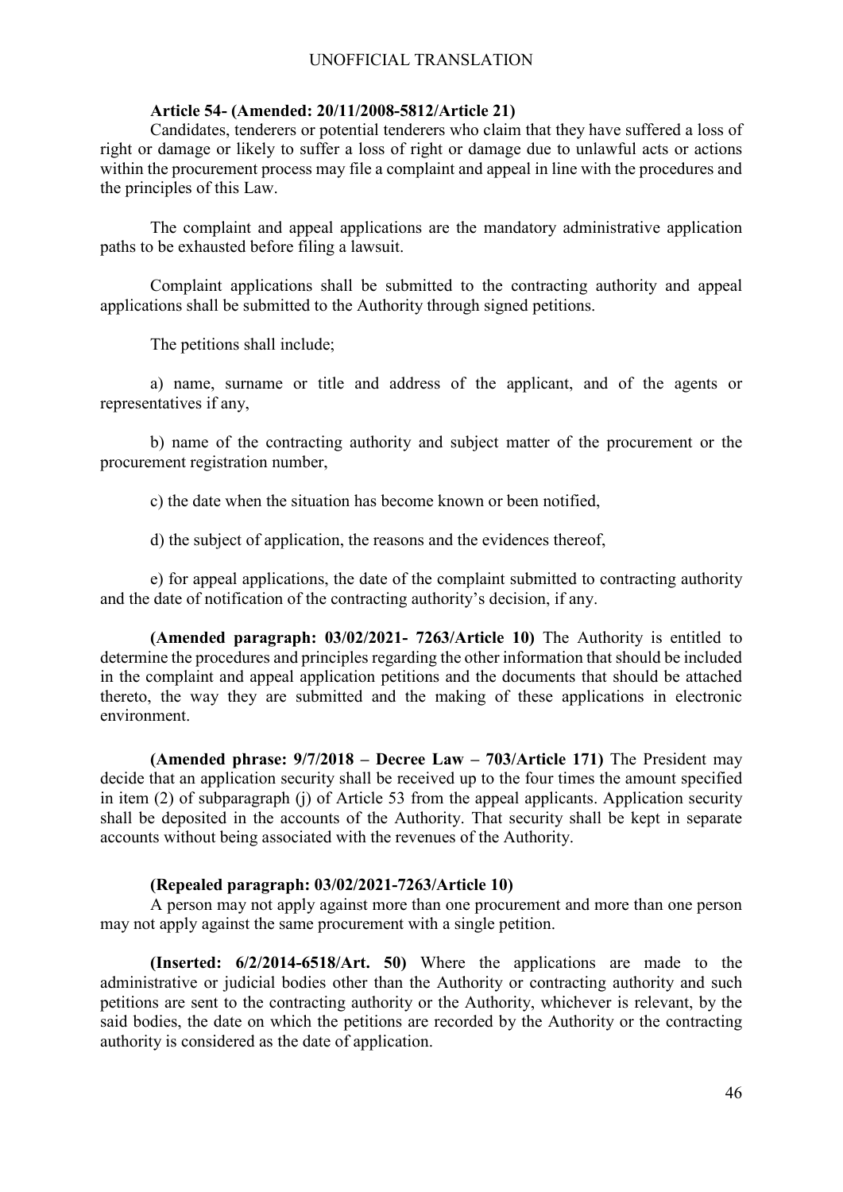**Article 54- (Amended: 20/11/2008-5812/Article 21)**

Candidates, tenderers or potential tenderers who claim that they have suffered a loss of right or damage or likely to suffer a loss of right or damage due to unlawful acts or actions within the procurement process may file a complaint and appeal in line with the procedures and the principles of this Law.

The complaint and appeal applications are the mandatory administrative application paths to be exhausted before filing a lawsuit.

Complaint applications shall be submitted to the contracting authority and appeal applications shall be submitted to the Authority through signed petitions.

The petitions shall include;

a) name, surname or title and address of the applicant, and of the agents or representatives if any,

b) name of the contracting authority and subject matter of the procurement or the procurement registration number,

c) the date when the situation has become known or been notified,

d) the subject of application, the reasons and the evidences thereof,

e) for appeal applications, the date of the complaint submitted to contracting authority and the date of notification of the contracting authority's decision, if any.

**(Amended paragraph: 03/02/2021- 7263/Article 10)** The Authority is entitled to determine the procedures and principles regarding the other information that should be included in the complaint and appeal application petitions and the documents that should be attached thereto, the way they are submitted and the making of these applications in electronic environment.

**(Amended phrase: 9/7/2018 – Decree Law – 703/Article 171)** The President may decide that an application security shall be received up to the four times the amount specified in item (2) of subparagraph (j) of Article 53 from the appeal applicants. Application security shall be deposited in the accounts of the Authority. That security shall be kept in separate accounts without being associated with the revenues of the Authority.

**(Repealed paragraph: 03/02/2021-7263/Article 10)**

A person may not apply against more than one procurement and more than one person may not apply against the same procurement with a single petition.

**(Inserted: 6/2/2014-6518/Art. 50)** Where the applications are made to the administrative or judicial bodies other than the Authority or contracting authority and such petitions are sent to the contracting authority or the Authority, whichever is relevant, by the said bodies, the date on which the petitions are recorded by the Authority or the contracting authority is considered as the date of application.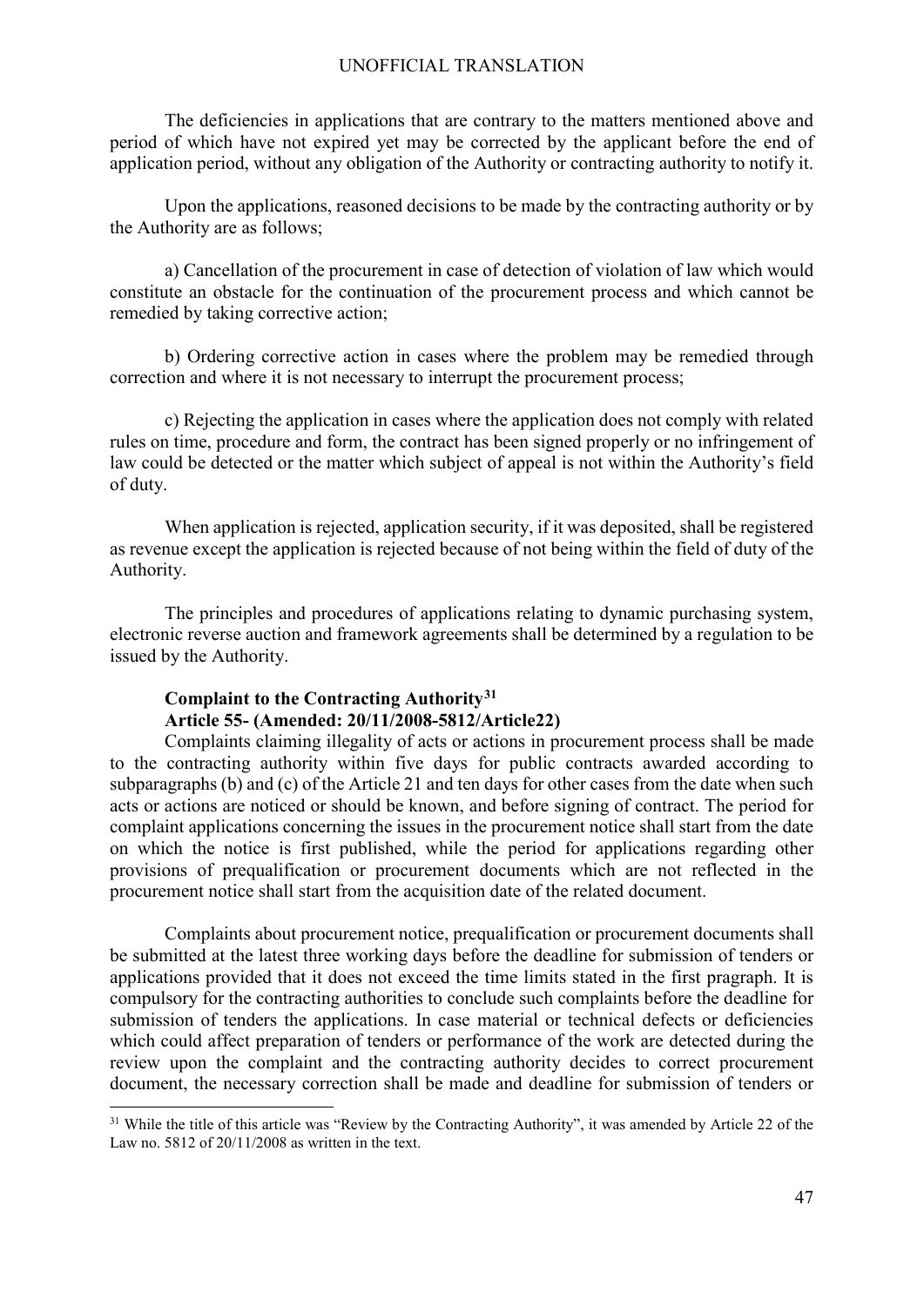The deficiencies in applications that are contrary to the matters mentioned above and period of which have not expired yet may be corrected by the applicant before the end of application period, without any obligation of the Authority or contracting authority to notify it.

Upon the applications, reasoned decisions to be made by the contracting authority or by the Authority are as follows;

a) Cancellation of the procurement in case of detection of violation of law which would constitute an obstacle for the continuation of the procurement process and which cannot be remedied by taking corrective action;

b) Ordering corrective action in cases where the problem may be remedied through correction and where it is not necessary to interrupt the procurement process;

c) Rejecting the application in cases where the application does not comply with related rules on time, procedure and form, the contract has been signed properly or no infringement of law could be detected or the matter which subject of appeal is not within the Authority's field of duty.

When application is rejected, application security, if it was deposited, shall be registered as revenue except the application is rejected because of not being within the field of duty of the Authority.

The principles and procedures of applications relating to dynamic purchasing system, electronic reverse auction and framework agreements shall be determined by a regulation to be issued by the Authority.

**Complaint to the Contracting Authority**[31]
**Article 55- (Amended: 20/11/2008-5812/Article22)**

Complaints claiming illegality of acts or actions in procurement process shall be made to the contracting authority within five days for public contracts awarded according to subparagraphs (b) and (c) of the Article 21 and ten days for other cases from the date when such acts or actions are noticed or should be known, and before signing of contract. The period for complaint applications concerning the issues in the procurement notice shall start from the date on which the notice is first published, while the period for applications regarding other provisions of prequalification or procurement documents which are not reflected in the procurement notice shall start from the acquisition date of the related document.

Complaints about procurement notice, prequalification or procurement documents shall be submitted at the latest three working days before the deadline for submission of tenders or applications provided that it does not exceed the time limits stated in the first pragraph. It is compulsory for the contracting authorities to conclude such complaints before the deadline for submission of tenders the applications. In case material or technical defects or deficiencies which could affect preparation of tenders or performance of the work are detected during the review upon the complaint and the contracting authority decides to correct procurement document, the necessary correction shall be made and deadline for submission of tenders or

[31] While the title of this article was "Review by the Contracting Authority", it was amended by Article 22 of the Law no. 5812 of 20/11/2008 as written in the text.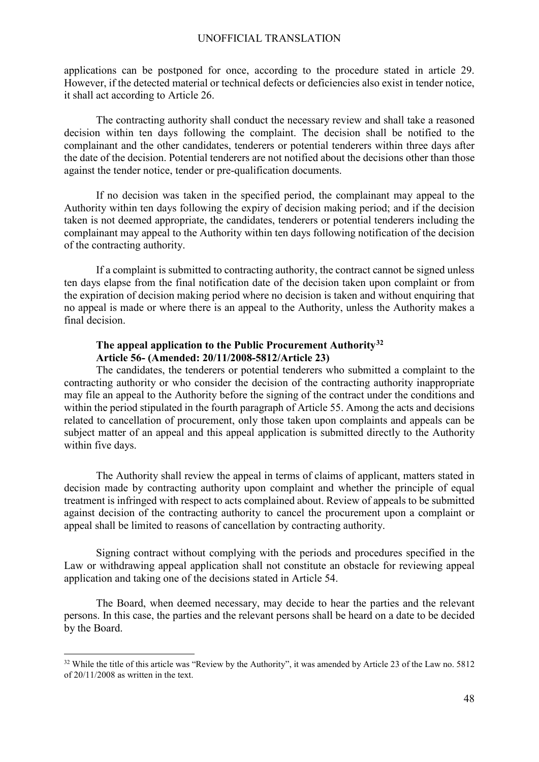applications can be postponed for once, according to the procedure stated in article 29. However, if the detected material or technical defects or deficiencies also exist in tender notice, it shall act according to Article 26.

The contracting authority shall conduct the necessary review and shall take a reasoned decision within ten days following the complaint. The decision shall be notified to the complainant and the other candidates, tenderers or potential tenderers within three days after the date of the decision. Potential tenderers are not notified about the decisions other than those against the tender notice, tender or pre-qualification documents.

If no decision was taken in the specified period, the complainant may appeal to the Authority within ten days following the expiry of decision making period; and if the decision taken is not deemed appropriate, the candidates, tenderers or potential tenderers including the complainant may appeal to the Authority within ten days following notification of the decision of the contracting authority.

If a complaint is submitted to contracting authority, the contract cannot be signed unless ten days elapse from the final notification date of the decision taken upon complaint or from the expiration of decision making period where no decision is taken and without enquiring that no appeal is made or where there is an appeal to the Authority, unless the Authority makes a final decision.

**The appeal application to the Public Procurement Authority[32]**
**Article 56- (Amended: 20/11/2008-5812/Article 23)**

The candidates, the tenderers or potential tenderers who submitted a complaint to the contracting authority or who consider the decision of the contracting authority inappropriate may file an appeal to the Authority before the signing of the contract under the conditions and within the period stipulated in the fourth paragraph of Article 55. Among the acts and decisions related to cancellation of procurement, only those taken upon complaints and appeals can be subject matter of an appeal and this appeal application is submitted directly to the Authority within five days.

The Authority shall review the appeal in terms of claims of applicant, matters stated in decision made by contracting authority upon complaint and whether the principle of equal treatment is infringed with respect to acts complained about. Review of appeals to be submitted against decision of the contracting authority to cancel the procurement upon a complaint or appeal shall be limited to reasons of cancellation by contracting authority.

Signing contract without complying with the periods and procedures specified in the Law or withdrawing appeal application shall not constitute an obstacle for reviewing appeal application and taking one of the decisions stated in Article 54.

The Board, when deemed necessary, may decide to hear the parties and the relevant persons. In this case, the parties and the relevant persons shall be heard on a date to be decided by the Board.

---

[32] While the title of this article was "Review by the Authority", it was amended by Article 23 of the Law no. 5812 of 20/11/2008 as written in the text.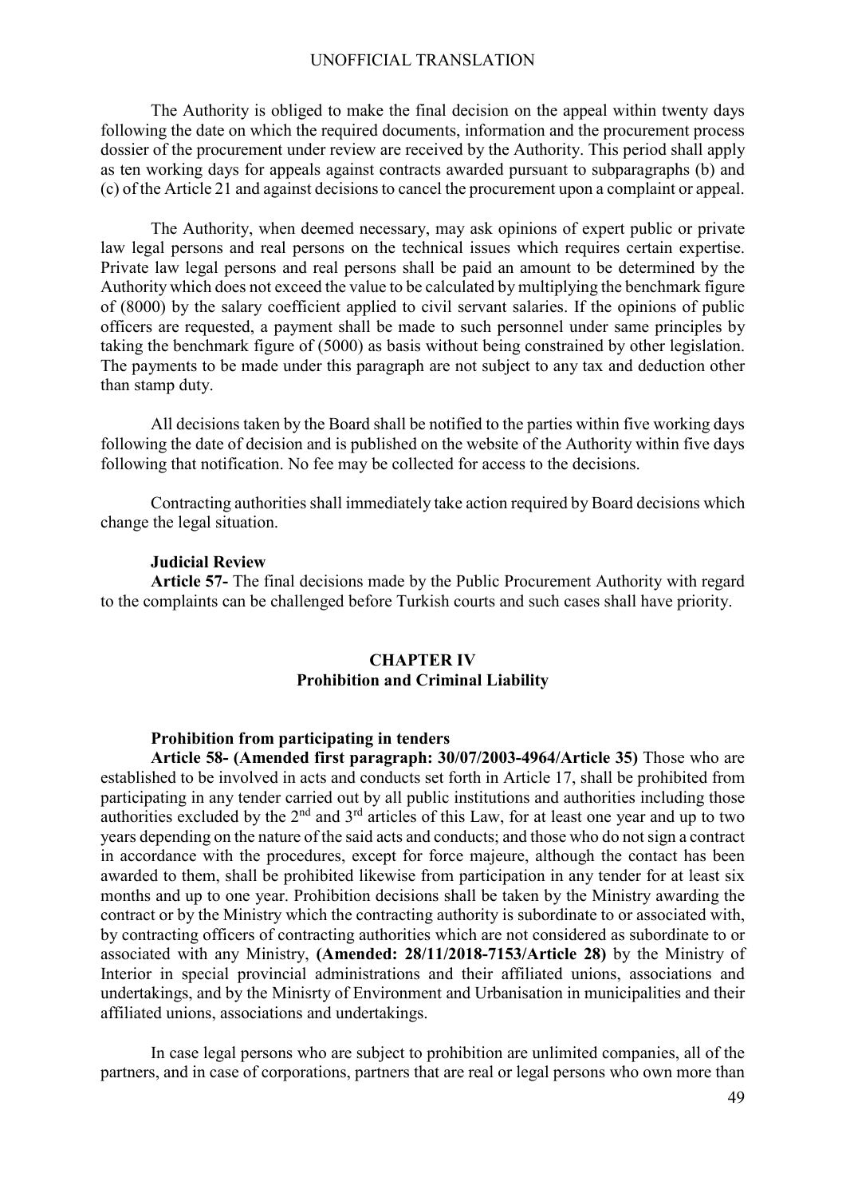The Authority is obliged to make the final decision on the appeal within twenty days following the date on which the required documents, information and the procurement process dossier of the procurement under review are received by the Authority. This period shall apply as ten working days for appeals against contracts awarded pursuant to subparagraphs (b) and (c) of the Article 21 and against decisions to cancel the procurement upon a complaint or appeal.

The Authority, when deemed necessary, may ask opinions of expert public or private law legal persons and real persons on the technical issues which requires certain expertise. Private law legal persons and real persons shall be paid an amount to be determined by the Authority which does not exceed the value to be calculated by multiplying the benchmark figure of (8000) by the salary coefficient applied to civil servant salaries. If the opinions of public officers are requested, a payment shall be made to such personnel under same principles by taking the benchmark figure of (5000) as basis without being constrained by other legislation. The payments to be made under this paragraph are not subject to any tax and deduction other than stamp duty.

All decisions taken by the Board shall be notified to the parties within five working days following the date of decision and is published on the website of the Authority within five days following that notification. No fee may be collected for access to the decisions.

Contracting authorities shall immediately take action required by Board decisions which change the legal situation.

**Judicial Review**

**Article 57-** The final decisions made by the Public Procurement Authority with regard to the complaints can be challenged before Turkish courts and such cases shall have priority.

## CHAPTER IV
## Prohibition and Criminal Liability

**Prohibition from participating in tenders**

**Article 58- (Amended first paragraph: 30/07/2003-4964/Article 35)** Those who are established to be involved in acts and conducts set forth in Article 17, shall be prohibited from participating in any tender carried out by all public institutions and authorities including those authorities excluded by the 2nd and 3rd articles of this Law, for at least one year and up to two years depending on the nature of the said acts and conducts; and those who do not sign a contract in accordance with the procedures, except for force majeure, although the contact has been awarded to them, shall be prohibited likewise from participation in any tender for at least six months and up to one year. Prohibition decisions shall be taken by the Ministry awarding the contract or by the Ministry which the contracting authority is subordinate to or associated with, by contracting officers of contracting authorities which are not considered as subordinate to or associated with any Ministry, **(Amended: 28/11/2018-7153/Article 28)** by the Ministry of Interior in special provincial administrations and their affiliated unions, associations and undertakings, and by the Minisrty of Environment and Urbanisation in municipalities and their affiliated unions, associations and undertakings.

In case legal persons who are subject to prohibition are unlimited companies, all of the partners, and in case of corporations, partners that are real or legal persons who own more than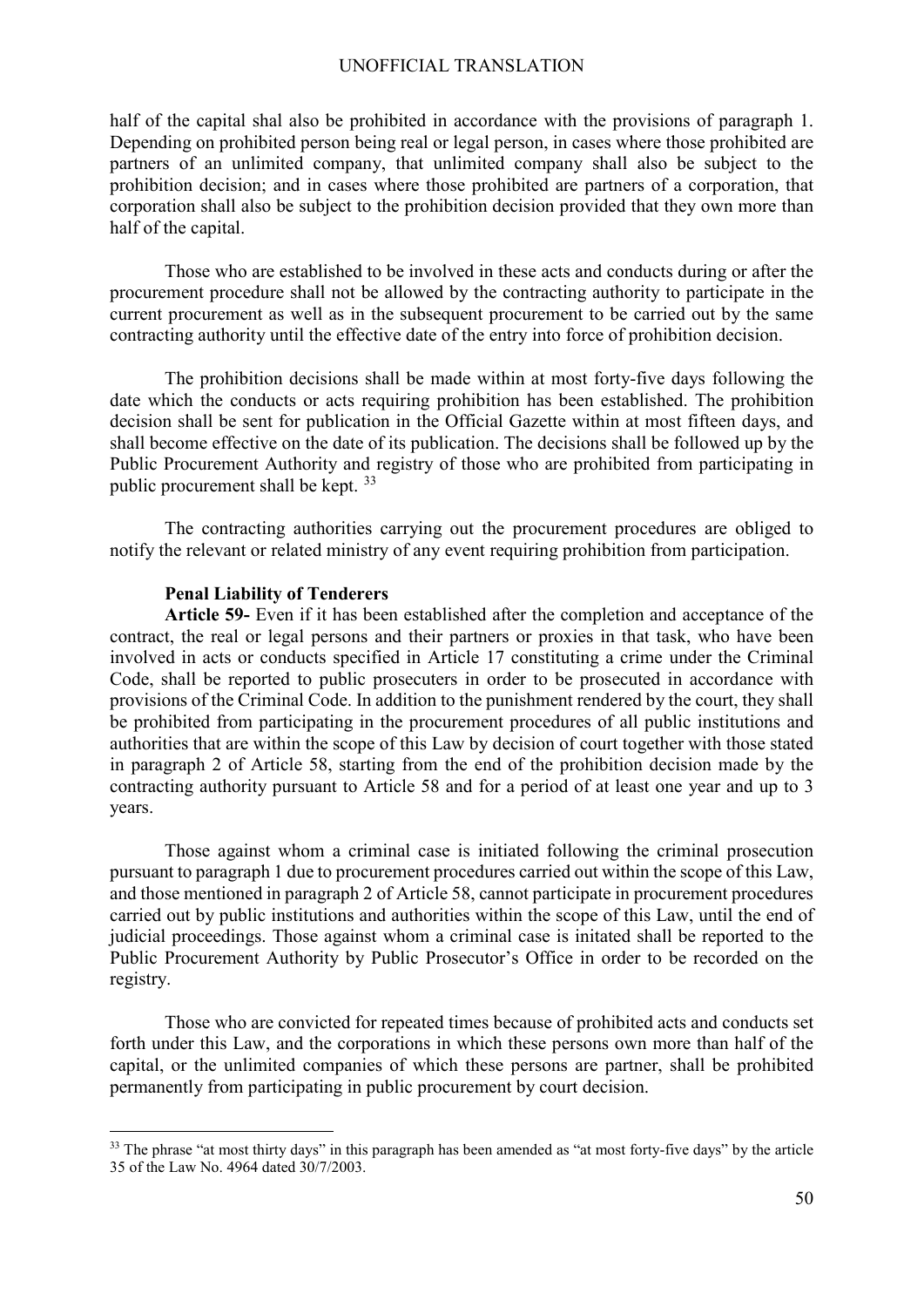half of the capital shal also be prohibited in accordance with the provisions of paragraph 1. Depending on prohibited person being real or legal person, in cases where those prohibited are partners of an unlimited company, that unlimited company shall also be subject to the prohibition decision; and in cases where those prohibited are partners of a corporation, that corporation shall also be subject to the prohibition decision provided that they own more than half of the capital.

Those who are established to be involved in these acts and conducts during or after the procurement procedure shall not be allowed by the contracting authority to participate in the current procurement as well as in the subsequent procurement to be carried out by the same contracting authority until the effective date of the entry into force of prohibition decision.

The prohibition decisions shall be made within at most forty-five days following the date which the conducts or acts requiring prohibition has been established. The prohibition decision shall be sent for publication in the Official Gazette within at most fifteen days, and shall become effective on the date of its publication. The decisions shall be followed up by the Public Procurement Authority and registry of those who are prohibited from participating in public procurement shall be kept. [33]

The contracting authorities carrying out the procurement procedures are obliged to notify the relevant or related ministry of any event requiring prohibition from participation.

**Penal Liability of Tenderers**

**Article 59-** Even if it has been established after the completion and acceptance of the contract, the real or legal persons and their partners or proxies in that task, who have been involved in acts or conducts specified in Article 17 constituting a crime under the Criminal Code, shall be reported to public prosecuters in order to be prosecuted in accordance with provisions of the Criminal Code. In addition to the punishment rendered by the court, they shall be prohibited from participating in the procurement procedures of all public institutions and authorities that are within the scope of this Law by decision of court together with those stated in paragraph 2 of Article 58, starting from the end of the prohibition decision made by the contracting authority pursuant to Article 58 and for a period of at least one year and up to 3 years.

Those against whom a criminal case is initiated following the criminal prosecution pursuant to paragraph 1 due to procurement procedures carried out within the scope of this Law, and those mentioned in paragraph 2 of Article 58, cannot participate in procurement procedures carried out by public institutions and authorities within the scope of this Law, until the end of judicial proceedings. Those against whom a criminal case is initated shall be reported to the Public Procurement Authority by Public Prosecutor's Office in order to be recorded on the registry.

Those who are convicted for repeated times because of prohibited acts and conducts set forth under this Law, and the corporations in which these persons own more than half of the capital, or the unlimited companies of which these persons are partner, shall be prohibited permanently from participating in public procurement by court decision.

---

[33] The phrase "at most thirty days" in this paragraph has been amended as "at most forty-five days" by the article 35 of the Law No. 4964 dated 30/7/2003.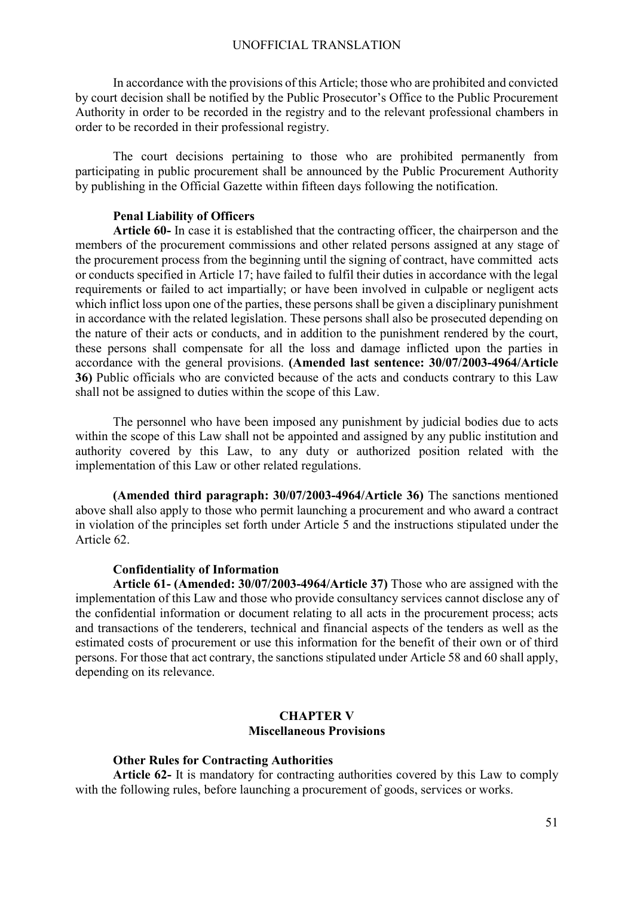In accordance with the provisions of this Article; those who are prohibited and convicted by court decision shall be notified by the Public Prosecutor's Office to the Public Procurement Authority in order to be recorded in the registry and to the relevant professional chambers in order to be recorded in their professional registry.

The court decisions pertaining to those who are prohibited permanently from participating in public procurement shall be announced by the Public Procurement Authority by publishing in the Official Gazette within fifteen days following the notification.

**Penal Liability of Officers**

**Article 60-** In case it is established that the contracting officer, the chairperson and the members of the procurement commissions and other related persons assigned at any stage of the procurement process from the beginning until the signing of contract, have committed acts or conducts specified in Article 17; have failed to fulfil their duties in accordance with the legal requirements or failed to act impartially; or have been involved in culpable or negligent acts which inflict loss upon one of the parties, these persons shall be given a disciplinary punishment in accordance with the related legislation. These persons shall also be prosecuted depending on the nature of their acts or conducts, and in addition to the punishment rendered by the court, these persons shall compensate for all the loss and damage inflicted upon the parties in accordance with the general provisions. **(Amended last sentence: 30/07/2003-4964/Article 36)** Public officials who are convicted because of the acts and conducts contrary to this Law shall not be assigned to duties within the scope of this Law.

The personnel who have been imposed any punishment by judicial bodies due to acts within the scope of this Law shall not be appointed and assigned by any public institution and authority covered by this Law, to any duty or authorized position related with the implementation of this Law or other related regulations.

**(Amended third paragraph: 30/07/2003-4964/Article 36)** The sanctions mentioned above shall also apply to those who permit launching a procurement and who award a contract in violation of the principles set forth under Article 5 and the instructions stipulated under the Article 62.

**Confidentiality of Information**

**Article 61- (Amended: 30/07/2003-4964/Article 37)** Those who are assigned with the implementation of this Law and those who provide consultancy services cannot disclose any of the confidential information or document relating to all acts in the procurement process; acts and transactions of the tenderers, technical and financial aspects of the tenders as well as the estimated costs of procurement or use this information for the benefit of their own or of third persons. For those that act contrary, the sanctions stipulated under Article 58 and 60 shall apply, depending on its relevance.

## CHAPTER V
## Miscellaneous Provisions

**Other Rules for Contracting Authorities**

**Article 62-** It is mandatory for contracting authorities covered by this Law to comply with the following rules, before launching a procurement of goods, services or works.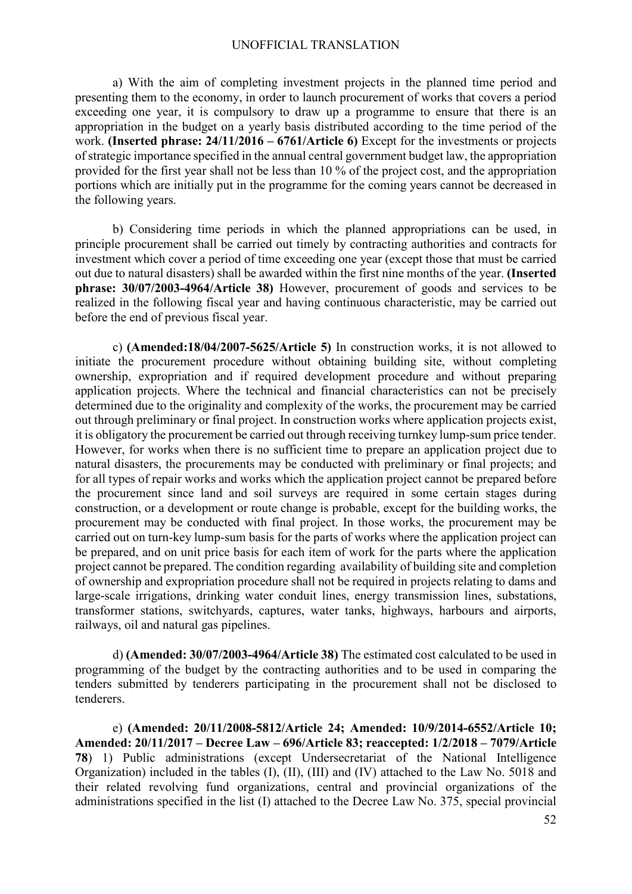a) With the aim of completing investment projects in the planned time period and presenting them to the economy, in order to launch procurement of works that covers a period exceeding one year, it is compulsory to draw up a programme to ensure that there is an appropriation in the budget on a yearly basis distributed according to the time period of the work. **(Inserted phrase: 24/11/2016 – 6761/Article 6)** Except for the investments or projects of strategic importance specified in the annual central government budget law, the appropriation provided for the first year shall not be less than 10 % of the project cost, and the appropriation portions which are initially put in the programme for the coming years cannot be decreased in the following years.

b) Considering time periods in which the planned appropriations can be used, in principle procurement shall be carried out timely by contracting authorities and contracts for investment which cover a period of time exceeding one year (except those that must be carried out due to natural disasters) shall be awarded within the first nine months of the year. **(Inserted phrase: 30/07/2003-4964/Article 38)** However, procurement of goods and services to be realized in the following fiscal year and having continuous characteristic, may be carried out before the end of previous fiscal year.

c) **(Amended:18/04/2007-5625/Article 5)** In construction works, it is not allowed to initiate the procurement procedure without obtaining building site, without completing ownership, expropriation and if required development procedure and without preparing application projects. Where the technical and financial characteristics can not be precisely determined due to the originality and complexity of the works, the procurement may be carried out through preliminary or final project. In construction works where application projects exist, it is obligatory the procurement be carried out through receiving turnkey lump-sum price tender. However, for works when there is no sufficient time to prepare an application project due to natural disasters, the procurements may be conducted with preliminary or final projects; and for all types of repair works and works which the application project cannot be prepared before the procurement since land and soil surveys are required in some certain stages during construction, or a development or route change is probable, except for the building works, the procurement may be conducted with final project. In those works, the procurement may be carried out on turn-key lump-sum basis for the parts of works where the application project can be prepared, and on unit price basis for each item of work for the parts where the application project cannot be prepared. The condition regarding availability of building site and completion of ownership and expropriation procedure shall not be required in projects relating to dams and large-scale irrigations, drinking water conduit lines, energy transmission lines, substations, transformer stations, switchyards, captures, water tanks, highways, harbours and airports, railways, oil and natural gas pipelines.

d) **(Amended: 30/07/2003-4964/Article 38)** The estimated cost calculated to be used in programming of the budget by the contracting authorities and to be used in comparing the tenders submitted by tenderers participating in the procurement shall not be disclosed to tenderers.

e) **(Amended: 20/11/2008-5812/Article 24; Amended: 10/9/2014-6552/Article 10; Amended: 20/11/2017 – Decree Law – 696/Article 83; reaccepted: 1/2/2018 – 7079/Article 78**) 1) Public administrations (except Undersecretariat of the National Intelligence Organization) included in the tables (I), (II), (III) and (IV) attached to the Law No. 5018 and their related revolving fund organizations, central and provincial organizations of the administrations specified in the list (I) attached to the Decree Law No. 375, special provincial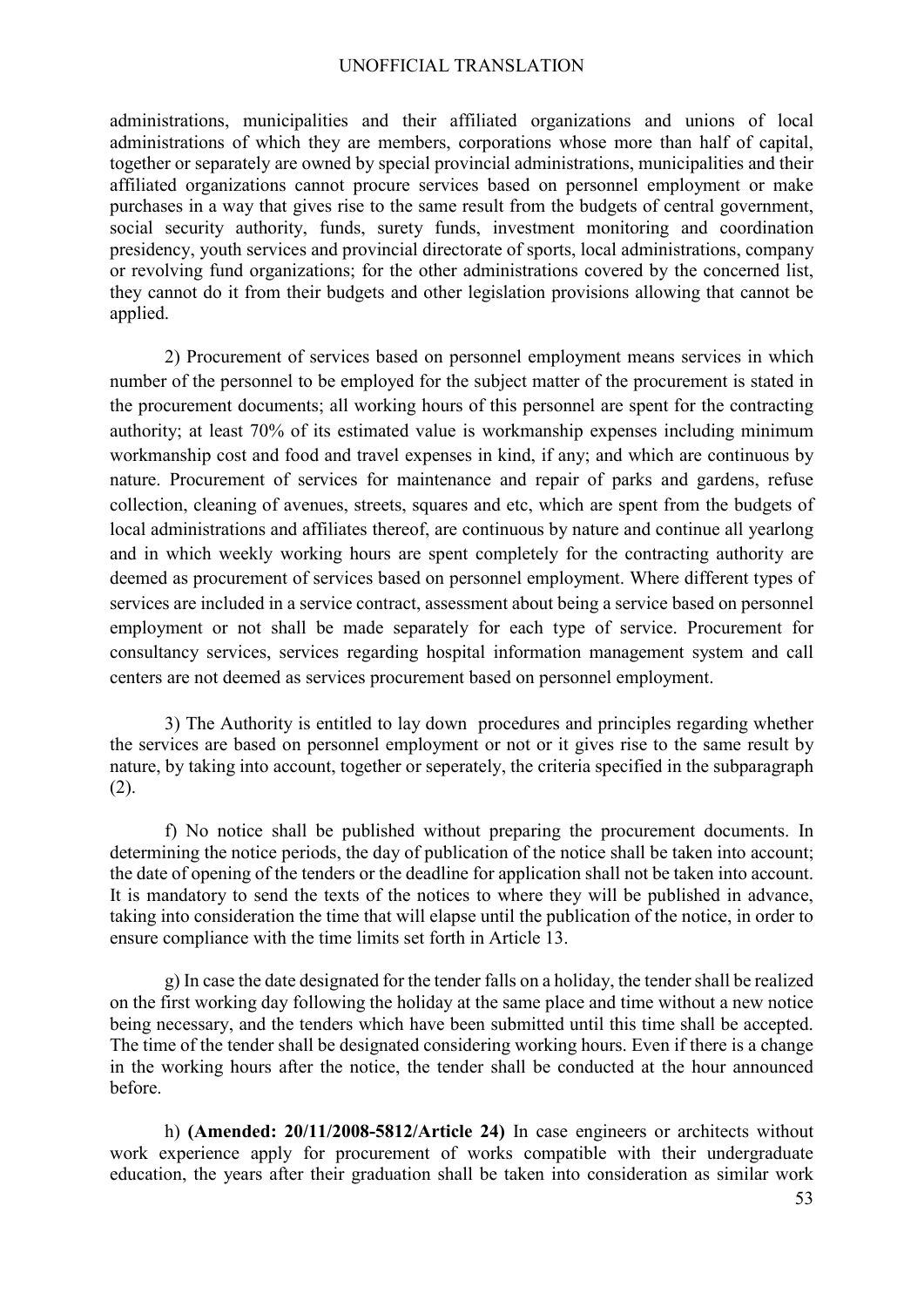administrations, municipalities and their affiliated organizations and unions of local administrations of which they are members, corporations whose more than half of capital, together or separately are owned by special provincial administrations, municipalities and their affiliated organizations cannot procure services based on personnel employment or make purchases in a way that gives rise to the same result from the budgets of central government, social security authority, funds, surety funds, investment monitoring and coordination presidency, youth services and provincial directorate of sports, local administrations, company or revolving fund organizations; for the other administrations covered by the concerned list, they cannot do it from their budgets and other legislation provisions allowing that cannot be applied.

2) Procurement of services based on personnel employment means services in which number of the personnel to be employed for the subject matter of the procurement is stated in the procurement documents; all working hours of this personnel are spent for the contracting authority; at least 70% of its estimated value is workmanship expenses including minimum workmanship cost and food and travel expenses in kind, if any; and which are continuous by nature. Procurement of services for maintenance and repair of parks and gardens, refuse collection, cleaning of avenues, streets, squares and etc, which are spent from the budgets of local administrations and affiliates thereof, are continuous by nature and continue all yearlong and in which weekly working hours are spent completely for the contracting authority are deemed as procurement of services based on personnel employment. Where different types of services are included in a service contract, assessment about being a service based on personnel employment or not shall be made separately for each type of service. Procurement for consultancy services, services regarding hospital information management system and call centers are not deemed as services procurement based on personnel employment.

3) The Authority is entitled to lay down procedures and principles regarding whether the services are based on personnel employment or not or it gives rise to the same result by nature, by taking into account, together or seperately, the criteria specified in the subparagraph (2).

f) No notice shall be published without preparing the procurement documents. In determining the notice periods, the day of publication of the notice shall be taken into account; the date of opening of the tenders or the deadline for application shall not be taken into account. It is mandatory to send the texts of the notices to where they will be published in advance, taking into consideration the time that will elapse until the publication of the notice, in order to ensure compliance with the time limits set forth in Article 13.

g) In case the date designated for the tender falls on a holiday, the tender shall be realized on the first working day following the holiday at the same place and time without a new notice being necessary, and the tenders which have been submitted until this time shall be accepted. The time of the tender shall be designated considering working hours. Even if there is a change in the working hours after the notice, the tender shall be conducted at the hour announced before.

h) **(Amended: 20/11/2008-5812/Article 24)** In case engineers or architects without work experience apply for procurement of works compatible with their undergraduate education, the years after their graduation shall be taken into consideration as similar work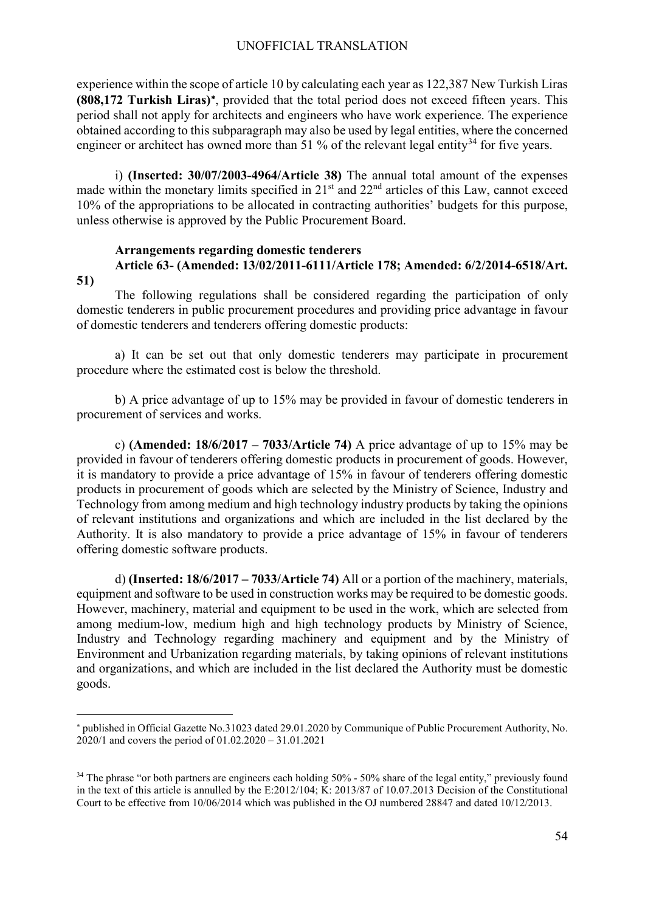experience within the scope of article 10 by calculating each year as 122,387 New Turkish Liras **(808,172 Turkish Liras)*** , provided that the total period does not exceed fifteen years. This period shall not apply for architects and engineers who have work experience. The experience obtained according to this subparagraph may also be used by legal entities, where the concerned engineer or architect has owned more than 51 % of the relevant legal entity[34] for five years.

i) **(Inserted: 30/07/2003-4964/Article 38)** The annual total amount of the expenses made within the monetary limits specified in 21st and 22nd articles of this Law, cannot exceed 10% of the appropriations to be allocated in contracting authorities' budgets for this purpose, unless otherwise is approved by the Public Procurement Board.

**Arrangements regarding domestic tenderers**

**Article 63- (Amended: 13/02/2011-6111/Article 178; Amended: 6/2/2014-6518/Art. 51)**

The following regulations shall be considered regarding the participation of only domestic tenderers in public procurement procedures and providing price advantage in favour of domestic tenderers and tenderers offering domestic products:

a) It can be set out that only domestic tenderers may participate in procurement procedure where the estimated cost is below the threshold.

b) A price advantage of up to 15% may be provided in favour of domestic tenderers in procurement of services and works.

c) **(Amended: 18/6/2017 – 7033/Article 74)** A price advantage of up to 15% may be provided in favour of tenderers offering domestic products in procurement of goods. However, it is mandatory to provide a price advantage of 15% in favour of tenderers offering domestic products in procurement of goods which are selected by the Ministry of Science, Industry and Technology from among medium and high technology industry products by taking the opinions of relevant institutions and organizations and which are included in the list declared by the Authority. It is also mandatory to provide a price advantage of 15% in favour of tenderers offering domestic software products.

d) **(Inserted: 18/6/2017 – 7033/Article 74)** All or a portion of the machinery, materials, equipment and software to be used in construction works may be required to be domestic goods. However, machinery, material and equipment to be used in the work, which are selected from among medium-low, medium high and high technology products by Ministry of Science, Industry and Technology regarding machinery and equipment and by the Ministry of Environment and Urbanization regarding materials, by taking opinions of relevant institutions and organizations, and which are included in the list declared the Authority must be domestic goods.

---

* published in Official Gazette No.31023 dated 29.01.2020 by Communique of Public Procurement Authority, No. 2020/1 and covers the period of 01.02.2020 – 31.01.2021

[34] The phrase "or both partners are engineers each holding 50% - 50% share of the legal entity," previously found in the text of this article is annulled by the E:2012/104; K: 2013/87 of 10.07.2013 Decision of the Constitutional Court to be effective from 10/06/2014 which was published in the OJ numbered 28847 and dated 10/12/2013.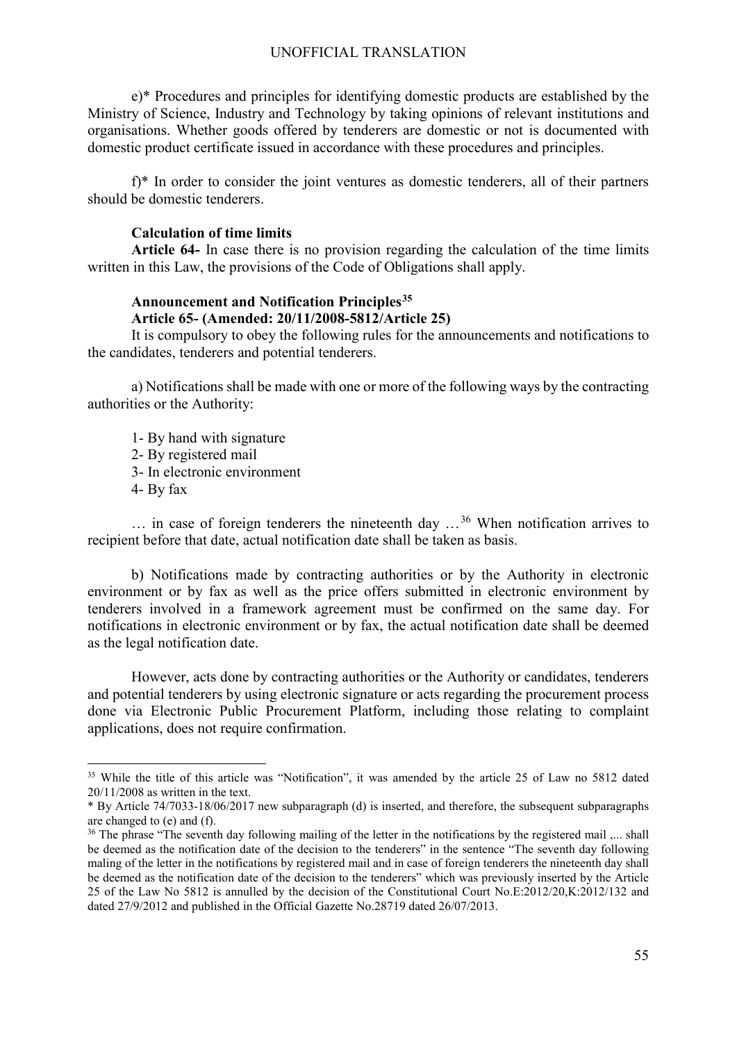e)* Procedures and principles for identifying domestic products are established by the Ministry of Science, Industry and Technology by taking opinions of relevant institutions and organisations. Whether goods offered by tenderers are domestic or not is documented with domestic product certificate issued in accordance with these procedures and principles.

f)* In order to consider the joint ventures as domestic tenderers, all of their partners should be domestic tenderers.

**Calculation of time limits**

**Article 64-** In case there is no provision regarding the calculation of the time limits written in this Law, the provisions of the Code of Obligations shall apply.

**Announcement and Notification Principles**[35]

**Article 65- (Amended: 20/11/2008-5812/Article 25)**

It is compulsory to obey the following rules for the announcements and notifications to the candidates, tenderers and potential tenderers.

a) Notifications shall be made with one or more of the following ways by the contracting authorities or the Authority:

1- By hand with signature
2- By registered mail
3- In electronic environment
4- By fax

… in case of foreign tenderers the nineteenth day …[36] When notification arrives to recipient before that date, actual notification date shall be taken as basis.

b) Notifications made by contracting authorities or by the Authority in electronic environment or by fax as well as the price offers submitted in electronic environment by tenderers involved in a framework agreement must be confirmed on the same day. For notifications in electronic environment or by fax, the actual notification date shall be deemed as the legal notification date.

However, acts done by contracting authorities or the Authority or candidates, tenderers and potential tenderers by using electronic signature or acts regarding the procurement process done via Electronic Public Procurement Platform, including those relating to complaint applications, does not require confirmation.

---

[35] While the title of this article was "Notification", it was amended by the article 25 of Law no 5812 dated 20/11/2008 as written in the text.

\* By Article 74/7033-18/06/2017 new subparagraph (d) is inserted, and therefore, the subsequent subparagraphs are changed to (e) and (f).

[36] The phrase "The seventh day following mailing of the letter in the notifications by the registered mail ,... shall be deemed as the notification date of the decision to the tenderers" in the sentence "The seventh day following maling of the letter in the notifications by registered mail and in case of foreign tenderers the nineteenth day shall be deemed as the notification date of the decision to the tenderers" which was previously inserted by the Article 25 of the Law No 5812 is annulled by the decision of the Constitutional Court No.E:2012/20,K:2012/132 and dated 27/9/2012 and published in the Official Gazette No.28719 dated 26/07/2013.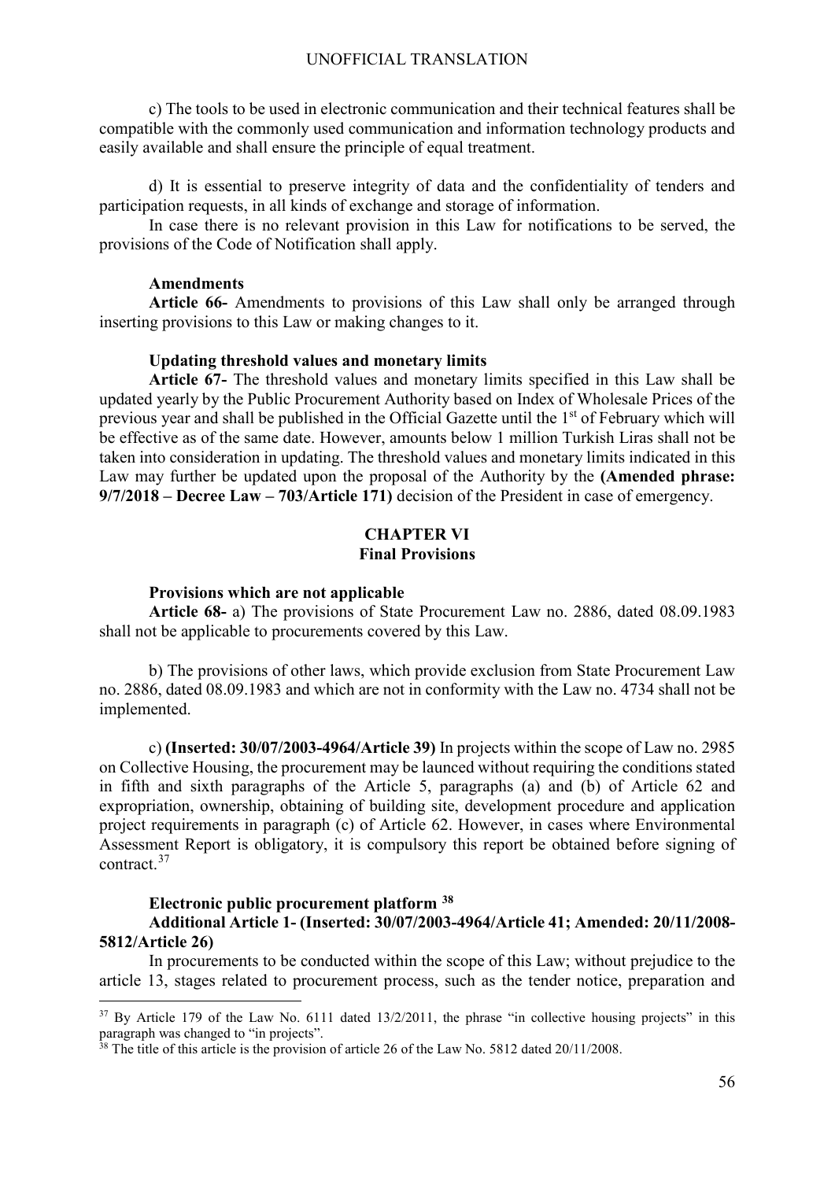c) The tools to be used in electronic communication and their technical features shall be compatible with the commonly used communication and information technology products and easily available and shall ensure the principle of equal treatment.

d) It is essential to preserve integrity of data and the confidentiality of tenders and participation requests, in all kinds of exchange and storage of information.

In case there is no relevant provision in this Law for notifications to be served, the provisions of the Code of Notification shall apply.

**Amendments**

**Article 66-** Amendments to provisions of this Law shall only be arranged through inserting provisions to this Law or making changes to it.

**Updating threshold values and monetary limits**

**Article 67-** The threshold values and monetary limits specified in this Law shall be updated yearly by the Public Procurement Authority based on Index of Wholesale Prices of the previous year and shall be published in the Official Gazette until the 1st of February which will be effective as of the same date. However, amounts below 1 million Turkish Liras shall not be taken into consideration in updating. The threshold values and monetary limits indicated in this Law may further be updated upon the proposal of the Authority by the **(Amended phrase: 9/7/2018 – Decree Law – 703/Article 171)** decision of the President in case of emergency.

## CHAPTER VI
## Final Provisions

**Provisions which are not applicable**

**Article 68-** a) The provisions of State Procurement Law no. 2886, dated 08.09.1983 shall not be applicable to procurements covered by this Law.

b) The provisions of other laws, which provide exclusion from State Procurement Law no. 2886, dated 08.09.1983 and which are not in conformity with the Law no. 4734 shall not be implemented.

c) **(Inserted: 30/07/2003-4964/Article 39)** In projects within the scope of Law no. 2985 on Collective Housing, the procurement may be launced without requiring the conditions stated in fifth and sixth paragraphs of the Article 5, paragraphs (a) and (b) of Article 62 and expropriation, ownership, obtaining of building site, development procedure and application project requirements in paragraph (c) of Article 62. However, in cases where Environmental Assessment Report is obligatory, it is compulsory this report be obtained before signing of contract.[37]

**Electronic public procurement platform [38]**

**Additional Article 1- (Inserted: 30/07/2003-4964/Article 41; Amended: 20/11/2008-5812/Article 26)**

In procurements to be conducted within the scope of this Law; without prejudice to the article 13, stages related to procurement process, such as the tender notice, preparation and

---

[37] By Article 179 of the Law No. 6111 dated 13/2/2011, the phrase "in collective housing projects" in this paragraph was changed to "in projects".

[38] The title of this article is the provision of article 26 of the Law No. 5812 dated 20/11/2008.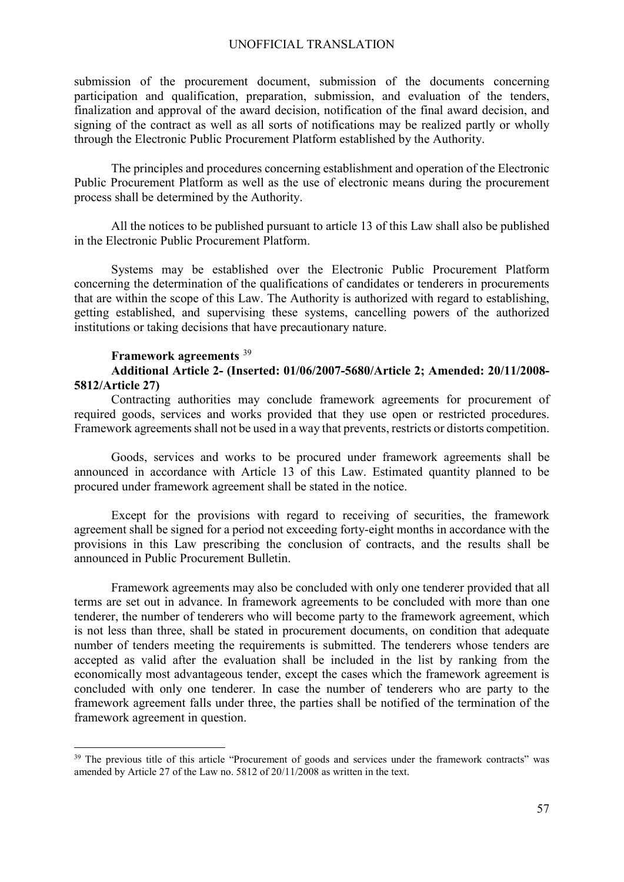submission of the procurement document, submission of the documents concerning participation and qualification, preparation, submission, and evaluation of the tenders, finalization and approval of the award decision, notification of the final award decision, and signing of the contract as well as all sorts of notifications may be realized partly or wholly through the Electronic Public Procurement Platform established by the Authority.

The principles and procedures concerning establishment and operation of the Electronic Public Procurement Platform as well as the use of electronic means during the procurement process shall be determined by the Authority.

All the notices to be published pursuant to article 13 of this Law shall also be published in the Electronic Public Procurement Platform.

Systems may be established over the Electronic Public Procurement Platform concerning the determination of the qualifications of candidates or tenderers in procurements that are within the scope of this Law. The Authority is authorized with regard to establishing, getting established, and supervising these systems, cancelling powers of the authorized institutions or taking decisions that have precautionary nature.

**Framework agreements** [39]

**Additional Article 2- (Inserted: 01/06/2007-5680/Article 2; Amended: 20/11/2008-5812/Article 27)**

Contracting authorities may conclude framework agreements for procurement of required goods, services and works provided that they use open or restricted procedures. Framework agreements shall not be used in a way that prevents, restricts or distorts competition.

Goods, services and works to be procured under framework agreements shall be announced in accordance with Article 13 of this Law. Estimated quantity planned to be procured under framework agreement shall be stated in the notice.

Except for the provisions with regard to receiving of securities, the framework agreement shall be signed for a period not exceeding forty-eight months in accordance with the provisions in this Law prescribing the conclusion of contracts, and the results shall be announced in Public Procurement Bulletin.

Framework agreements may also be concluded with only one tenderer provided that all terms are set out in advance. In framework agreements to be concluded with more than one tenderer, the number of tenderers who will become party to the framework agreement, which is not less than three, shall be stated in procurement documents, on condition that adequate number of tenders meeting the requirements is submitted. The tenderers whose tenders are accepted as valid after the evaluation shall be included in the list by ranking from the economically most advantageous tender, except the cases which the framework agreement is concluded with only one tenderer. In case the number of tenderers who are party to the framework agreement falls under three, the parties shall be notified of the termination of the framework agreement in question.

---

[39] The previous title of this article "Procurement of goods and services under the framework contracts" was amended by Article 27 of the Law no. 5812 of 20/11/2008 as written in the text.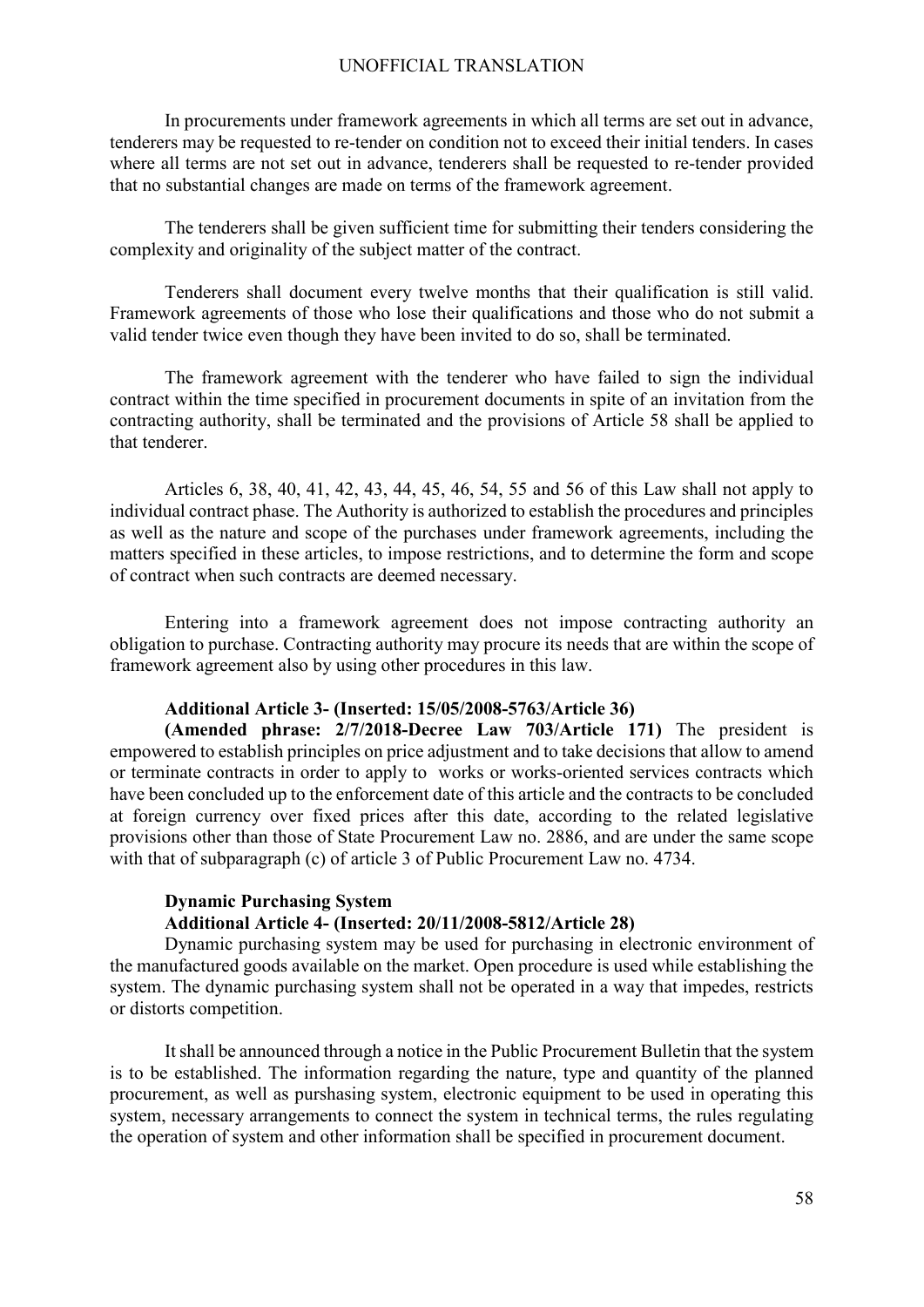In procurements under framework agreements in which all terms are set out in advance, tenderers may be requested to re-tender on condition not to exceed their initial tenders. In cases where all terms are not set out in advance, tenderers shall be requested to re-tender provided that no substantial changes are made on terms of the framework agreement.

The tenderers shall be given sufficient time for submitting their tenders considering the complexity and originality of the subject matter of the contract.

Tenderers shall document every twelve months that their qualification is still valid. Framework agreements of those who lose their qualifications and those who do not submit a valid tender twice even though they have been invited to do so, shall be terminated.

The framework agreement with the tenderer who have failed to sign the individual contract within the time specified in procurement documents in spite of an invitation from the contracting authority, shall be terminated and the provisions of Article 58 shall be applied to that tenderer.

Articles 6, 38, 40, 41, 42, 43, 44, 45, 46, 54, 55 and 56 of this Law shall not apply to individual contract phase. The Authority is authorized to establish the procedures and principles as well as the nature and scope of the purchases under framework agreements, including the matters specified in these articles, to impose restrictions, and to determine the form and scope of contract when such contracts are deemed necessary.

Entering into a framework agreement does not impose contracting authority an obligation to purchase. Contracting authority may procure its needs that are within the scope of framework agreement also by using other procedures in this law.

**Additional Article 3- (Inserted: 15/05/2008-5763/Article 36)**

**(Amended phrase: 2/7/2018-Decree Law 703/Article 171)** The president is empowered to establish principles on price adjustment and to take decisions that allow to amend or terminate contracts in order to apply to works or works-oriented services contracts which have been concluded up to the enforcement date of this article and the contracts to be concluded at foreign currency over fixed prices after this date, according to the related legislative provisions other than those of State Procurement Law no. 2886, and are under the same scope with that of subparagraph (c) of article 3 of Public Procurement Law no. 4734.

**Dynamic Purchasing System**

**Additional Article 4- (Inserted: 20/11/2008-5812/Article 28)**

Dynamic purchasing system may be used for purchasing in electronic environment of the manufactured goods available on the market. Open procedure is used while establishing the system. The dynamic purchasing system shall not be operated in a way that impedes, restricts or distorts competition.

It shall be announced through a notice in the Public Procurement Bulletin that the system is to be established. The information regarding the nature, type and quantity of the planned procurement, as well as purshasing system, electronic equipment to be used in operating this system, necessary arrangements to connect the system in technical terms, the rules regulating the operation of system and other information shall be specified in procurement document.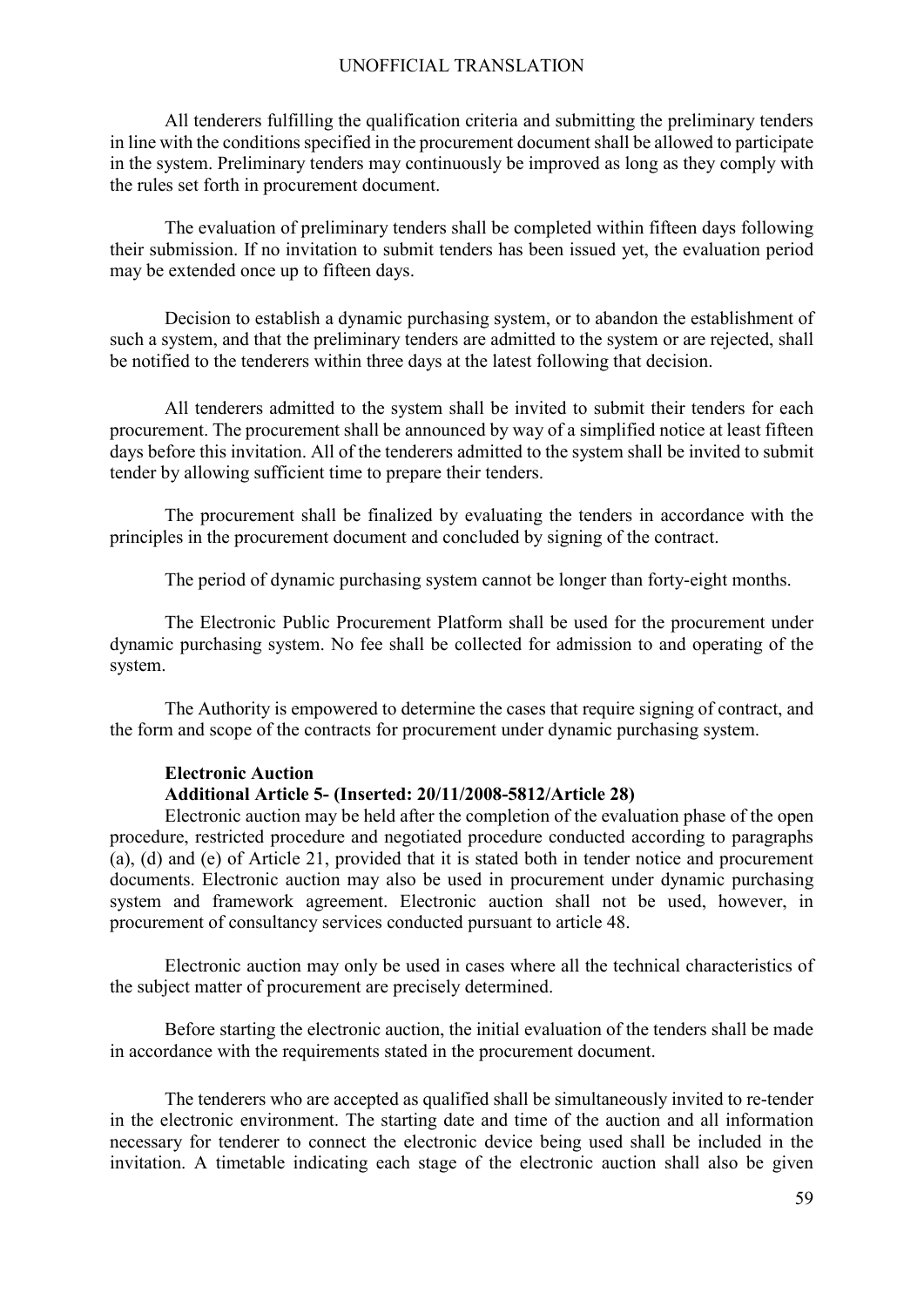All tenderers fulfilling the qualification criteria and submitting the preliminary tenders in line with the conditions specified in the procurement document shall be allowed to participate in the system. Preliminary tenders may continuously be improved as long as they comply with the rules set forth in procurement document.

The evaluation of preliminary tenders shall be completed within fifteen days following their submission. If no invitation to submit tenders has been issued yet, the evaluation period may be extended once up to fifteen days.

Decision to establish a dynamic purchasing system, or to abandon the establishment of such a system, and that the preliminary tenders are admitted to the system or are rejected, shall be notified to the tenderers within three days at the latest following that decision.

All tenderers admitted to the system shall be invited to submit their tenders for each procurement. The procurement shall be announced by way of a simplified notice at least fifteen days before this invitation. All of the tenderers admitted to the system shall be invited to submit tender by allowing sufficient time to prepare their tenders.

The procurement shall be finalized by evaluating the tenders in accordance with the principles in the procurement document and concluded by signing of the contract.

The period of dynamic purchasing system cannot be longer than forty-eight months.

The Electronic Public Procurement Platform shall be used for the procurement under dynamic purchasing system. No fee shall be collected for admission to and operating of the system.

The Authority is empowered to determine the cases that require signing of contract, and the form and scope of the contracts for procurement under dynamic purchasing system.

**Electronic Auction**

**Additional Article 5- (Inserted: 20/11/2008-5812/Article 28)**

Electronic auction may be held after the completion of the evaluation phase of the open procedure, restricted procedure and negotiated procedure conducted according to paragraphs (a), (d) and (e) of Article 21, provided that it is stated both in tender notice and procurement documents. Electronic auction may also be used in procurement under dynamic purchasing system and framework agreement. Electronic auction shall not be used, however, in procurement of consultancy services conducted pursuant to article 48.

Electronic auction may only be used in cases where all the technical characteristics of the subject matter of procurement are precisely determined.

Before starting the electronic auction, the initial evaluation of the tenders shall be made in accordance with the requirements stated in the procurement document.

The tenderers who are accepted as qualified shall be simultaneously invited to re-tender in the electronic environment. The starting date and time of the auction and all information necessary for tenderer to connect the electronic device being used shall be included in the invitation. A timetable indicating each stage of the electronic auction shall also be given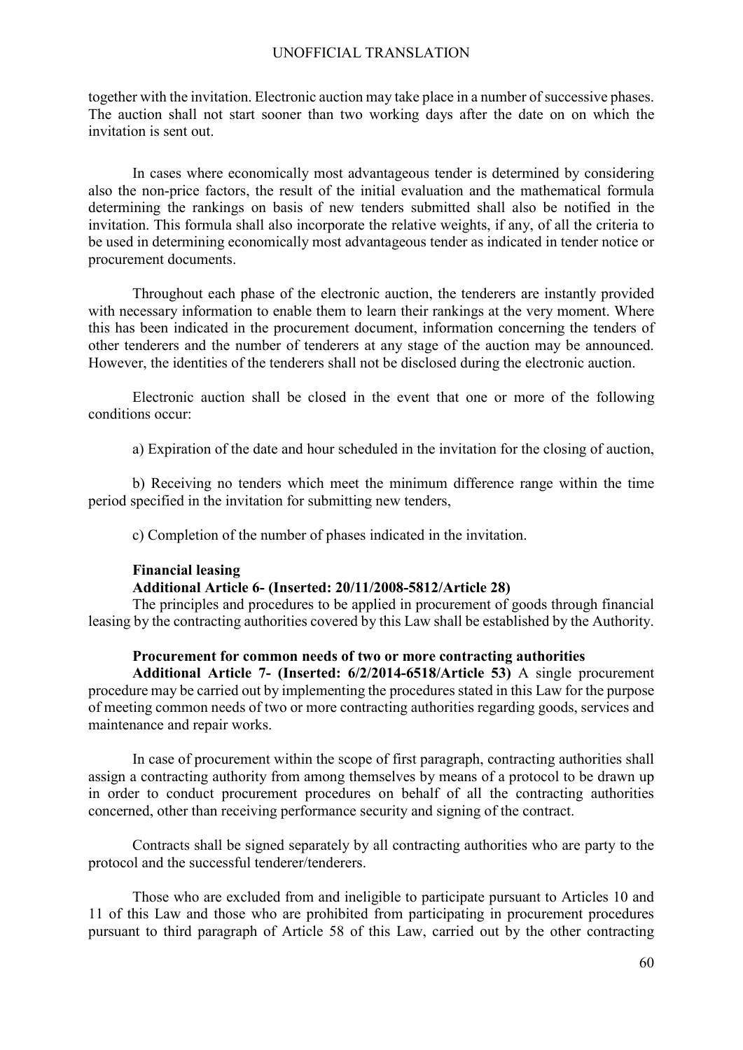together with the invitation. Electronic auction may take place in a number of successive phases. The auction shall not start sooner than two working days after the date on on which the invitation is sent out.

In cases where economically most advantageous tender is determined by considering also the non-price factors, the result of the initial evaluation and the mathematical formula determining the rankings on basis of new tenders submitted shall also be notified in the invitation. This formula shall also incorporate the relative weights, if any, of all the criteria to be used in determining economically most advantageous tender as indicated in tender notice or procurement documents.

Throughout each phase of the electronic auction, the tenderers are instantly provided with necessary information to enable them to learn their rankings at the very moment. Where this has been indicated in the procurement document, information concerning the tenders of other tenderers and the number of tenderers at any stage of the auction may be announced. However, the identities of the tenderers shall not be disclosed during the electronic auction.

Electronic auction shall be closed in the event that one or more of the following conditions occur:

a) Expiration of the date and hour scheduled in the invitation for the closing of auction,

b) Receiving no tenders which meet the minimum difference range within the time period specified in the invitation for submitting new tenders,

c) Completion of the number of phases indicated in the invitation.

**Financial leasing**

**Additional Article 6- (Inserted: 20/11/2008-5812/Article 28)**

The principles and procedures to be applied in procurement of goods through financial leasing by the contracting authorities covered by this Law shall be established by the Authority.

**Procurement for common needs of two or more contracting authorities**

**Additional Article 7- (Inserted: 6/2/2014-6518/Article 53)** A single procurement procedure may be carried out by implementing the procedures stated in this Law for the purpose of meeting common needs of two or more contracting authorities regarding goods, services and maintenance and repair works.

In case of procurement within the scope of first paragraph, contracting authorities shall assign a contracting authority from among themselves by means of a protocol to be drawn up in order to conduct procurement procedures on behalf of all the contracting authorities concerned, other than receiving performance security and signing of the contract.

Contracts shall be signed separately by all contracting authorities who are party to the protocol and the successful tenderer/tenderers.

Those who are excluded from and ineligible to participate pursuant to Articles 10 and 11 of this Law and those who are prohibited from participating in procurement procedures pursuant to third paragraph of Article 58 of this Law, carried out by the other contracting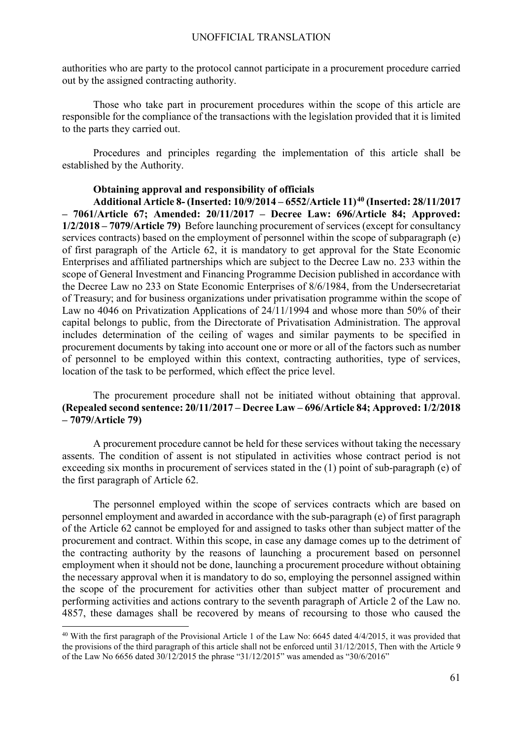authorities who are party to the protocol cannot participate in a procurement procedure carried out by the assigned contracting authority.

Those who take part in procurement procedures within the scope of this article are responsible for the compliance of the transactions with the legislation provided that it is limited to the parts they carried out.

Procedures and principles regarding the implementation of this article shall be established by the Authority.

**Obtaining approval and responsibility of officials**

**Additional Article 8- (Inserted: 10/9/2014 – 6552/Article 11)[40] (Inserted: 28/11/2017 – 7061/Article 67; Amended: 20/11/2017 – Decree Law: 696/Article 84; Approved: 1/2/2018 – 7079/Article 79)** Before launching procurement of services (except for consultancy services contracts) based on the employment of personnel within the scope of subparagraph (e) of first paragraph of the Article 62, it is mandatory to get approval for the State Economic Enterprises and affiliated partnerships which are subject to the Decree Law no. 233 within the scope of General Investment and Financing Programme Decision published in accordance with the Decree Law no 233 on State Economic Enterprises of 8/6/1984, from the Undersecretariat of Treasury; and for business organizations under privatisation programme within the scope of Law no 4046 on Privatization Applications of 24/11/1994 and whose more than 50% of their capital belongs to public, from the Directorate of Privatisation Administration. The approval includes determination of the ceiling of wages and similar payments to be specified in procurement documents by taking into account one or more or all of the factors such as number of personnel to be employed within this context, contracting authorities, type of services, location of the task to be performed, which effect the price level.

The procurement procedure shall not be initiated without obtaining that approval. **(Repealed second sentence: 20/11/2017 – Decree Law – 696/Article 84; Approved: 1/2/2018 – 7079/Article 79)**

A procurement procedure cannot be held for these services without taking the necessary assents. The condition of assent is not stipulated in activities whose contract period is not exceeding six months in procurement of services stated in the (1) point of sub-paragraph (e) of the first paragraph of Article 62.

The personnel employed within the scope of services contracts which are based on personnel employment and awarded in accordance with the sub-paragraph (e) of first paragraph of the Article 62 cannot be employed for and assigned to tasks other than subject matter of the procurement and contract. Within this scope, in case any damage comes up to the detriment of the contracting authority by the reasons of launching a procurement based on personnel employment when it should not be done, launching a procurement procedure without obtaining the necessary approval when it is mandatory to do so, employing the personnel assigned within the scope of the procurement for activities other than subject matter of procurement and performing activities and actions contrary to the seventh paragraph of Article 2 of the Law no. 4857, these damages shall be recovered by means of recoursing to those who caused the

---

[40] With the first paragraph of the Provisional Article 1 of the Law No: 6645 dated 4/4/2015, it was provided that the provisions of the third paragraph of this article shall not be enforced until 31/12/2015, Then with the Article 9 of the Law No 6656 dated 30/12/2015 the phrase "31/12/2015" was amended as "30/6/2016"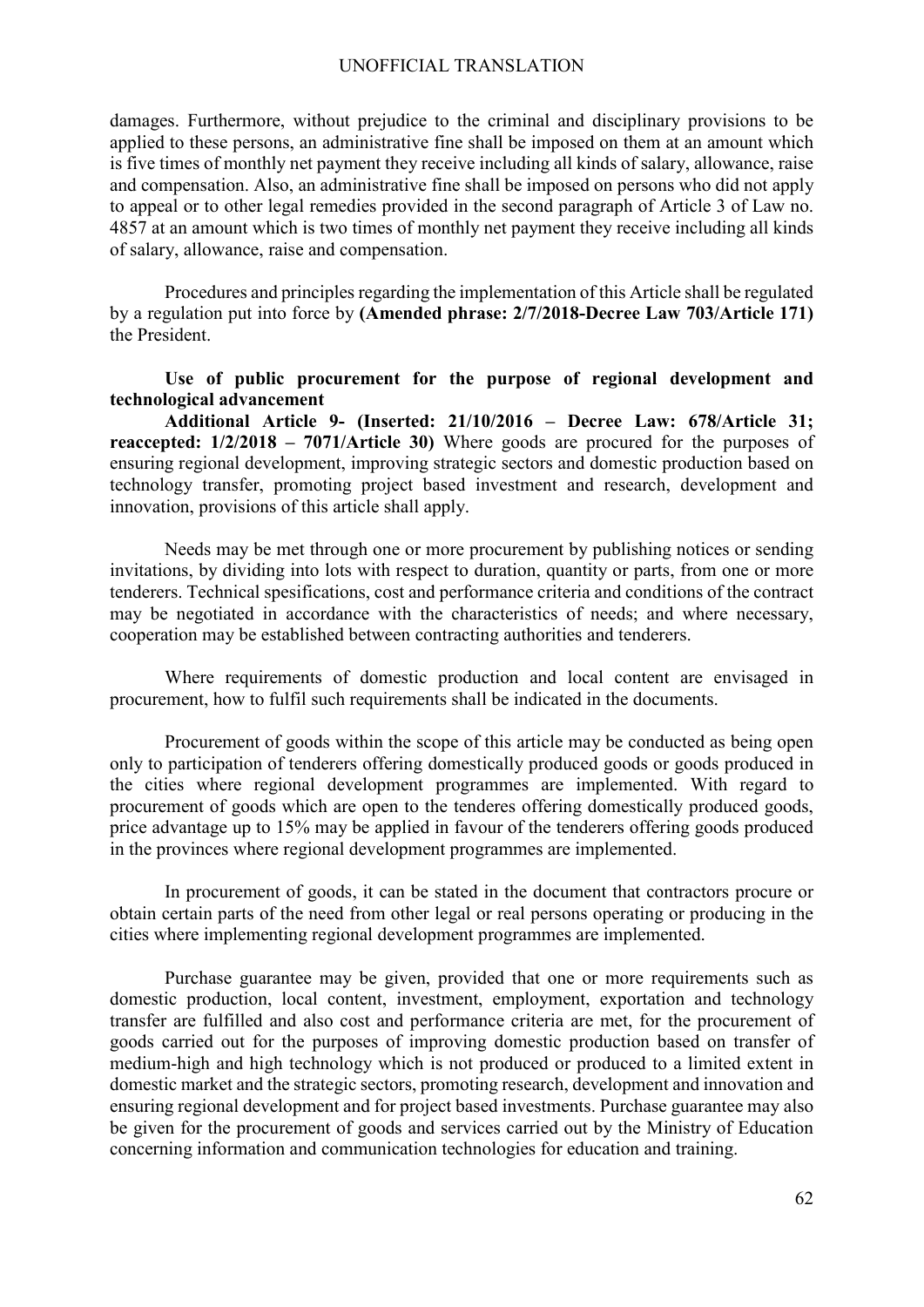damages. Furthermore, without prejudice to the criminal and disciplinary provisions to be applied to these persons, an administrative fine shall be imposed on them at an amount which is five times of monthly net payment they receive including all kinds of salary, allowance, raise and compensation. Also, an administrative fine shall be imposed on persons who did not apply to appeal or to other legal remedies provided in the second paragraph of Article 3 of Law no. 4857 at an amount which is two times of monthly net payment they receive including all kinds of salary, allowance, raise and compensation.

Procedures and principles regarding the implementation of this Article shall be regulated by a regulation put into force by **(Amended phrase: 2/7/2018-Decree Law 703/Article 171)** the President.

**Use of public procurement for the purpose of regional development and technological advancement**

**Additional Article 9- (Inserted: 21/10/2016 – Decree Law: 678/Article 31; reaccepted: 1/2/2018 – 7071/Article 30)** Where goods are procured for the purposes of ensuring regional development, improving strategic sectors and domestic production based on technology transfer, promoting project based investment and research, development and innovation, provisions of this article shall apply.

Needs may be met through one or more procurement by publishing notices or sending invitations, by dividing into lots with respect to duration, quantity or parts, from one or more tenderers. Technical spesifications, cost and performance criteria and conditions of the contract may be negotiated in accordance with the characteristics of needs; and where necessary, cooperation may be established between contracting authorities and tenderers.

Where requirements of domestic production and local content are envisaged in procurement, how to fulfil such requirements shall be indicated in the documents.

Procurement of goods within the scope of this article may be conducted as being open only to participation of tenderers offering domestically produced goods or goods produced in the cities where regional development programmes are implemented. With regard to procurement of goods which are open to the tenderes offering domestically produced goods, price advantage up to 15% may be applied in favour of the tenderers offering goods produced in the provinces where regional development programmes are implemented.

In procurement of goods, it can be stated in the document that contractors procure or obtain certain parts of the need from other legal or real persons operating or producing in the cities where implementing regional development programmes are implemented.

Purchase guarantee may be given, provided that one or more requirements such as domestic production, local content, investment, employment, exportation and technology transfer are fulfilled and also cost and performance criteria are met, for the procurement of goods carried out for the purposes of improving domestic production based on transfer of medium-high and high technology which is not produced or produced to a limited extent in domestic market and the strategic sectors, promoting research, development and innovation and ensuring regional development and for project based investments. Purchase guarantee may also be given for the procurement of goods and services carried out by the Ministry of Education concerning information and communication technologies for education and training.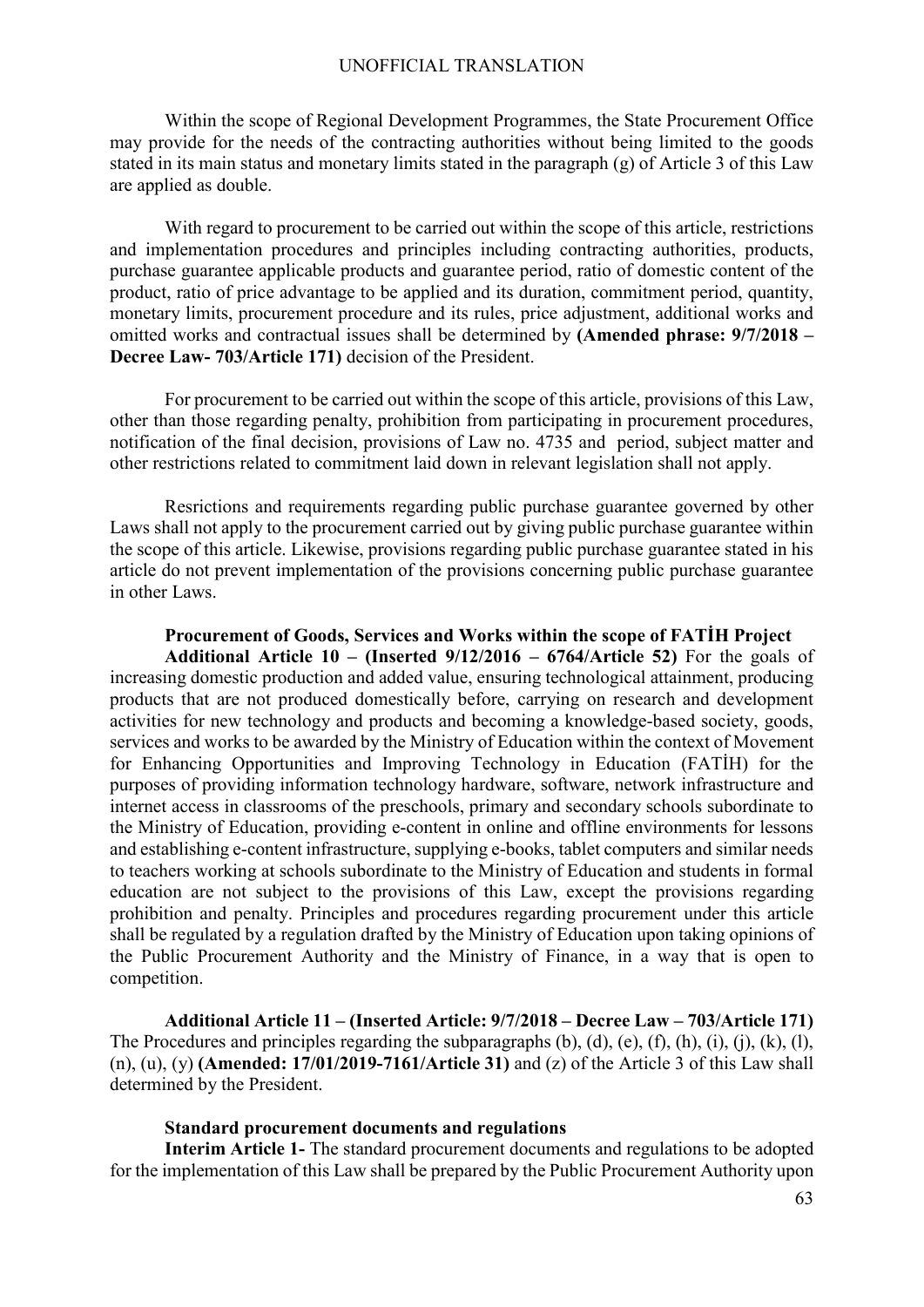Within the scope of Regional Development Programmes, the State Procurement Office may provide for the needs of the contracting authorities without being limited to the goods stated in its main status and monetary limits stated in the paragraph (g) of Article 3 of this Law are applied as double.

With regard to procurement to be carried out within the scope of this article, restrictions and implementation procedures and principles including contracting authorities, products, purchase guarantee applicable products and guarantee period, ratio of domestic content of the product, ratio of price advantage to be applied and its duration, commitment period, quantity, monetary limits, procurement procedure and its rules, price adjustment, additional works and omitted works and contractual issues shall be determined by **(Amended phrase: 9/7/2018 – Decree Law- 703/Article 171)** decision of the President.

For procurement to be carried out within the scope of this article, provisions of this Law, other than those regarding penalty, prohibition from participating in procurement procedures, notification of the final decision, provisions of Law no. 4735 and period, subject matter and other restrictions related to commitment laid down in relevant legislation shall not apply.

Resrictions and requirements regarding public purchase guarantee governed by other Laws shall not apply to the procurement carried out by giving public purchase guarantee within the scope of this article. Likewise, provisions regarding public purchase guarantee stated in his article do not prevent implementation of the provisions concerning public purchase guarantee in other Laws.

**Procurement of Goods, Services and Works within the scope of FATİH Project**

**Additional Article 10 – (Inserted 9/12/2016 – 6764/Article 52)** For the goals of increasing domestic production and added value, ensuring technological attainment, producing products that are not produced domestically before, carrying on research and development activities for new technology and products and becoming a knowledge-based society, goods, services and works to be awarded by the Ministry of Education within the context of Movement for Enhancing Opportunities and Improving Technology in Education (FATİH) for the purposes of providing information technology hardware, software, network infrastructure and internet access in classrooms of the preschools, primary and secondary schools subordinate to the Ministry of Education, providing e-content in online and offline environments for lessons and establishing e-content infrastructure, supplying e-books, tablet computers and similar needs to teachers working at schools subordinate to the Ministry of Education and students in formal education are not subject to the provisions of this Law, except the provisions regarding prohibition and penalty. Principles and procedures regarding procurement under this article shall be regulated by a regulation drafted by the Ministry of Education upon taking opinions of the Public Procurement Authority and the Ministry of Finance, in a way that is open to competition.

**Additional Article 11 – (Inserted Article: 9/7/2018 – Decree Law – 703/Article 171)** The Procedures and principles regarding the subparagraphs (b), (d), (e), (f), (h), (i), (j), (k), (l), (n), (u), (y) **(Amended: 17/01/2019-7161/Article 31)** and (z) of the Article 3 of this Law shall determined by the President.

**Standard procurement documents and regulations**

**Interim Article 1-** The standard procurement documents and regulations to be adopted for the implementation of this Law shall be prepared by the Public Procurement Authority upon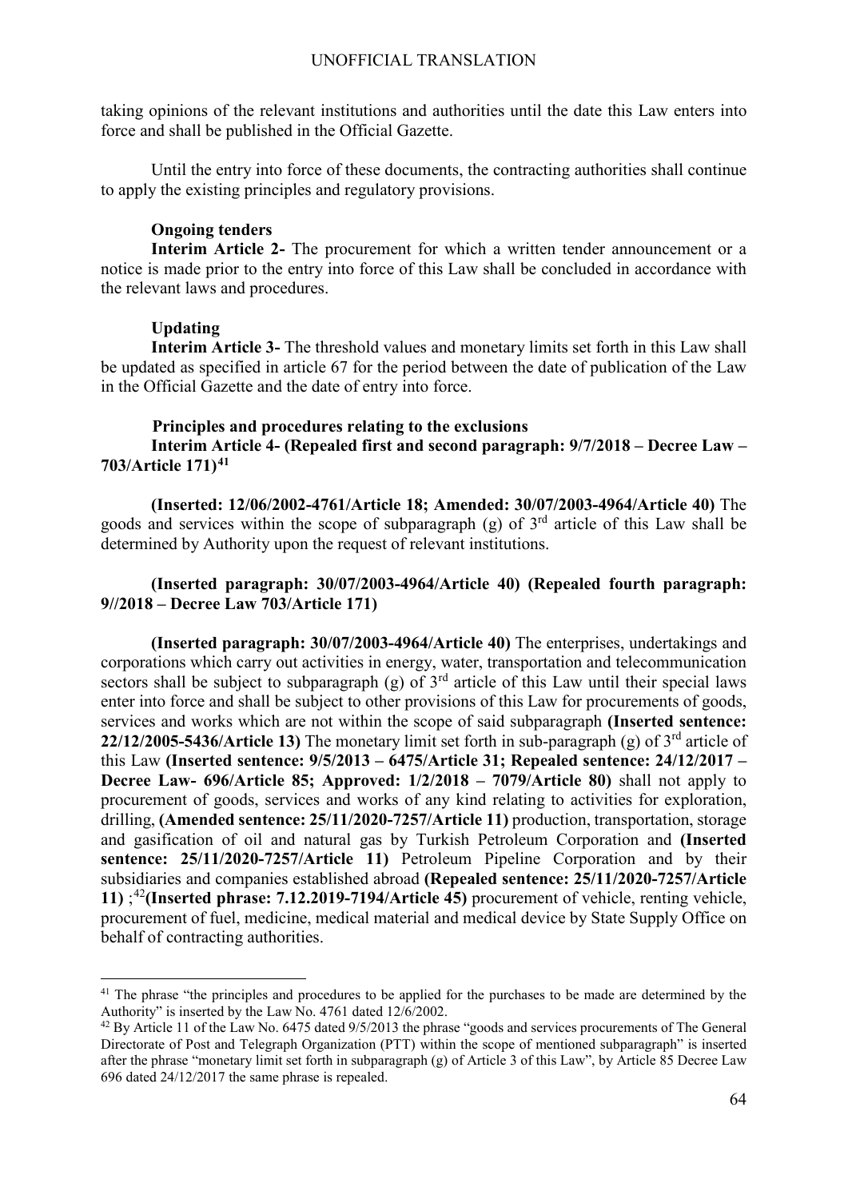taking opinions of the relevant institutions and authorities until the date this Law enters into force and shall be published in the Official Gazette.

Until the entry into force of these documents, the contracting authorities shall continue to apply the existing principles and regulatory provisions.

**Ongoing tenders**

**Interim Article 2-** The procurement for which a written tender announcement or a notice is made prior to the entry into force of this Law shall be concluded in accordance with the relevant laws and procedures.

**Updating**

**Interim Article 3-** The threshold values and monetary limits set forth in this Law shall be updated as specified in article 67 for the period between the date of publication of the Law in the Official Gazette and the date of entry into force.

**Principles and procedures relating to the exclusions**

**Interim Article 4- (Repealed first and second paragraph: 9/7/2018 – Decree Law – 703/Article 171)**[41]

**(Inserted: 12/06/2002-4761/Article 18; Amended: 30/07/2003-4964/Article 40)** The goods and services within the scope of subparagraph (g) of 3rd article of this Law shall be determined by Authority upon the request of relevant institutions.

**(Inserted paragraph: 30/07/2003-4964/Article 40) (Repealed fourth paragraph: 9//2018 – Decree Law 703/Article 171)**

**(Inserted paragraph: 30/07/2003-4964/Article 40)** The enterprises, undertakings and corporations which carry out activities in energy, water, transportation and telecommunication sectors shall be subject to subparagraph (g) of 3rd article of this Law until their special laws enter into force and shall be subject to other provisions of this Law for procurements of goods, services and works which are not within the scope of said subparagraph **(Inserted sentence: 22/12/2005-5436/Article 13)** The monetary limit set forth in sub-paragraph (g) of 3rd article of this Law **(Inserted sentence: 9/5/2013 – 6475/Article 31; Repealed sentence: 24/12/2017 – Decree Law- 696/Article 85; Approved: 1/2/2018 – 7079/Article 80)** shall not apply to procurement of goods, services and works of any kind relating to activities for exploration, drilling, **(Amended sentence: 25/11/2020-7257/Article 11)** production, transportation, storage and gasification of oil and natural gas by Turkish Petroleum Corporation and **(Inserted sentence: 25/11/2020-7257/Article 11)** Petroleum Pipeline Corporation and by their subsidiaries and companies established abroad **(Repealed sentence: 25/11/2020-7257/Article 11)** ;[42]**(Inserted phrase: 7.12.2019-7194/Article 45)** procurement of vehicle, renting vehicle, procurement of fuel, medicine, medical material and medical device by State Supply Office on behalf of contracting authorities.

---

[41] The phrase "the principles and procedures to be applied for the purchases to be made are determined by the Authority" is inserted by the Law No. 4761 dated 12/6/2002.

[42] By Article 11 of the Law No. 6475 dated 9/5/2013 the phrase "goods and services procurements of The General Directorate of Post and Telegraph Organization (PTT) within the scope of mentioned subparagraph" is inserted after the phrase "monetary limit set forth in subparagraph (g) of Article 3 of this Law", by Article 85 Decree Law 696 dated 24/12/2017 the same phrase is repealed.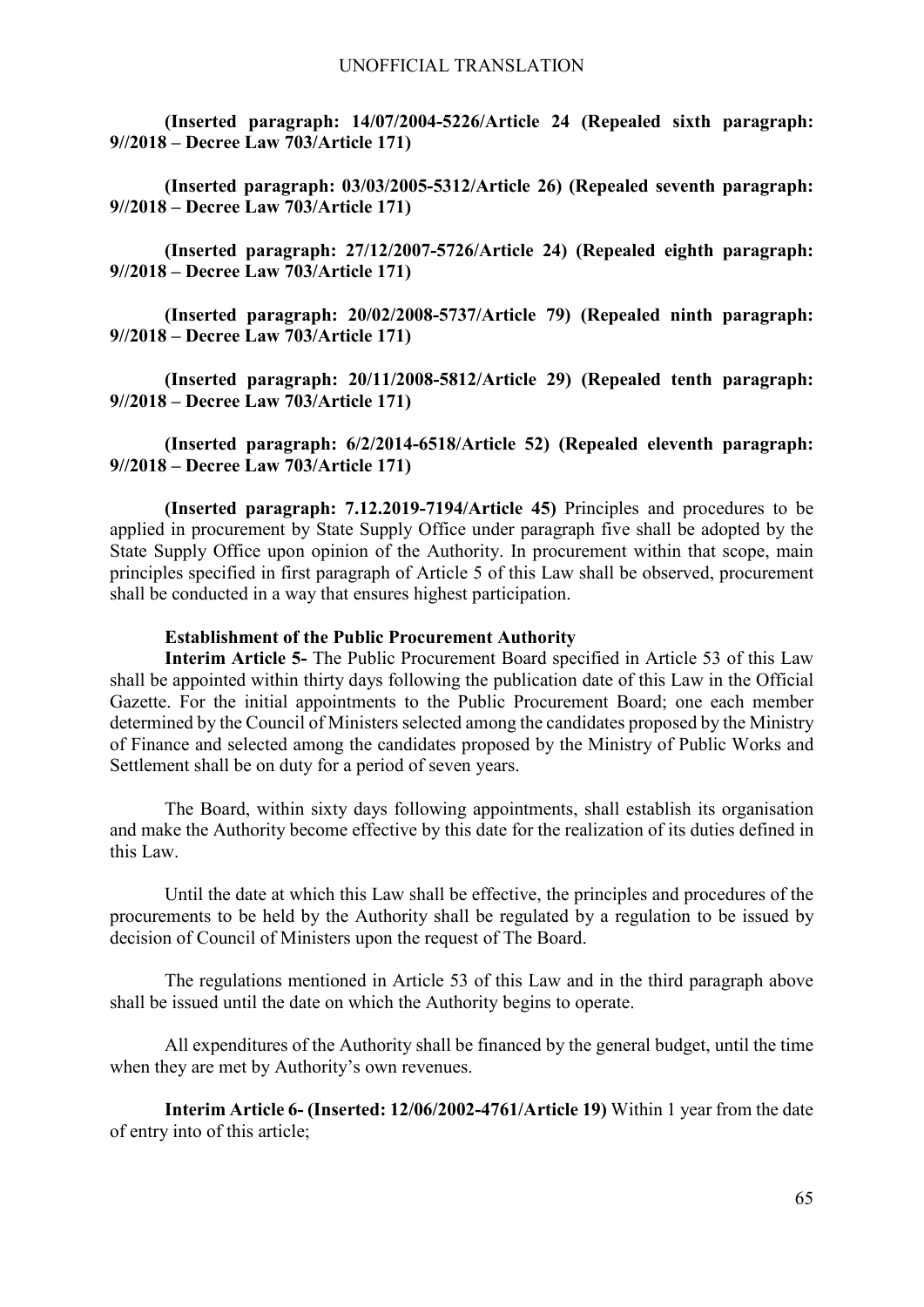**(Inserted paragraph: 14/07/2004-5226/Article 24 (Repealed sixth paragraph: 9//2018 – Decree Law 703/Article 171)**

**(Inserted paragraph: 03/03/2005-5312/Article 26) (Repealed seventh paragraph: 9//2018 – Decree Law 703/Article 171)**

**(Inserted paragraph: 27/12/2007-5726/Article 24) (Repealed eighth paragraph: 9//2018 – Decree Law 703/Article 171)**

**(Inserted paragraph: 20/02/2008-5737/Article 79) (Repealed ninth paragraph: 9//2018 – Decree Law 703/Article 171)**

**(Inserted paragraph: 20/11/2008-5812/Article 29) (Repealed tenth paragraph: 9//2018 – Decree Law 703/Article 171)**

**(Inserted paragraph: 6/2/2014-6518/Article 52) (Repealed eleventh paragraph: 9//2018 – Decree Law 703/Article 171)**

**(Inserted paragraph: 7.12.2019-7194/Article 45)** Principles and procedures to be applied in procurement by State Supply Office under paragraph five shall be adopted by the State Supply Office upon opinion of the Authority. In procurement within that scope, main principles specified in first paragraph of Article 5 of this Law shall be observed, procurement shall be conducted in a way that ensures highest participation.

**Establishment of the Public Procurement Authority**

**Interim Article 5-** The Public Procurement Board specified in Article 53 of this Law shall be appointed within thirty days following the publication date of this Law in the Official Gazette. For the initial appointments to the Public Procurement Board; one each member determined by the Council of Ministers selected among the candidates proposed by the Ministry of Finance and selected among the candidates proposed by the Ministry of Public Works and Settlement shall be on duty for a period of seven years.

The Board, within sixty days following appointments, shall establish its organisation and make the Authority become effective by this date for the realization of its duties defined in this Law.

Until the date at which this Law shall be effective, the principles and procedures of the procurements to be held by the Authority shall be regulated by a regulation to be issued by decision of Council of Ministers upon the request of The Board.

The regulations mentioned in Article 53 of this Law and in the third paragraph above shall be issued until the date on which the Authority begins to operate.

All expenditures of the Authority shall be financed by the general budget, until the time when they are met by Authority's own revenues.

**Interim Article 6- (Inserted: 12/06/2002-4761/Article 19)** Within 1 year from the date of entry into of this article;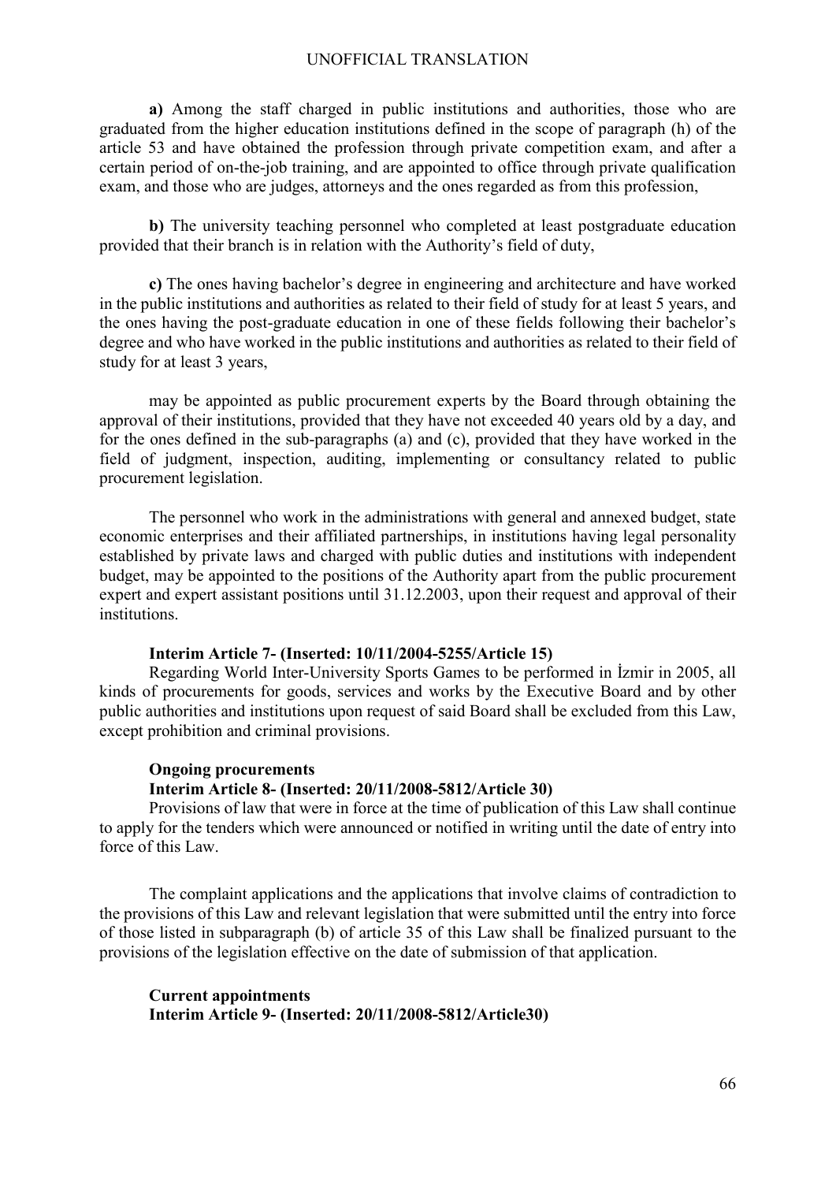**a)** Among the staff charged in public institutions and authorities, those who are graduated from the higher education institutions defined in the scope of paragraph (h) of the article 53 and have obtained the profession through private competition exam, and after a certain period of on-the-job training, and are appointed to office through private qualification exam, and those who are judges, attorneys and the ones regarded as from this profession,

**b)** The university teaching personnel who completed at least postgraduate education provided that their branch is in relation with the Authority's field of duty,

**c)** The ones having bachelor's degree in engineering and architecture and have worked in the public institutions and authorities as related to their field of study for at least 5 years, and the ones having the post-graduate education in one of these fields following their bachelor's degree and who have worked in the public institutions and authorities as related to their field of study for at least 3 years,

may be appointed as public procurement experts by the Board through obtaining the approval of their institutions, provided that they have not exceeded 40 years old by a day, and for the ones defined in the sub-paragraphs (a) and (c), provided that they have worked in the field of judgment, inspection, auditing, implementing or consultancy related to public procurement legislation.

The personnel who work in the administrations with general and annexed budget, state economic enterprises and their affiliated partnerships, in institutions having legal personality established by private laws and charged with public duties and institutions with independent budget, may be appointed to the positions of the Authority apart from the public procurement expert and expert assistant positions until 31.12.2003, upon their request and approval of their institutions.

**Interim Article 7- (Inserted: 10/11/2004-5255/Article 15)**

Regarding World Inter-University Sports Games to be performed in İzmir in 2005, all kinds of procurements for goods, services and works by the Executive Board and by other public authorities and institutions upon request of said Board shall be excluded from this Law, except prohibition and criminal provisions.

**Ongoing procurements**

**Interim Article 8- (Inserted: 20/11/2008-5812/Article 30)**

Provisions of law that were in force at the time of publication of this Law shall continue to apply for the tenders which were announced or notified in writing until the date of entry into force of this Law.

The complaint applications and the applications that involve claims of contradiction to the provisions of this Law and relevant legislation that were submitted until the entry into force of those listed in subparagraph (b) of article 35 of this Law shall be finalized pursuant to the provisions of the legislation effective on the date of submission of that application.

**Current appointments**

**Interim Article 9- (Inserted: 20/11/2008-5812/Article30)**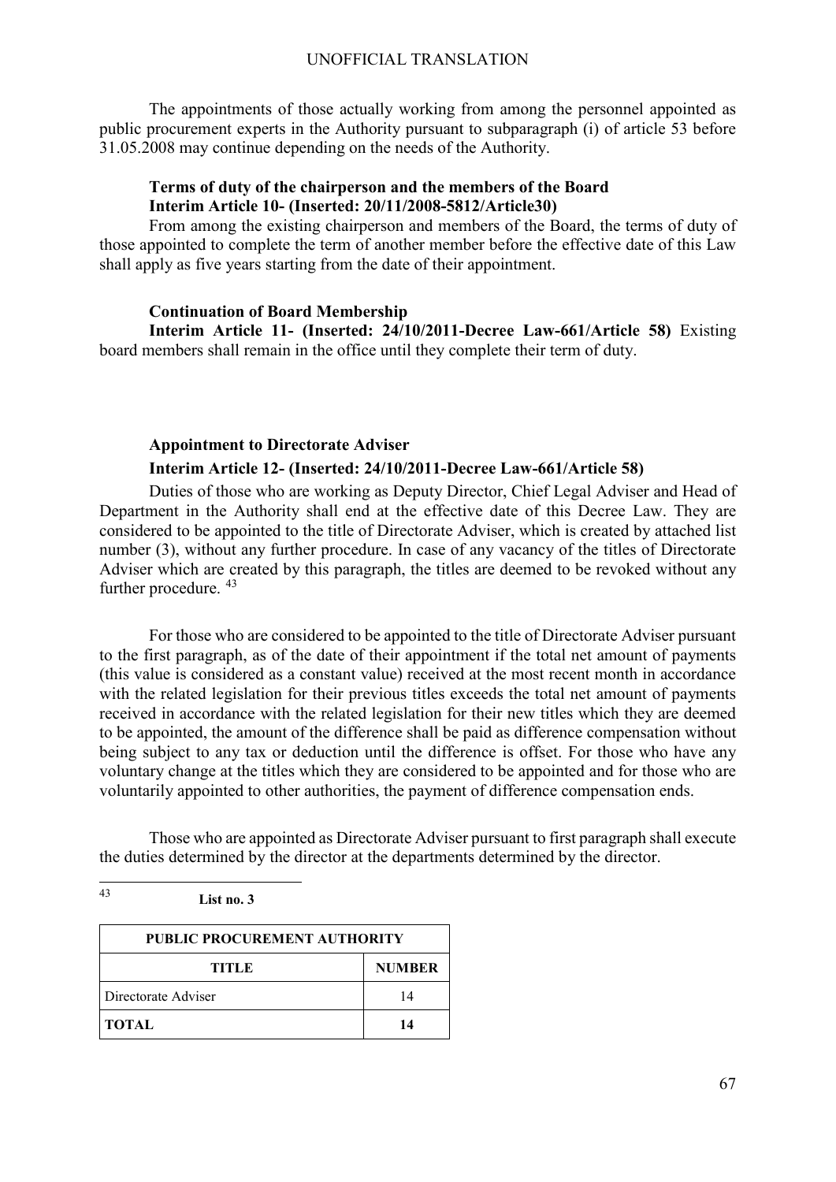The appointments of those actually working from among the personnel appointed as public procurement experts in the Authority pursuant to subparagraph (i) of article 53 before 31.05.2008 may continue depending on the needs of the Authority.

**Terms of duty of the chairperson and the members of the Board**
**Interim Article 10- (Inserted: 20/11/2008-5812/Article30)**

From among the existing chairperson and members of the Board, the terms of duty of those appointed to complete the term of another member before the effective date of this Law shall apply as five years starting from the date of their appointment.

**Continuation of Board Membership**

**Interim Article 11- (Inserted: 24/10/2011-Decree Law-661/Article 58)** Existing board members shall remain in the office until they complete their term of duty.

**Appointment to Directorate Adviser**

**Interim Article 12- (Inserted: 24/10/2011-Decree Law-661/Article 58)**

Duties of those who are working as Deputy Director, Chief Legal Adviser and Head of Department in the Authority shall end at the effective date of this Decree Law. They are considered to be appointed to the title of Directorate Adviser, which is created by attached list number (3), without any further procedure. In case of any vacancy of the titles of Directorate Adviser which are created by this paragraph, the titles are deemed to be revoked without any further procedure. [43]

For those who are considered to be appointed to the title of Directorate Adviser pursuant to the first paragraph, as of the date of their appointment if the total net amount of payments (this value is considered as a constant value) received at the most recent month in accordance with the related legislation for their previous titles exceeds the total net amount of payments received in accordance with the related legislation for their new titles which they are deemed to be appointed, the amount of the difference shall be paid as difference compensation without being subject to any tax or deduction until the difference is offset. For those who have any voluntary change at the titles which they are considered to be appointed and for those who are voluntarily appointed to other authorities, the payment of difference compensation ends.

Those who are appointed as Directorate Adviser pursuant to first paragraph shall execute the duties determined by the director at the departments determined by the director.

---

[43] **List no. 3**

| PUBLIC PROCUREMENT AUTHORITY | |
|---|---|
| **TITLE** | **NUMBER** |
| Directorate Adviser | 14 |
| **TOTAL** | **14** |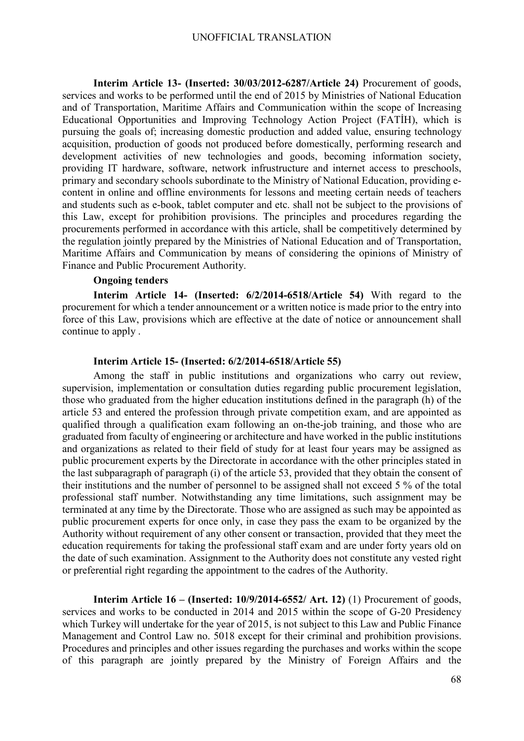**Interim Article 13- (Inserted: 30/03/2012-6287/Article 24)** Procurement of goods, services and works to be performed until the end of 2015 by Ministries of National Education and of Transportation, Maritime Affairs and Communication within the scope of Increasing Educational Opportunities and Improving Technology Action Project (FATİH), which is pursuing the goals of; increasing domestic production and added value, ensuring technology acquisition, production of goods not produced before domestically, performing research and development activities of new technologies and goods, becoming information society, providing IT hardware, software, network infrustructure and internet access to preschools, primary and secondary schools subordinate to the Ministry of National Education, providing e-content in online and offline environments for lessons and meeting certain needs of teachers and students such as e-book, tablet computer and etc. shall not be subject to the provisions of this Law, except for prohibition provisions. The principles and procedures regarding the procurements performed in accordance with this article, shall be competitively determined by the regulation jointly prepared by the Ministries of National Education and of Transportation, Maritime Affairs and Communication by means of considering the opinions of Ministry of Finance and Public Procurement Authority.

**Ongoing tenders**

**Interim Article 14- (Inserted: 6/2/2014-6518/Article 54)** With regard to the procurement for which a tender announcement or a written notice is made prior to the entry into force of this Law, provisions which are effective at the date of notice or announcement shall continue to apply .

**Interim Article 15- (Inserted: 6/2/2014-6518/Article 55)**

Among the staff in public institutions and organizations who carry out review, supervision, implementation or consultation duties regarding public procurement legislation, those who graduated from the higher education institutions defined in the paragraph (h) of the article 53 and entered the profession through private competition exam, and are appointed as qualified through a qualification exam following an on-the-job training, and those who are graduated from faculty of engineering or architecture and have worked in the public institutions and organizations as related to their field of study for at least four years may be assigned as public procurement experts by the Directorate in accordance with the other principles stated in the last subparagraph of paragraph (i) of the article 53, provided that they obtain the consent of their institutions and the number of personnel to be assigned shall not exceed 5 % of the total professional staff number. Notwithstanding any time limitations, such assignment may be terminated at any time by the Directorate. Those who are assigned as such may be appointed as public procurement experts for once only, in case they pass the exam to be organized by the Authority without requirement of any other consent or transaction, provided that they meet the education requirements for taking the professional staff exam and are under forty years old on the date of such examination. Assignment to the Authority does not constitute any vested right or preferential right regarding the appointment to the cadres of the Authority.

**Interim Article 16 – (Inserted: 10/9/2014-6552/ Art. 12)** (1) Procurement of goods, services and works to be conducted in 2014 and 2015 within the scope of G-20 Presidency which Turkey will undertake for the year of 2015, is not subject to this Law and Public Finance Management and Control Law no. 5018 except for their criminal and prohibition provisions. Procedures and principles and other issues regarding the purchases and works within the scope of this paragraph are jointly prepared by the Ministry of Foreign Affairs and the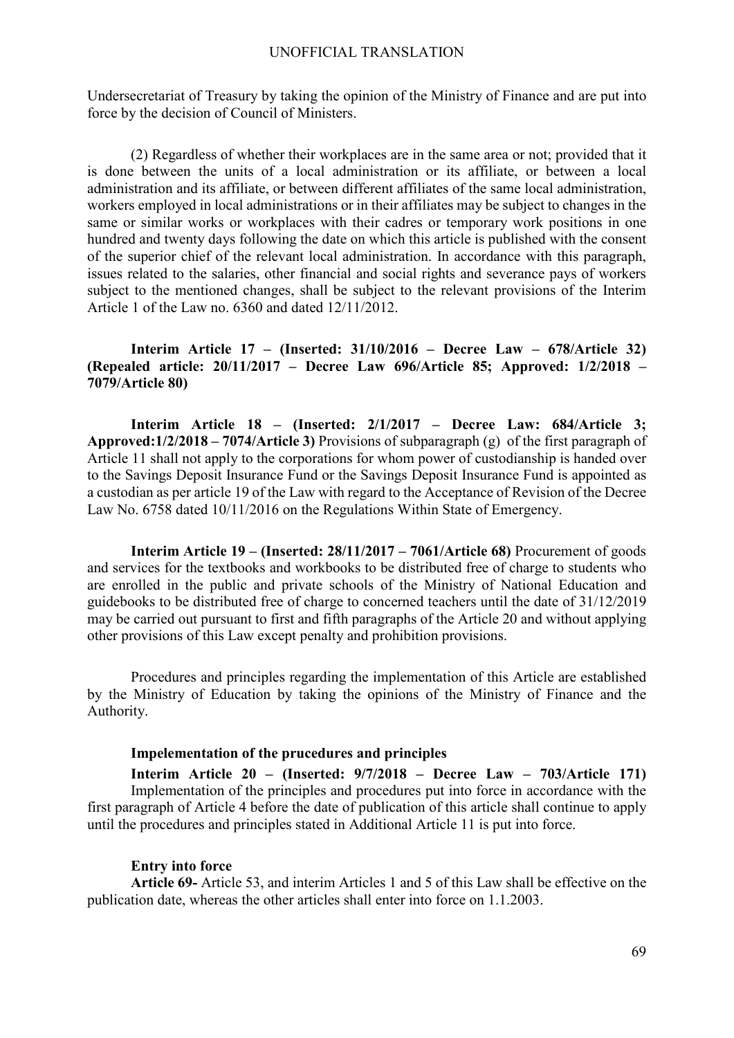Undersecretariat of Treasury by taking the opinion of the Ministry of Finance and are put into force by the decision of Council of Ministers.

(2) Regardless of whether their workplaces are in the same area or not; provided that it is done between the units of a local administration or its affiliate, or between a local administration and its affiliate, or between different affiliates of the same local administration, workers employed in local administrations or in their affiliates may be subject to changes in the same or similar works or workplaces with their cadres or temporary work positions in one hundred and twenty days following the date on which this article is published with the consent of the superior chief of the relevant local administration. In accordance with this paragraph, issues related to the salaries, other financial and social rights and severance pays of workers subject to the mentioned changes, shall be subject to the relevant provisions of the Interim Article 1 of the Law no. 6360 and dated 12/11/2012.

**Interim Article 17 – (Inserted: 31/10/2016 – Decree Law – 678/Article 32) (Repealed article: 20/11/2017 – Decree Law 696/Article 85; Approved: 1/2/2018 – 7079/Article 80)**

**Interim Article 18 – (Inserted: 2/1/2017 – Decree Law: 684/Article 3; Approved:1/2/2018 – 7074/Article 3)** Provisions of subparagraph (g) of the first paragraph of Article 11 shall not apply to the corporations for whom power of custodianship is handed over to the Savings Deposit Insurance Fund or the Savings Deposit Insurance Fund is appointed as a custodian as per article 19 of the Law with regard to the Acceptance of Revision of the Decree Law No. 6758 dated 10/11/2016 on the Regulations Within State of Emergency.

**Interim Article 19 – (Inserted: 28/11/2017 – 7061/Article 68)** Procurement of goods and services for the textbooks and workbooks to be distributed free of charge to students who are enrolled in the public and private schools of the Ministry of National Education and guidebooks to be distributed free of charge to concerned teachers until the date of 31/12/2019 may be carried out pursuant to first and fifth paragraphs of the Article 20 and without applying other provisions of this Law except penalty and prohibition provisions.

Procedures and principles regarding the implementation of this Article are established by the Ministry of Education by taking the opinions of the Ministry of Finance and the Authority.

**Impelementation of the prucedures and principles**

**Interim Article 20 – (Inserted: 9/7/2018 – Decree Law – 703/Article 171)** Implementation of the principles and procedures put into force in accordance with the first paragraph of Article 4 before the date of publication of this article shall continue to apply until the procedures and principles stated in Additional Article 11 is put into force.

**Entry into force**

**Article 69-** Article 53, and interim Articles 1 and 5 of this Law shall be effective on the publication date, whereas the other articles shall enter into force on 1.1.2003.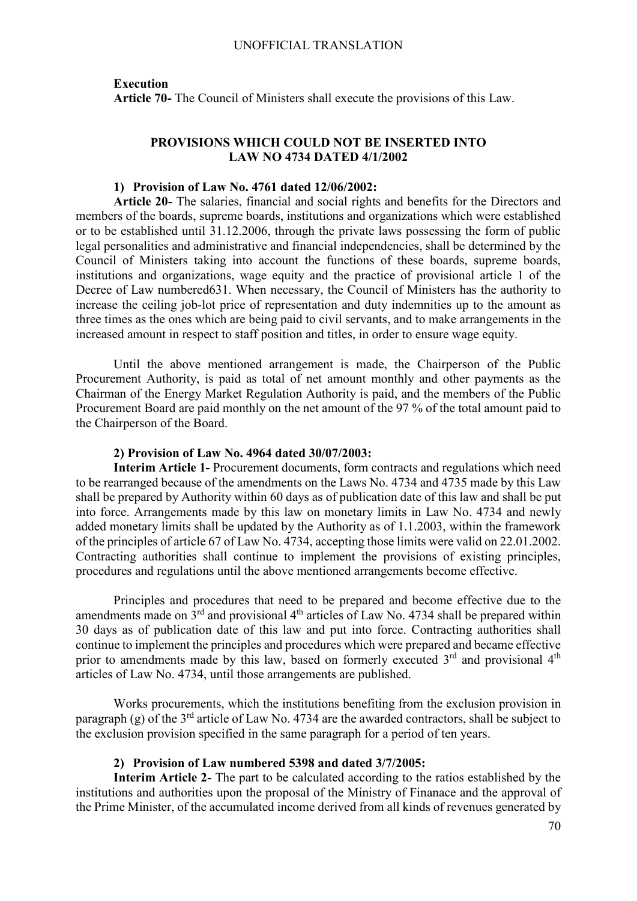**Execution**
**Article 70-** The Council of Ministers shall execute the provisions of this Law.

## PROVISIONS WHICH COULD NOT BE INSERTED INTO LAW NO 4734 DATED 4/1/2002

### 1) Provision of Law No. 4761 dated 12/06/2002:

**Article 20-** The salaries, financial and social rights and benefits for the Directors and members of the boards, supreme boards, institutions and organizations which were established or to be established until 31.12.2006, through the private laws possessing the form of public legal personalities and administrative and financial independencies, shall be determined by the Council of Ministers taking into account the functions of these boards, supreme boards, institutions and organizations, wage equity and the practice of provisional article 1 of the Decree of Law numbered631. When necessary, the Council of Ministers has the authority to increase the ceiling job-lot price of representation and duty indemnities up to the amount as three times as the ones which are being paid to civil servants, and to make arrangements in the increased amount in respect to staff position and titles, in order to ensure wage equity.

Until the above mentioned arrangement is made, the Chairperson of the Public Procurement Authority, is paid as total of net amount monthly and other payments as the Chairman of the Energy Market Regulation Authority is paid, and the members of the Public Procurement Board are paid monthly on the net amount of the 97 % of the total amount paid to the Chairperson of the Board.

### 2) Provision of Law No. 4964 dated 30/07/2003:

**Interim Article 1-** Procurement documents, form contracts and regulations which need to be rearranged because of the amendments on the Laws No. 4734 and 4735 made by this Law shall be prepared by Authority within 60 days as of publication date of this law and shall be put into force. Arrangements made by this law on monetary limits in Law No. 4734 and newly added monetary limits shall be updated by the Authority as of 1.1.2003, within the framework of the principles of article 67 of Law No. 4734, accepting those limits were valid on 22.01.2002. Contracting authorities shall continue to implement the provisions of existing principles, procedures and regulations until the above mentioned arrangements become effective.

Principles and procedures that need to be prepared and become effective due to the amendments made on 3rd and provisional 4th articles of Law No. 4734 shall be prepared within 30 days as of publication date of this law and put into force. Contracting authorities shall continue to implement the principles and procedures which were prepared and became effective prior to amendments made by this law, based on formerly executed 3rd and provisional 4th articles of Law No. 4734, until those arrangements are published.

Works procurements, which the institutions benefiting from the exclusion provision in paragraph (g) of the 3rd article of Law No. 4734 are the awarded contractors, shall be subject to the exclusion provision specified in the same paragraph for a period of ten years.

### 2) Provision of Law numbered 5398 and dated 3/7/2005:

**Interim Article 2-** The part to be calculated according to the ratios established by the institutions and authorities upon the proposal of the Ministry of Finanace and the approval of the Prime Minister, of the accumulated income derived from all kinds of revenues generated by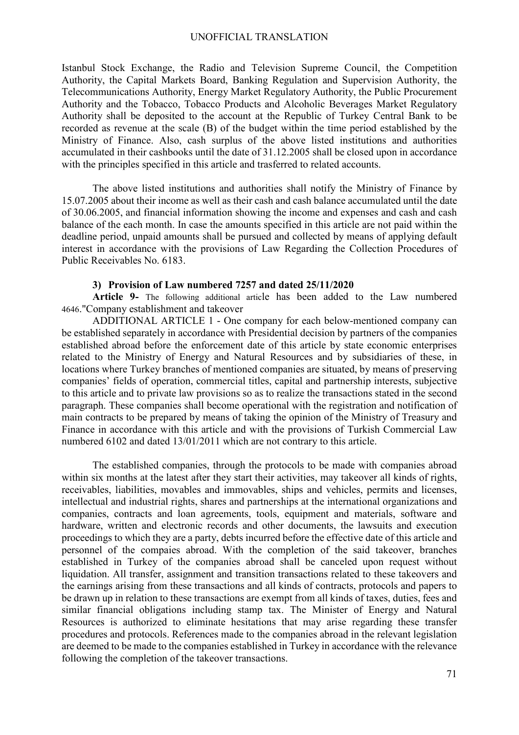Istanbul Stock Exchange, the Radio and Television Supreme Council, the Competition Authority, the Capital Markets Board, Banking Regulation and Supervision Authority, the Telecommunications Authority, Energy Market Regulatory Authority, the Public Procurement Authority and the Tobacco, Tobacco Products and Alcoholic Beverages Market Regulatory Authority shall be deposited to the account at the Republic of Turkey Central Bank to be recorded as revenue at the scale (B) of the budget within the time period established by the Ministry of Finance. Also, cash surplus of the above listed institutions and authorities accumulated in their cashbooks until the date of 31.12.2005 shall be closed upon in accordance with the principles specified in this article and trasferred to related accounts.

The above listed institutions and authorities shall notify the Ministry of Finance by 15.07.2005 about their income as well as their cash and cash balance accumulated until the date of 30.06.2005, and financial information showing the income and expenses and cash and cash balance of the each month. In case the amounts specified in this article are not paid within the deadline period, unpaid amounts shall be pursued and collected by means of applying default interest in accordance with the provisions of Law Regarding the Collection Procedures of Public Receivables No. 6183.

### 3) Provision of Law numbered 7257 and dated 25/11/2020

**Article 9-** The following additional article has been added to the Law numbered 4646."Company establishment and takeover

ADDITIONAL ARTICLE 1 - One company for each below-mentioned company can be established separately in accordance with Presidential decision by partners of the companies established abroad before the enforcement date of this article by state economic enterprises related to the Ministry of Energy and Natural Resources and by subsidiaries of these, in locations where Turkey branches of mentioned companies are situated, by means of preserving companies' fields of operation, commercial titles, capital and partnership interests, subjective to this article and to private law provisions so as to realize the transactions stated in the second paragraph. These companies shall become operational with the registration and notification of main contracts to be prepared by means of taking the opinion of the Ministry of Treasury and Finance in accordance with this article and with the provisions of Turkish Commercial Law numbered 6102 and dated 13/01/2011 which are not contrary to this article.

The established companies, through the protocols to be made with companies abroad within six months at the latest after they start their activities, may takeover all kinds of rights, receivables, liabilities, movables and immovables, ships and vehicles, permits and licenses, intellectual and industrial rights, shares and partnerships at the international organizations and companies, contracts and loan agreements, tools, equipment and materials, software and hardware, written and electronic records and other documents, the lawsuits and execution proceedings to which they are a party, debts incurred before the effective date of this article and personnel of the compaies abroad. With the completion of the said takeover, branches established in Turkey of the companies abroad shall be canceled upon request without liquidation. All transfer, assignment and transition transactions related to these takeovers and the earnings arising from these transactions and all kinds of contracts, protocols and papers to be drawn up in relation to these transactions are exempt from all kinds of taxes, duties, fees and similar financial obligations including stamp tax. The Minister of Energy and Natural Resources is authorized to eliminate hesitations that may arise regarding these transfer procedures and protocols. References made to the companies abroad in the relevant legislation are deemed to be made to the companies established in Turkey in accordance with the relevance following the completion of the takeover transactions.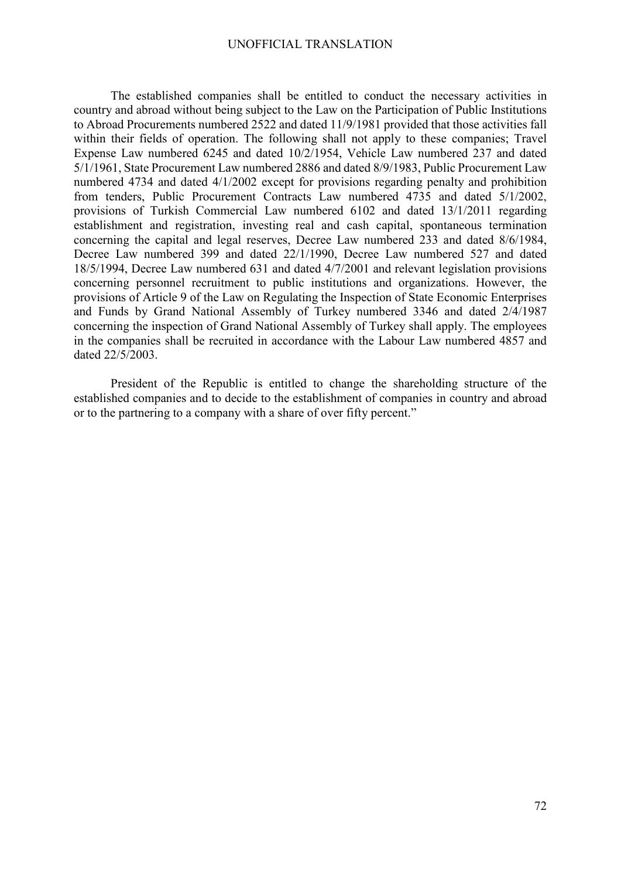The established companies shall be entitled to conduct the necessary activities in country and abroad without being subject to the Law on the Participation of Public Institutions to Abroad Procurements numbered 2522 and dated 11/9/1981 provided that those activities fall within their fields of operation. The following shall not apply to these companies; Travel Expense Law numbered 6245 and dated 10/2/1954, Vehicle Law numbered 237 and dated 5/1/1961, State Procurement Law numbered 2886 and dated 8/9/1983, Public Procurement Law numbered 4734 and dated 4/1/2002 except for provisions regarding penalty and prohibition from tenders, Public Procurement Contracts Law numbered 4735 and dated 5/1/2002, provisions of Turkish Commercial Law numbered 6102 and dated 13/1/2011 regarding establishment and registration, investing real and cash capital, spontaneous termination concerning the capital and legal reserves, Decree Law numbered 233 and dated 8/6/1984, Decree Law numbered 399 and dated 22/1/1990, Decree Law numbered 527 and dated 18/5/1994, Decree Law numbered 631 and dated 4/7/2001 and relevant legislation provisions concerning personnel recruitment to public institutions and organizations. However, the provisions of Article 9 of the Law on Regulating the Inspection of State Economic Enterprises and Funds by Grand National Assembly of Turkey numbered 3346 and dated 2/4/1987 concerning the inspection of Grand National Assembly of Turkey shall apply. The employees in the companies shall be recruited in accordance with the Labour Law numbered 4857 and dated 22/5/2003.

President of the Republic is entitled to change the shareholding structure of the established companies and to decide to the establishment of companies in country and abroad or to the partnering to a company with a share of over fifty percent."